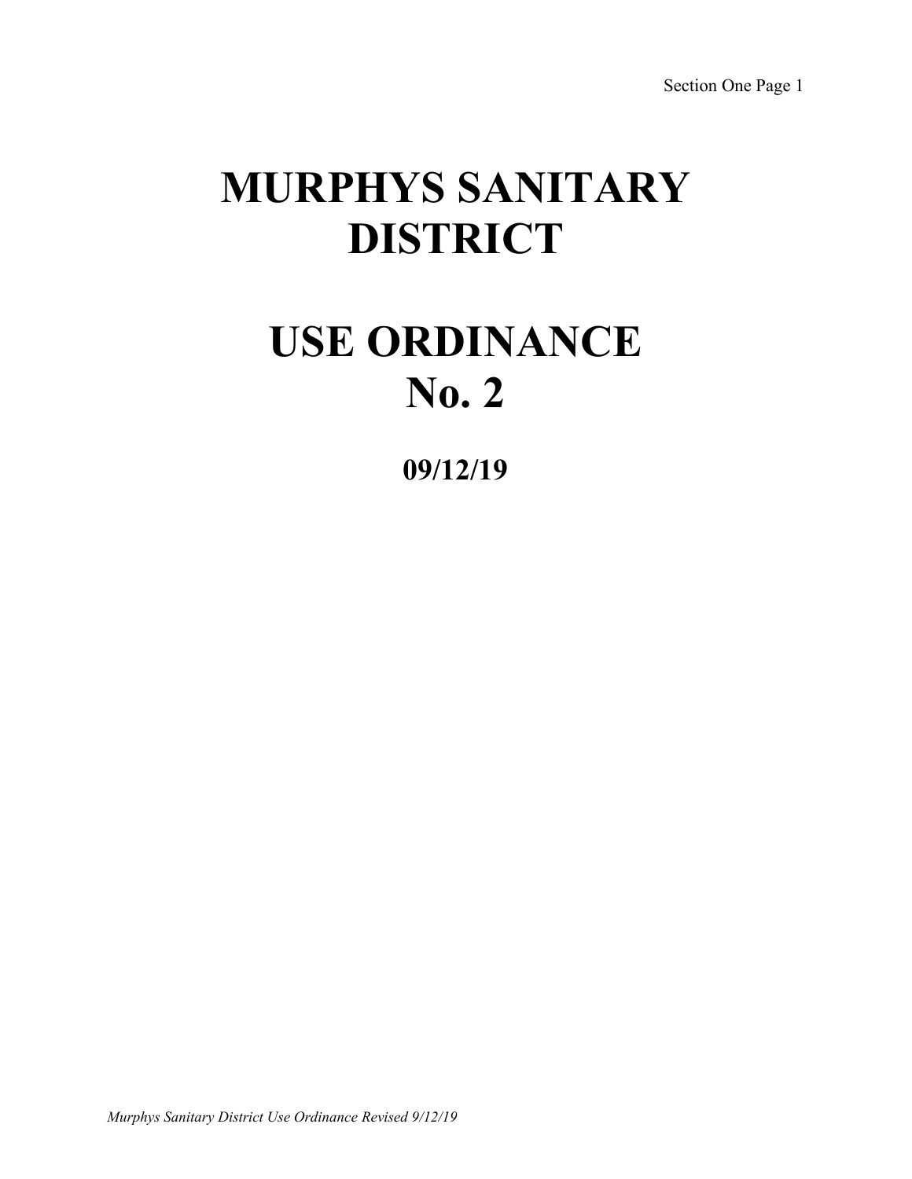# MURPHYS SANITARY DISTRICT

# USE ORDINANCE No. 2

**09/12/19**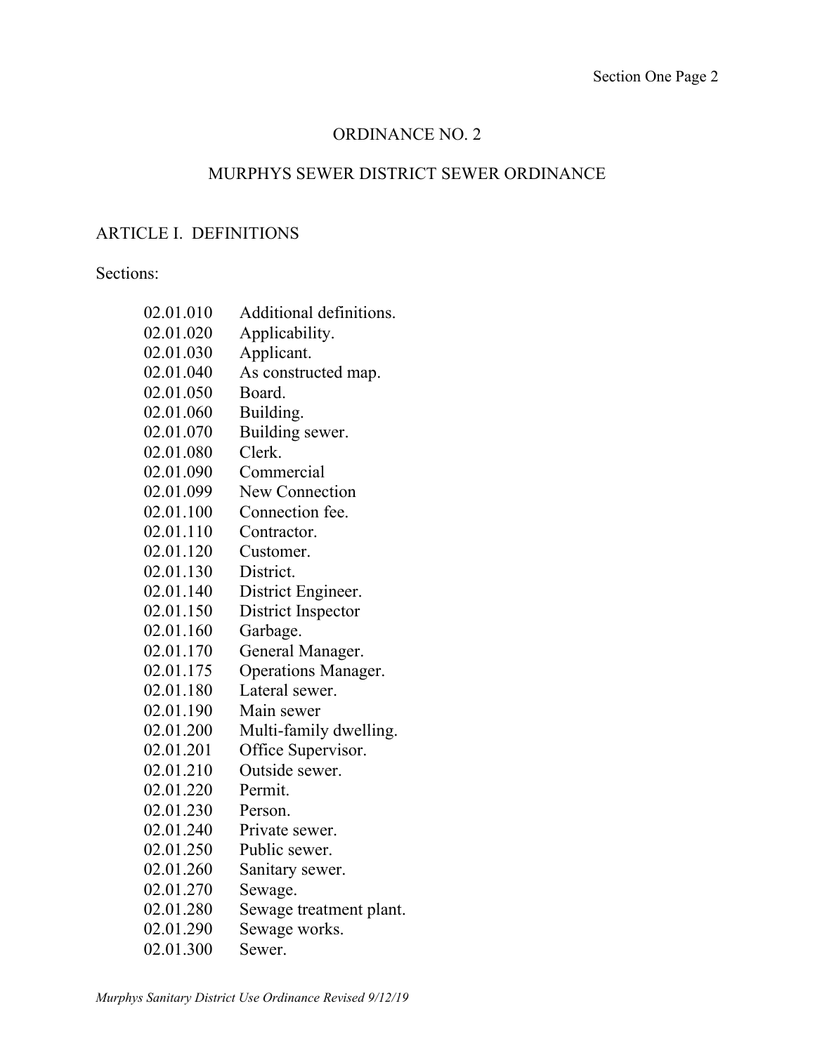# ORDINANCE NO. 2

## MURPHYS SEWER DISTRICT SEWER ORDINANCE

### ARTICLE I. DEFINITIONS

Sections:

| | |
|---|---|
| 02.01.010 | Additional definitions. |
| 02.01.020 | Applicability. |
| 02.01.030 | Applicant. |
| 02.01.040 | As constructed map. |
| 02.01.050 | Board. |
| 02.01.060 | Building. |
| 02.01.070 | Building sewer. |
| 02.01.080 | Clerk. |
| 02.01.090 | Commercial |
| 02.01.099 | New Connection |
| 02.01.100 | Connection fee. |
| 02.01.110 | Contractor. |
| 02.01.120 | Customer. |
| 02.01.130 | District. |
| 02.01.140 | District Engineer. |
| 02.01.150 | District Inspector |
| 02.01.160 | Garbage. |
| 02.01.170 | General Manager. |
| 02.01.175 | Operations Manager. |
| 02.01.180 | Lateral sewer. |
| 02.01.190 | Main sewer |
| 02.01.200 | Multi-family dwelling. |
| 02.01.201 | Office Supervisor. |
| 02.01.210 | Outside sewer. |
| 02.01.220 | Permit. |
| 02.01.230 | Person. |
| 02.01.240 | Private sewer. |
| 02.01.250 | Public sewer. |
| 02.01.260 | Sanitary sewer. |
| 02.01.270 | Sewage. |
| 02.01.280 | Sewage treatment plant. |
| 02.01.290 | Sewage works. |
| 02.01.300 | Sewer. |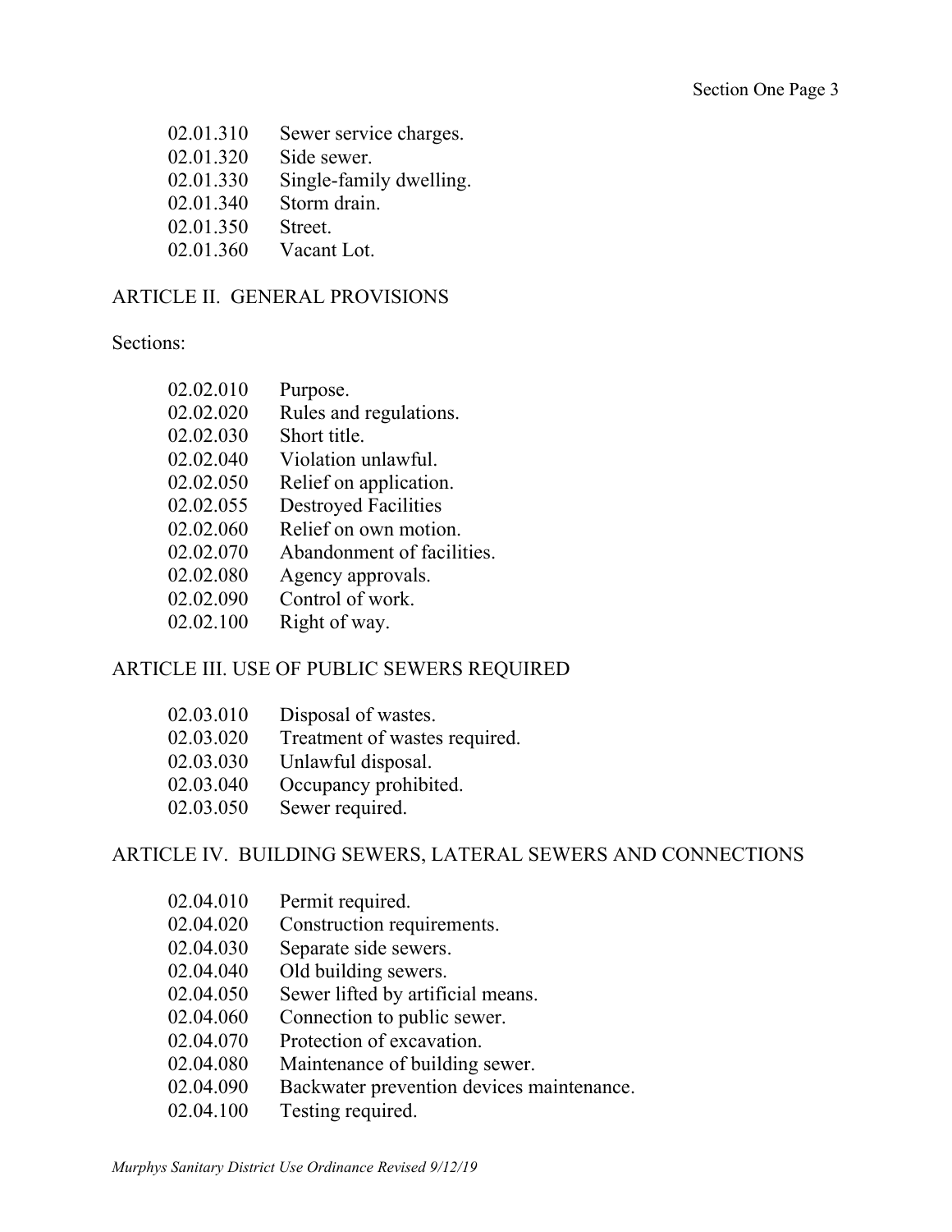02.01.310 Sewer service charges.
02.01.320 Side sewer.
02.01.330 Single-family dwelling.
02.01.340 Storm drain.
02.01.350 Street.
02.01.360 Vacant Lot.

## ARTICLE II. GENERAL PROVISIONS

Sections:

02.02.010 Purpose.
02.02.020 Rules and regulations.
02.02.030 Short title.
02.02.040 Violation unlawful.
02.02.050 Relief on application.
02.02.055 Destroyed Facilities
02.02.060 Relief on own motion.
02.02.070 Abandonment of facilities.
02.02.080 Agency approvals.
02.02.090 Control of work.
02.02.100 Right of way.

## ARTICLE III. USE OF PUBLIC SEWERS REQUIRED

02.03.010 Disposal of wastes.
02.03.020 Treatment of wastes required.
02.03.030 Unlawful disposal.
02.03.040 Occupancy prohibited.
02.03.050 Sewer required.

## ARTICLE IV. BUILDING SEWERS, LATERAL SEWERS AND CONNECTIONS

02.04.010 Permit required.
02.04.020 Construction requirements.
02.04.030 Separate side sewers.
02.04.040 Old building sewers.
02.04.050 Sewer lifted by artificial means.
02.04.060 Connection to public sewer.
02.04.070 Protection of excavation.
02.04.080 Maintenance of building sewer.
02.04.090 Backwater prevention devices maintenance.
02.04.100 Testing required.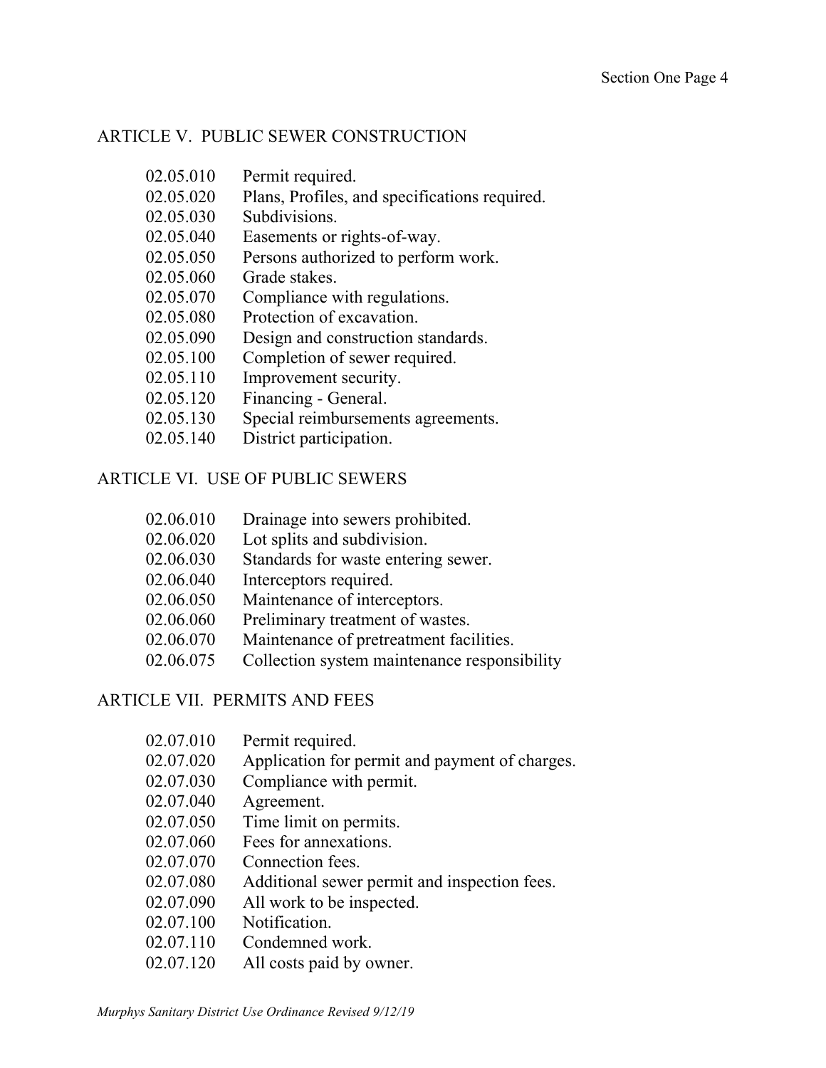## ARTICLE V. PUBLIC SEWER CONSTRUCTION

02.05.010 Permit required.
02.05.020 Plans, Profiles, and specifications required.
02.05.030 Subdivisions.
02.05.040 Easements or rights-of-way.
02.05.050 Persons authorized to perform work.
02.05.060 Grade stakes.
02.05.070 Compliance with regulations.
02.05.080 Protection of excavation.
02.05.090 Design and construction standards.
02.05.100 Completion of sewer required.
02.05.110 Improvement security.
02.05.120 Financing - General.
02.05.130 Special reimbursements agreements.
02.05.140 District participation.

## ARTICLE VI. USE OF PUBLIC SEWERS

02.06.010 Drainage into sewers prohibited.
02.06.020 Lot splits and subdivision.
02.06.030 Standards for waste entering sewer.
02.06.040 Interceptors required.
02.06.050 Maintenance of interceptors.
02.06.060 Preliminary treatment of wastes.
02.06.070 Maintenance of pretreatment facilities.
02.06.075 Collection system maintenance responsibility

## ARTICLE VII. PERMITS AND FEES

02.07.010 Permit required.
02.07.020 Application for permit and payment of charges.
02.07.030 Compliance with permit.
02.07.040 Agreement.
02.07.050 Time limit on permits.
02.07.060 Fees for annexations.
02.07.070 Connection fees.
02.07.080 Additional sewer permit and inspection fees.
02.07.090 All work to be inspected.
02.07.100 Notification.
02.07.110 Condemned work.
02.07.120 All costs paid by owner.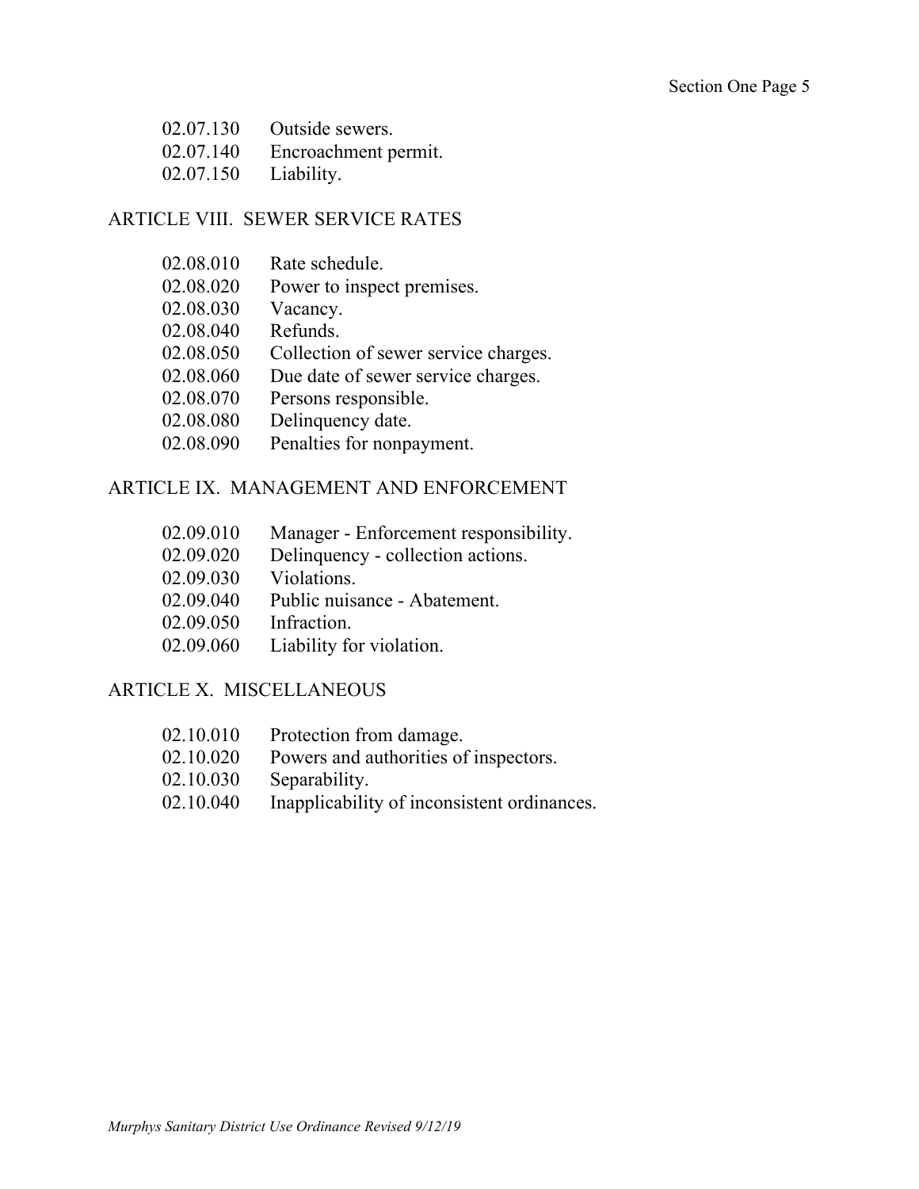02.07.130 Outside sewers.
02.07.140 Encroachment permit.
02.07.150 Liability.

## ARTICLE VIII. SEWER SERVICE RATES

02.08.010 Rate schedule.
02.08.020 Power to inspect premises.
02.08.030 Vacancy.
02.08.040 Refunds.
02.08.050 Collection of sewer service charges.
02.08.060 Due date of sewer service charges.
02.08.070 Persons responsible.
02.08.080 Delinquency date.
02.08.090 Penalties for nonpayment.

## ARTICLE IX. MANAGEMENT AND ENFORCEMENT

02.09.010 Manager - Enforcement responsibility.
02.09.020 Delinquency - collection actions.
02.09.030 Violations.
02.09.040 Public nuisance - Abatement.
02.09.050 Infraction.
02.09.060 Liability for violation.

## ARTICLE X. MISCELLANEOUS

02.10.010 Protection from damage.
02.10.020 Powers and authorities of inspectors.
02.10.030 Separability.
02.10.040 Inapplicability of inconsistent ordinances.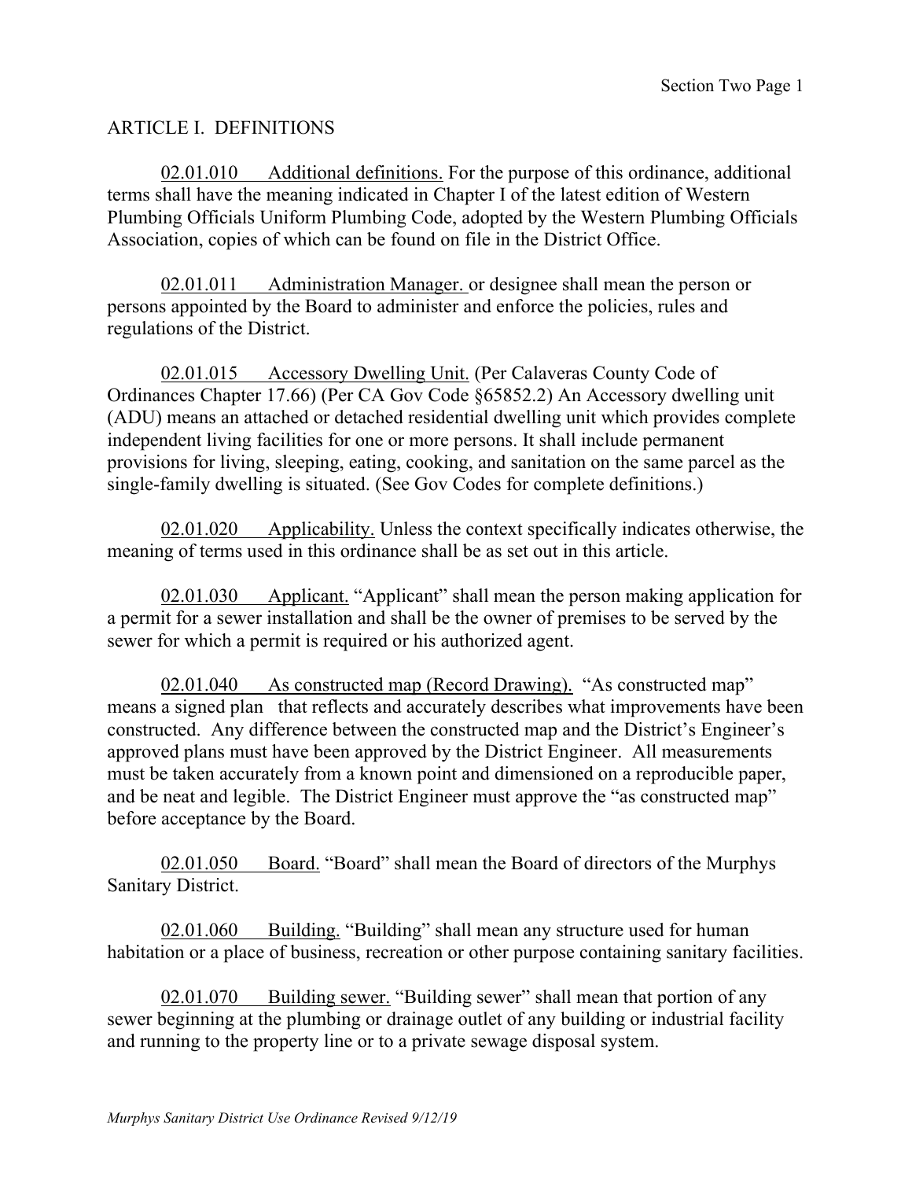## ARTICLE I. DEFINITIONS

<u>02.01.010 Additional definitions.</u> For the purpose of this ordinance, additional terms shall have the meaning indicated in Chapter I of the latest edition of Western Plumbing Officials Uniform Plumbing Code, adopted by the Western Plumbing Officials Association, copies of which can be found on file in the District Office.

<u>02.01.011 Administration Manager.</u> or designee shall mean the person or persons appointed by the Board to administer and enforce the policies, rules and regulations of the District.

<u>02.01.015 Accessory Dwelling Unit.</u> (Per Calaveras County Code of Ordinances Chapter 17.66) (Per CA Gov Code §65852.2) An Accessory dwelling unit (ADU) means an attached or detached residential dwelling unit which provides complete independent living facilities for one or more persons. It shall include permanent provisions for living, sleeping, eating, cooking, and sanitation on the same parcel as the single-family dwelling is situated. (See Gov Codes for complete definitions.)

<u>02.01.020 Applicability.</u> Unless the context specifically indicates otherwise, the meaning of terms used in this ordinance shall be as set out in this article.

<u>02.01.030 Applicant.</u> "Applicant" shall mean the person making application for a permit for a sewer installation and shall be the owner of premises to be served by the sewer for which a permit is required or his authorized agent.

<u>02.01.040 As constructed map (Record Drawing).</u> "As constructed map" means a signed plan that reflects and accurately describes what improvements have been constructed. Any difference between the constructed map and the District's Engineer's approved plans must have been approved by the District Engineer. All measurements must be taken accurately from a known point and dimensioned on a reproducible paper, and be neat and legible. The District Engineer must approve the "as constructed map" before acceptance by the Board.

<u>02.01.050 Board.</u> "Board" shall mean the Board of directors of the Murphys Sanitary District.

<u>02.01.060 Building.</u> "Building" shall mean any structure used for human habitation or a place of business, recreation or other purpose containing sanitary facilities.

<u>02.01.070 Building sewer.</u> "Building sewer" shall mean that portion of any sewer beginning at the plumbing or drainage outlet of any building or industrial facility and running to the property line or to a private sewage disposal system.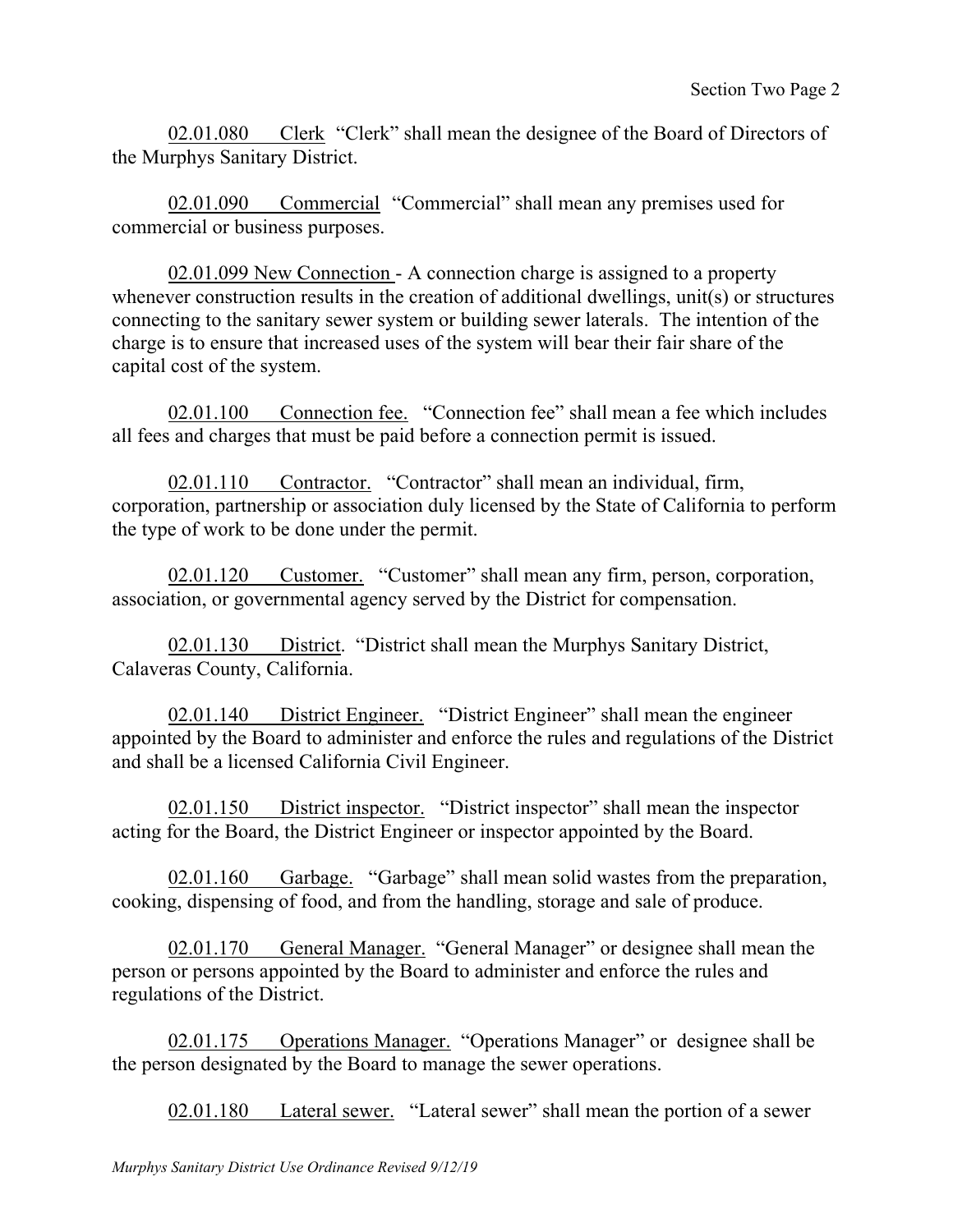02.01.080 Clerk "Clerk" shall mean the designee of the Board of Directors of the Murphys Sanitary District.

02.01.090 Commercial "Commercial" shall mean any premises used for commercial or business purposes.

02.01.099 New Connection - A connection charge is assigned to a property whenever construction results in the creation of additional dwellings, unit(s) or structures connecting to the sanitary sewer system or building sewer laterals. The intention of the charge is to ensure that increased uses of the system will bear their fair share of the capital cost of the system.

02.01.100 Connection fee. "Connection fee" shall mean a fee which includes all fees and charges that must be paid before a connection permit is issued.

02.01.110 Contractor. "Contractor" shall mean an individual, firm, corporation, partnership or association duly licensed by the State of California to perform the type of work to be done under the permit.

02.01.120 Customer. "Customer" shall mean any firm, person, corporation, association, or governmental agency served by the District for compensation.

02.01.130 District. "District shall mean the Murphys Sanitary District, Calaveras County, California.

02.01.140 District Engineer. "District Engineer" shall mean the engineer appointed by the Board to administer and enforce the rules and regulations of the District and shall be a licensed California Civil Engineer.

02.01.150 District inspector. "District inspector" shall mean the inspector acting for the Board, the District Engineer or inspector appointed by the Board.

02.01.160 Garbage. "Garbage" shall mean solid wastes from the preparation, cooking, dispensing of food, and from the handling, storage and sale of produce.

02.01.170 General Manager. "General Manager" or designee shall mean the person or persons appointed by the Board to administer and enforce the rules and regulations of the District.

02.01.175 Operations Manager. "Operations Manager" or designee shall be the person designated by the Board to manage the sewer operations.

02.01.180 Lateral sewer. "Lateral sewer" shall mean the portion of a sewer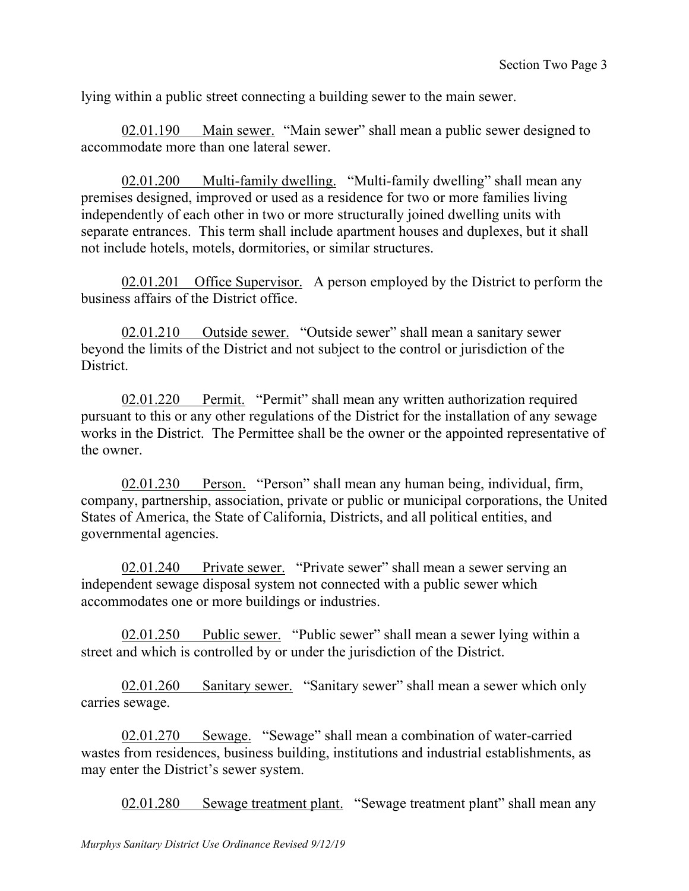lying within a public street connecting a building sewer to the main sewer.

02.01.190 Main sewer. "Main sewer" shall mean a public sewer designed to accommodate more than one lateral sewer.

02.01.200 Multi-family dwelling. "Multi-family dwelling" shall mean any premises designed, improved or used as a residence for two or more families living independently of each other in two or more structurally joined dwelling units with separate entrances. This term shall include apartment houses and duplexes, but it shall not include hotels, motels, dormitories, or similar structures.

02.01.201 Office Supervisor. A person employed by the District to perform the business affairs of the District office.

02.01.210 Outside sewer. "Outside sewer" shall mean a sanitary sewer beyond the limits of the District and not subject to the control or jurisdiction of the District.

02.01.220 Permit. "Permit" shall mean any written authorization required pursuant to this or any other regulations of the District for the installation of any sewage works in the District. The Permittee shall be the owner or the appointed representative of the owner.

02.01.230 Person. "Person" shall mean any human being, individual, firm, company, partnership, association, private or public or municipal corporations, the United States of America, the State of California, Districts, and all political entities, and governmental agencies.

02.01.240 Private sewer. "Private sewer" shall mean a sewer serving an independent sewage disposal system not connected with a public sewer which accommodates one or more buildings or industries.

02.01.250 Public sewer. "Public sewer" shall mean a sewer lying within a street and which is controlled by or under the jurisdiction of the District.

02.01.260 Sanitary sewer. "Sanitary sewer" shall mean a sewer which only carries sewage.

02.01.270 Sewage. "Sewage" shall mean a combination of water-carried wastes from residences, business building, institutions and industrial establishments, as may enter the District's sewer system.

02.01.280 Sewage treatment plant. "Sewage treatment plant" shall mean any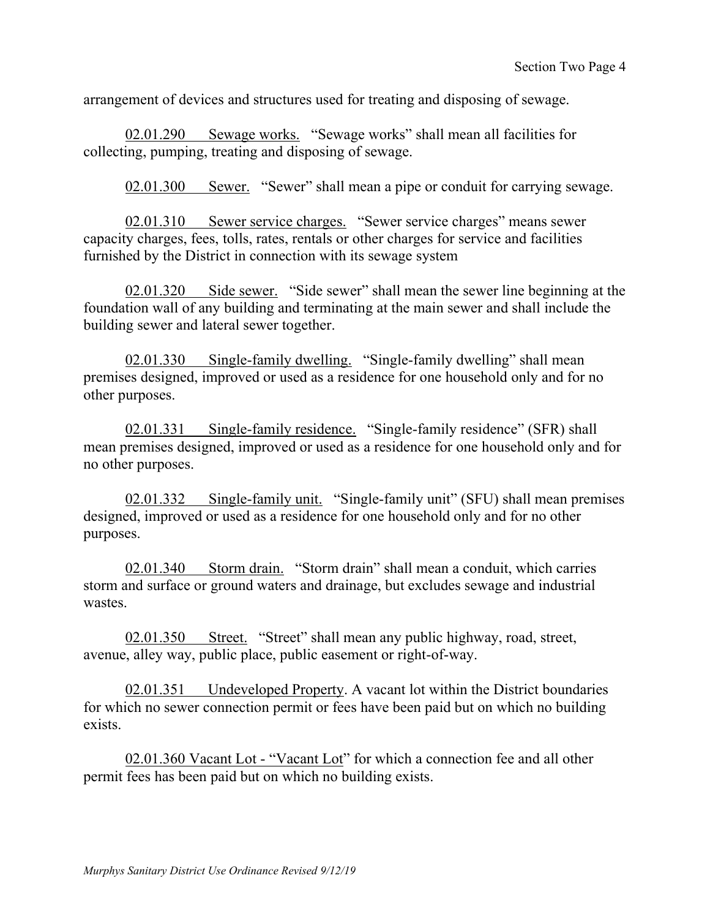arrangement of devices and structures used for treating and disposing of sewage.

<u>02.01.290 Sewage works.</u> "Sewage works" shall mean all facilities for collecting, pumping, treating and disposing of sewage.

<u>02.01.300 Sewer.</u> "Sewer" shall mean a pipe or conduit for carrying sewage.

<u>02.01.310 Sewer service charges.</u> "Sewer service charges" means sewer capacity charges, fees, tolls, rates, rentals or other charges for service and facilities furnished by the District in connection with its sewage system

<u>02.01.320 Side sewer.</u> "Side sewer" shall mean the sewer line beginning at the foundation wall of any building and terminating at the main sewer and shall include the building sewer and lateral sewer together.

<u>02.01.330 Single-family dwelling.</u> "Single-family dwelling" shall mean premises designed, improved or used as a residence for one household only and for no other purposes.

<u>02.01.331 Single-family residence.</u> "Single-family residence" (SFR) shall mean premises designed, improved or used as a residence for one household only and for no other purposes.

<u>02.01.332 Single-family unit.</u> "Single-family unit" (SFU) shall mean premises designed, improved or used as a residence for one household only and for no other purposes.

<u>02.01.340 Storm drain.</u> "Storm drain" shall mean a conduit, which carries storm and surface or ground waters and drainage, but excludes sewage and industrial wastes.

<u>02.01.350 Street.</u> "Street" shall mean any public highway, road, street, avenue, alley way, public place, public easement or right-of-way.

<u>02.01.351 Undeveloped Property</u>. A vacant lot within the District boundaries for which no sewer connection permit or fees have been paid but on which no building exists.

<u>02.01.360 Vacant Lot - "Vacant Lot</u>" for which a connection fee and all other permit fees has been paid but on which no building exists.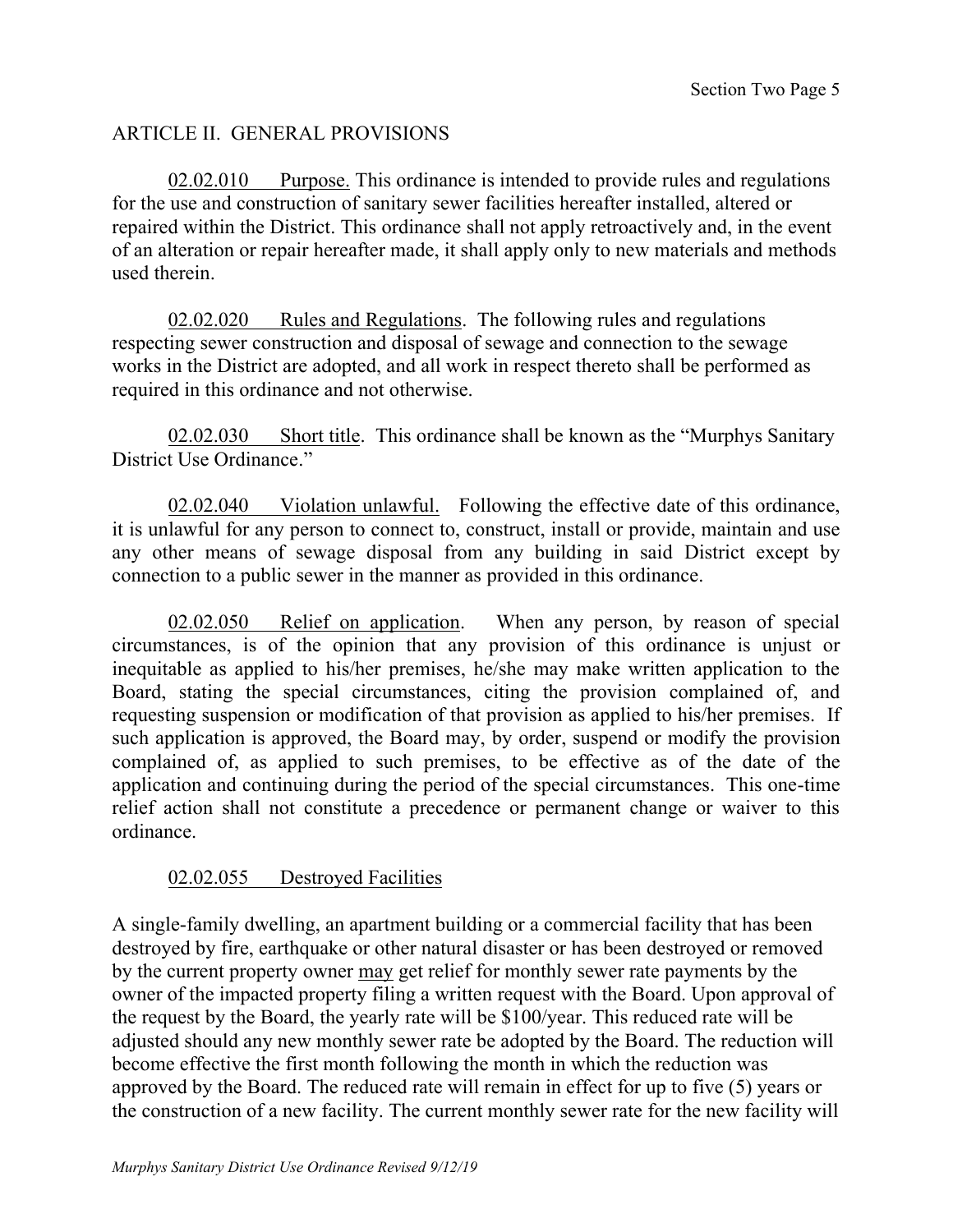## ARTICLE II. GENERAL PROVISIONS

02.02.010 Purpose. This ordinance is intended to provide rules and regulations for the use and construction of sanitary sewer facilities hereafter installed, altered or repaired within the District. This ordinance shall not apply retroactively and, in the event of an alteration or repair hereafter made, it shall apply only to new materials and methods used therein.

02.02.020 Rules and Regulations. The following rules and regulations respecting sewer construction and disposal of sewage and connection to the sewage works in the District are adopted, and all work in respect thereto shall be performed as required in this ordinance and not otherwise.

02.02.030 Short title. This ordinance shall be known as the "Murphys Sanitary District Use Ordinance."

02.02.040 Violation unlawful. Following the effective date of this ordinance, it is unlawful for any person to connect to, construct, install or provide, maintain and use any other means of sewage disposal from any building in said District except by connection to a public sewer in the manner as provided in this ordinance.

02.02.050 Relief on application. When any person, by reason of special circumstances, is of the opinion that any provision of this ordinance is unjust or inequitable as applied to his/her premises, he/she may make written application to the Board, stating the special circumstances, citing the provision complained of, and requesting suspension or modification of that provision as applied to his/her premises. If such application is approved, the Board may, by order, suspend or modify the provision complained of, as applied to such premises, to be effective as of the date of the application and continuing during the period of the special circumstances. This one-time relief action shall not constitute a precedence or permanent change or waiver to this ordinance.

02.02.055 Destroyed Facilities

A single-family dwelling, an apartment building or a commercial facility that has been destroyed by fire, earthquake or other natural disaster or has been destroyed or removed by the current property owner may get relief for monthly sewer rate payments by the owner of the impacted property filing a written request with the Board. Upon approval of the request by the Board, the yearly rate will be $100/year. This reduced rate will be adjusted should any new monthly sewer rate be adopted by the Board. The reduction will become effective the first month following the month in which the reduction was approved by the Board. The reduced rate will remain in effect for up to five (5) years or the construction of a new facility. The current monthly sewer rate for the new facility will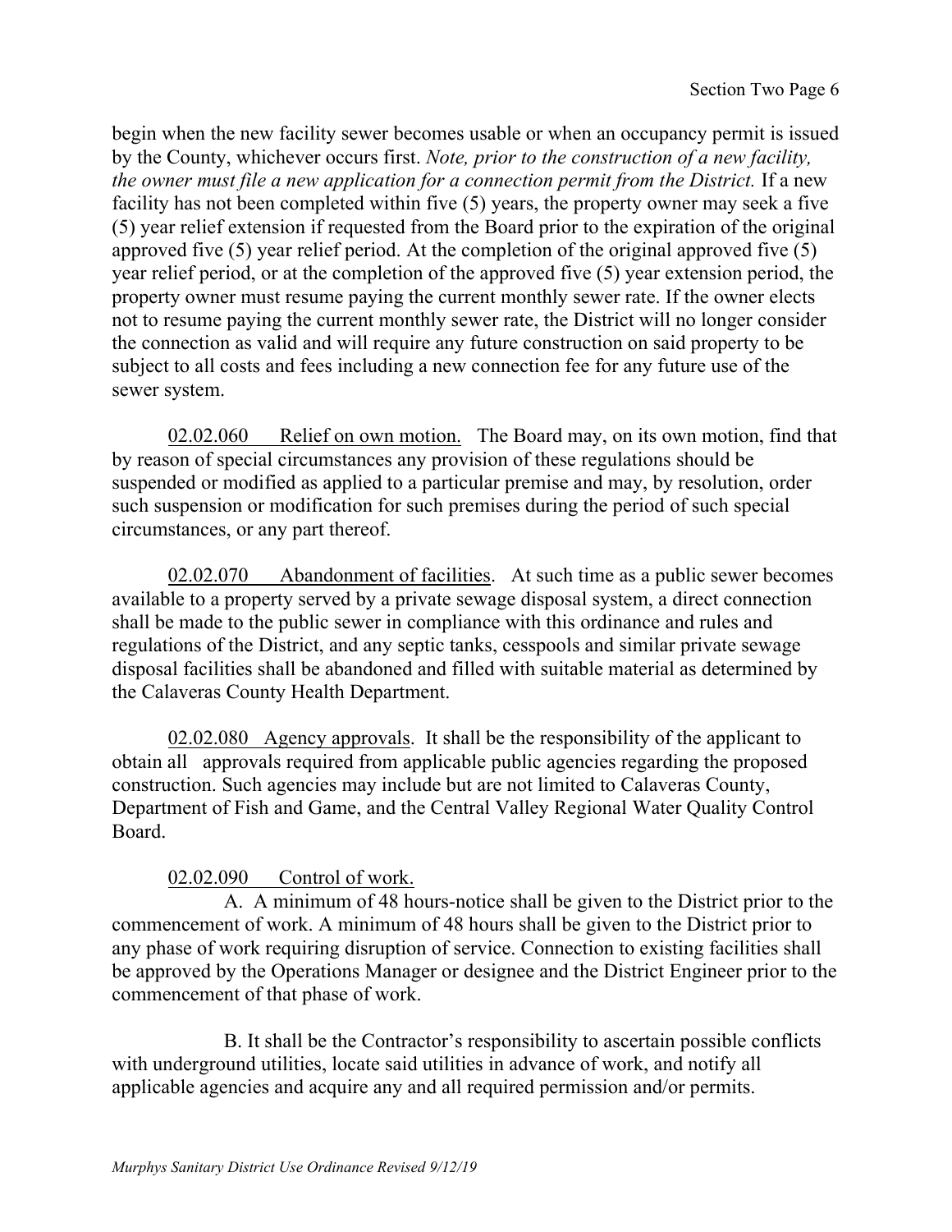begin when the new facility sewer becomes usable or when an occupancy permit is issued by the County, whichever occurs first. *Note, prior to the construction of a new facility, the owner must file a new application for a connection permit from the District.* If a new facility has not been completed within five (5) years, the property owner may seek a five (5) year relief extension if requested from the Board prior to the expiration of the original approved five (5) year relief period. At the completion of the original approved five (5) year relief period, or at the completion of the approved five (5) year extension period, the property owner must resume paying the current monthly sewer rate. If the owner elects not to resume paying the current monthly sewer rate, the District will no longer consider the connection as valid and will require any future construction on said property to be subject to all costs and fees including a new connection fee for any future use of the sewer system.

<u>02.02.060 Relief on own motion.</u> The Board may, on its own motion, find that by reason of special circumstances any provision of these regulations should be suspended or modified as applied to a particular premise and may, by resolution, order such suspension or modification for such premises during the period of such special circumstances, or any part thereof.

<u>02.02.070 Abandonment of facilities</u>. At such time as a public sewer becomes available to a property served by a private sewage disposal system, a direct connection shall be made to the public sewer in compliance with this ordinance and rules and regulations of the District, and any septic tanks, cesspools and similar private sewage disposal facilities shall be abandoned and filled with suitable material as determined by the Calaveras County Health Department.

<u>02.02.080 Agency approvals</u>. It shall be the responsibility of the applicant to obtain all approvals required from applicable public agencies regarding the proposed construction. Such agencies may include but are not limited to Calaveras County, Department of Fish and Game, and the Central Valley Regional Water Quality Control Board.

<u>02.02.090 Control of work.</u>

A. A minimum of 48 hours-notice shall be given to the District prior to the commencement of work. A minimum of 48 hours shall be given to the District prior to any phase of work requiring disruption of service. Connection to existing facilities shall be approved by the Operations Manager or designee and the District Engineer prior to the commencement of that phase of work.

B. It shall be the Contractor's responsibility to ascertain possible conflicts with underground utilities, locate said utilities in advance of work, and notify all applicable agencies and acquire any and all required permission and/or permits.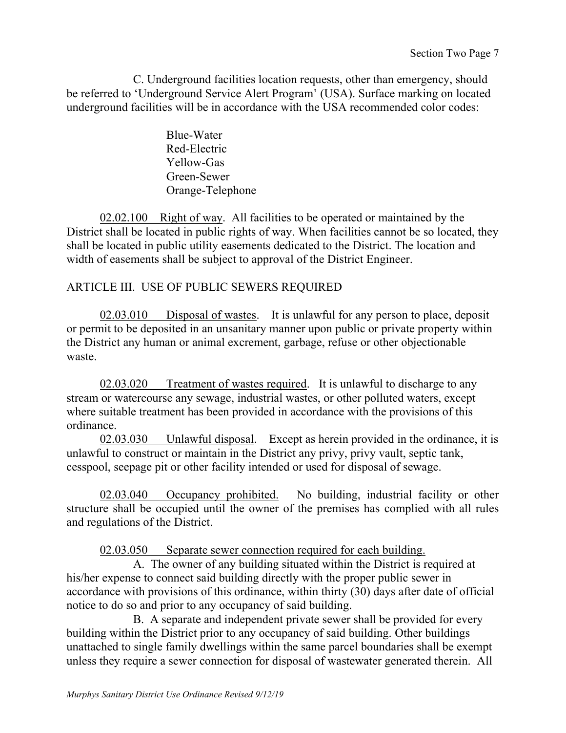C. Underground facilities location requests, other than emergency, should be referred to 'Underground Service Alert Program' (USA). Surface marking on located underground facilities will be in accordance with the USA recommended color codes:

Blue-Water
Red-Electric
Yellow-Gas
Green-Sewer
Orange-Telephone

02.02.100 Right of way. All facilities to be operated or maintained by the District shall be located in public rights of way. When facilities cannot be so located, they shall be located in public utility easements dedicated to the District. The location and width of easements shall be subject to approval of the District Engineer.

## ARTICLE III. USE OF PUBLIC SEWERS REQUIRED

02.03.010 Disposal of wastes. It is unlawful for any person to place, deposit or permit to be deposited in an unsanitary manner upon public or private property within the District any human or animal excrement, garbage, refuse or other objectionable waste.

02.03.020 Treatment of wastes required. It is unlawful to discharge to any stream or watercourse any sewage, industrial wastes, or other polluted waters, except where suitable treatment has been provided in accordance with the provisions of this ordinance.

02.03.030 Unlawful disposal. Except as herein provided in the ordinance, it is unlawful to construct or maintain in the District any privy, privy vault, septic tank, cesspool, seepage pit or other facility intended or used for disposal of sewage.

02.03.040 Occupancy prohibited. No building, industrial facility or other structure shall be occupied until the owner of the premises has complied with all rules and regulations of the District.

02.03.050 Separate sewer connection required for each building.

A. The owner of any building situated within the District is required at his/her expense to connect said building directly with the proper public sewer in accordance with provisions of this ordinance, within thirty (30) days after date of official notice to do so and prior to any occupancy of said building.

B. A separate and independent private sewer shall be provided for every building within the District prior to any occupancy of said building. Other buildings unattached to single family dwellings within the same parcel boundaries shall be exempt unless they require a sewer connection for disposal of wastewater generated therein. All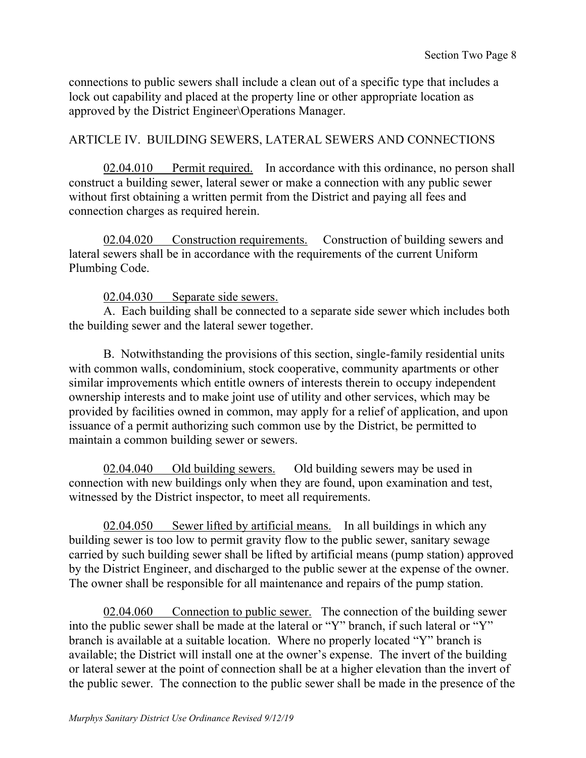connections to public sewers shall include a clean out of a specific type that includes a lock out capability and placed at the property line or other appropriate location as approved by the District Engineer\Operations Manager.

## ARTICLE IV. BUILDING SEWERS, LATERAL SEWERS AND CONNECTIONS

02.04.010 Permit required. In accordance with this ordinance, no person shall construct a building sewer, lateral sewer or make a connection with any public sewer without first obtaining a written permit from the District and paying all fees and connection charges as required herein.

02.04.020 Construction requirements. Construction of building sewers and lateral sewers shall be in accordance with the requirements of the current Uniform Plumbing Code.

02.04.030 Separate side sewers.

A. Each building shall be connected to a separate side sewer which includes both the building sewer and the lateral sewer together.

B. Notwithstanding the provisions of this section, single-family residential units with common walls, condominium, stock cooperative, community apartments or other similar improvements which entitle owners of interests therein to occupy independent ownership interests and to make joint use of utility and other services, which may be provided by facilities owned in common, may apply for a relief of application, and upon issuance of a permit authorizing such common use by the District, be permitted to maintain a common building sewer or sewers.

02.04.040 Old building sewers. Old building sewers may be used in connection with new buildings only when they are found, upon examination and test, witnessed by the District inspector, to meet all requirements.

02.04.050 Sewer lifted by artificial means. In all buildings in which any building sewer is too low to permit gravity flow to the public sewer, sanitary sewage carried by such building sewer shall be lifted by artificial means (pump station) approved by the District Engineer, and discharged to the public sewer at the expense of the owner. The owner shall be responsible for all maintenance and repairs of the pump station.

02.04.060 Connection to public sewer. The connection of the building sewer into the public sewer shall be made at the lateral or "Y" branch, if such lateral or "Y" branch is available at a suitable location. Where no properly located "Y" branch is available; the District will install one at the owner's expense. The invert of the building or lateral sewer at the point of connection shall be at a higher elevation than the invert of the public sewer. The connection to the public sewer shall be made in the presence of the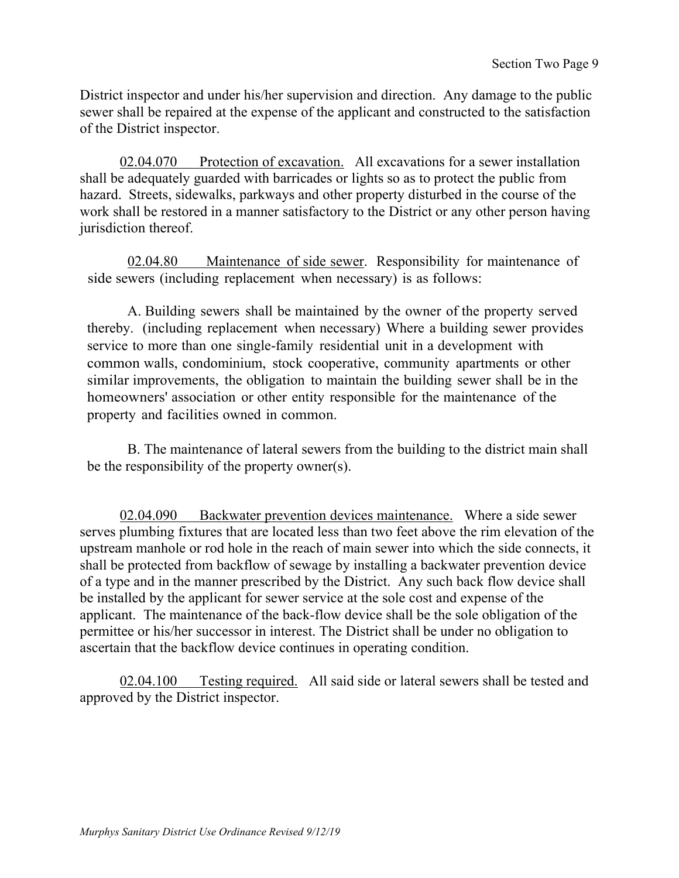District inspector and under his/her supervision and direction. Any damage to the public sewer shall be repaired at the expense of the applicant and constructed to the satisfaction of the District inspector.

02.04.070 Protection of excavation. All excavations for a sewer installation shall be adequately guarded with barricades or lights so as to protect the public from hazard. Streets, sidewalks, parkways and other property disturbed in the course of the work shall be restored in a manner satisfactory to the District or any other person having jurisdiction thereof.

02.04.80 Maintenance of side sewer. Responsibility for maintenance of side sewers (including replacement when necessary) is as follows:

A. Building sewers shall be maintained by the owner of the property served thereby. (including replacement when necessary) Where a building sewer provides service to more than one single-family residential unit in a development with common walls, condominium, stock cooperative, community apartments or other similar improvements, the obligation to maintain the building sewer shall be in the homeowners' association or other entity responsible for the maintenance of the property and facilities owned in common.

B. The maintenance of lateral sewers from the building to the district main shall be the responsibility of the property owner(s).

02.04.090 Backwater prevention devices maintenance. Where a side sewer serves plumbing fixtures that are located less than two feet above the rim elevation of the upstream manhole or rod hole in the reach of main sewer into which the side connects, it shall be protected from backflow of sewage by installing a backwater prevention device of a type and in the manner prescribed by the District. Any such back flow device shall be installed by the applicant for sewer service at the sole cost and expense of the applicant. The maintenance of the back-flow device shall be the sole obligation of the permittee or his/her successor in interest. The District shall be under no obligation to ascertain that the backflow device continues in operating condition.

02.04.100 Testing required. All said side or lateral sewers shall be tested and approved by the District inspector.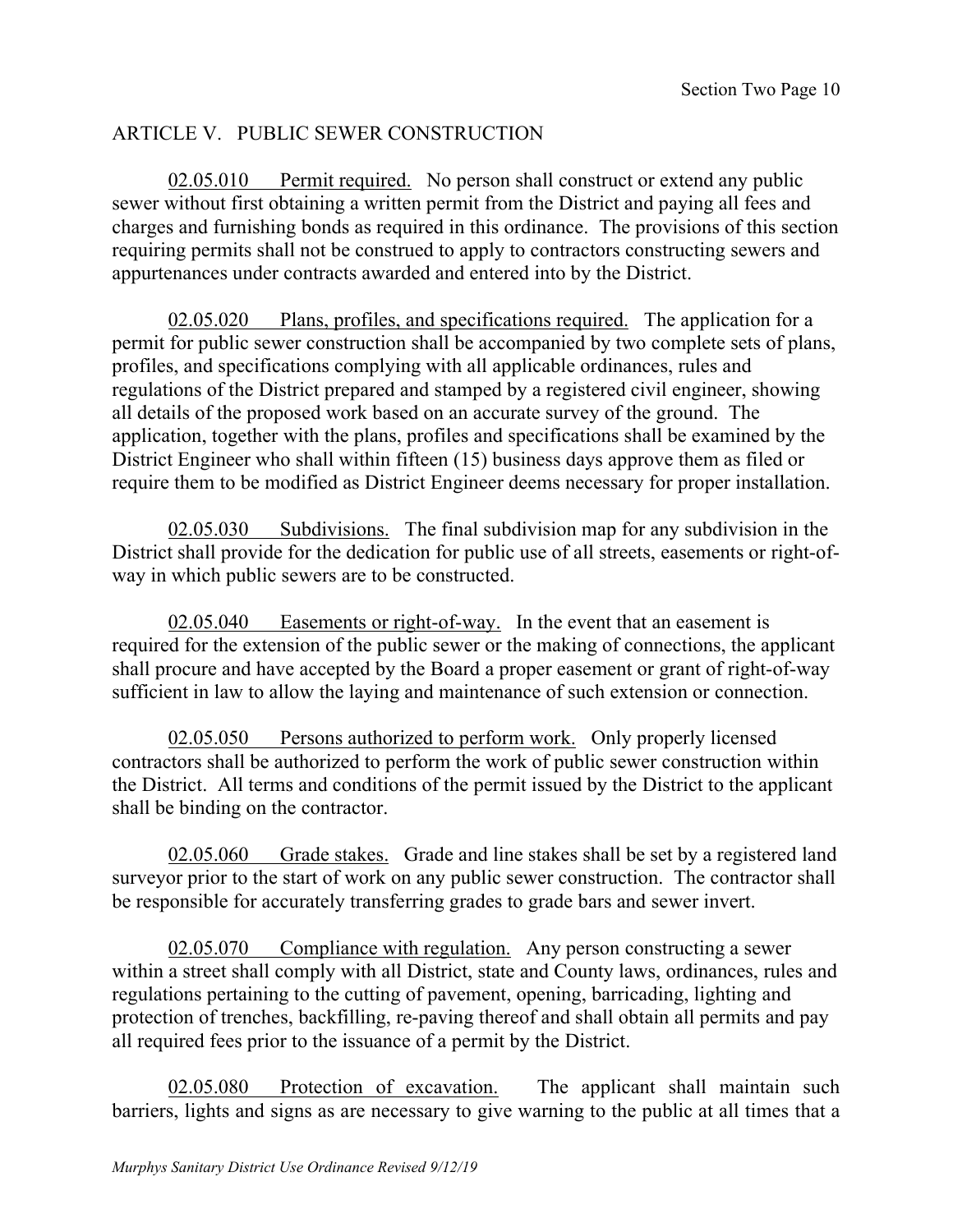## ARTICLE V. PUBLIC SEWER CONSTRUCTION

02.05.010 Permit required. No person shall construct or extend any public sewer without first obtaining a written permit from the District and paying all fees and charges and furnishing bonds as required in this ordinance. The provisions of this section requiring permits shall not be construed to apply to contractors constructing sewers and appurtenances under contracts awarded and entered into by the District.

02.05.020 Plans, profiles, and specifications required. The application for a permit for public sewer construction shall be accompanied by two complete sets of plans, profiles, and specifications complying with all applicable ordinances, rules and regulations of the District prepared and stamped by a registered civil engineer, showing all details of the proposed work based on an accurate survey of the ground. The application, together with the plans, profiles and specifications shall be examined by the District Engineer who shall within fifteen (15) business days approve them as filed or require them to be modified as District Engineer deems necessary for proper installation.

02.05.030 Subdivisions. The final subdivision map for any subdivision in the District shall provide for the dedication for public use of all streets, easements or right-of-way in which public sewers are to be constructed.

02.05.040 Easements or right-of-way. In the event that an easement is required for the extension of the public sewer or the making of connections, the applicant shall procure and have accepted by the Board a proper easement or grant of right-of-way sufficient in law to allow the laying and maintenance of such extension or connection.

02.05.050 Persons authorized to perform work. Only properly licensed contractors shall be authorized to perform the work of public sewer construction within the District. All terms and conditions of the permit issued by the District to the applicant shall be binding on the contractor.

02.05.060 Grade stakes. Grade and line stakes shall be set by a registered land surveyor prior to the start of work on any public sewer construction. The contractor shall be responsible for accurately transferring grades to grade bars and sewer invert.

02.05.070 Compliance with regulation. Any person constructing a sewer within a street shall comply with all District, state and County laws, ordinances, rules and regulations pertaining to the cutting of pavement, opening, barricading, lighting and protection of trenches, backfilling, re-paving thereof and shall obtain all permits and pay all required fees prior to the issuance of a permit by the District.

02.05.080 Protection of excavation. The applicant shall maintain such barriers, lights and signs as are necessary to give warning to the public at all times that a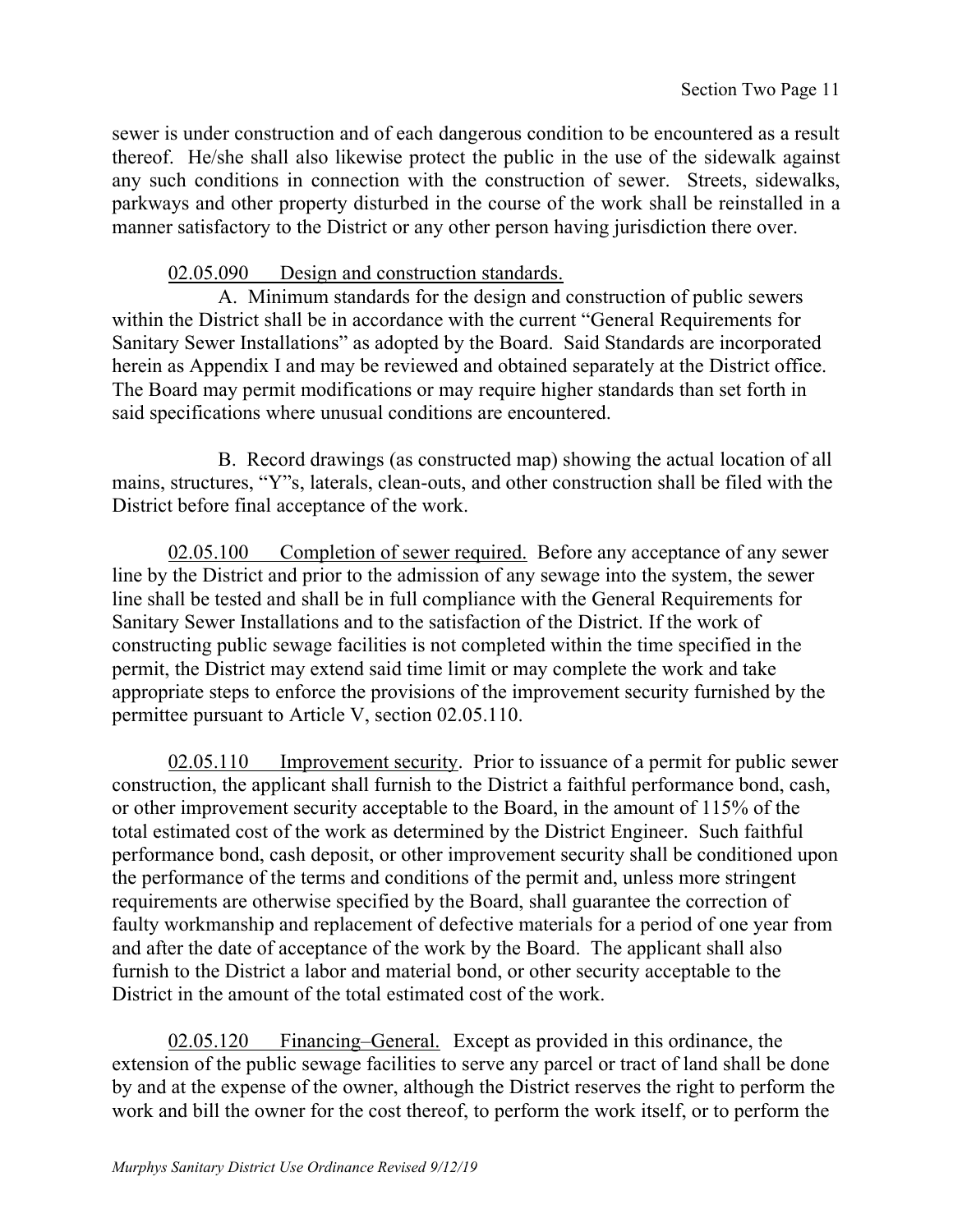sewer is under construction and of each dangerous condition to be encountered as a result thereof. He/she shall also likewise protect the public in the use of the sidewalk against any such conditions in connection with the construction of sewer. Streets, sidewalks, parkways and other property disturbed in the course of the work shall be reinstalled in a manner satisfactory to the District or any other person having jurisdiction there over.

02.05.090 Design and construction standards.

A. Minimum standards for the design and construction of public sewers within the District shall be in accordance with the current "General Requirements for Sanitary Sewer Installations" as adopted by the Board. Said Standards are incorporated herein as Appendix I and may be reviewed and obtained separately at the District office. The Board may permit modifications or may require higher standards than set forth in said specifications where unusual conditions are encountered.

B. Record drawings (as constructed map) showing the actual location of all mains, structures, "Y"s, laterals, clean-outs, and other construction shall be filed with the District before final acceptance of the work.

02.05.100 Completion of sewer required. Before any acceptance of any sewer line by the District and prior to the admission of any sewage into the system, the sewer line shall be tested and shall be in full compliance with the General Requirements for Sanitary Sewer Installations and to the satisfaction of the District. If the work of constructing public sewage facilities is not completed within the time specified in the permit, the District may extend said time limit or may complete the work and take appropriate steps to enforce the provisions of the improvement security furnished by the permittee pursuant to Article V, section 02.05.110.

02.05.110 Improvement security. Prior to issuance of a permit for public sewer construction, the applicant shall furnish to the District a faithful performance bond, cash, or other improvement security acceptable to the Board, in the amount of 115% of the total estimated cost of the work as determined by the District Engineer. Such faithful performance bond, cash deposit, or other improvement security shall be conditioned upon the performance of the terms and conditions of the permit and, unless more stringent requirements are otherwise specified by the Board, shall guarantee the correction of faulty workmanship and replacement of defective materials for a period of one year from and after the date of acceptance of the work by the Board. The applicant shall also furnish to the District a labor and material bond, or other security acceptable to the District in the amount of the total estimated cost of the work.

02.05.120 Financing–General. Except as provided in this ordinance, the extension of the public sewage facilities to serve any parcel or tract of land shall be done by and at the expense of the owner, although the District reserves the right to perform the work and bill the owner for the cost thereof, to perform the work itself, or to perform the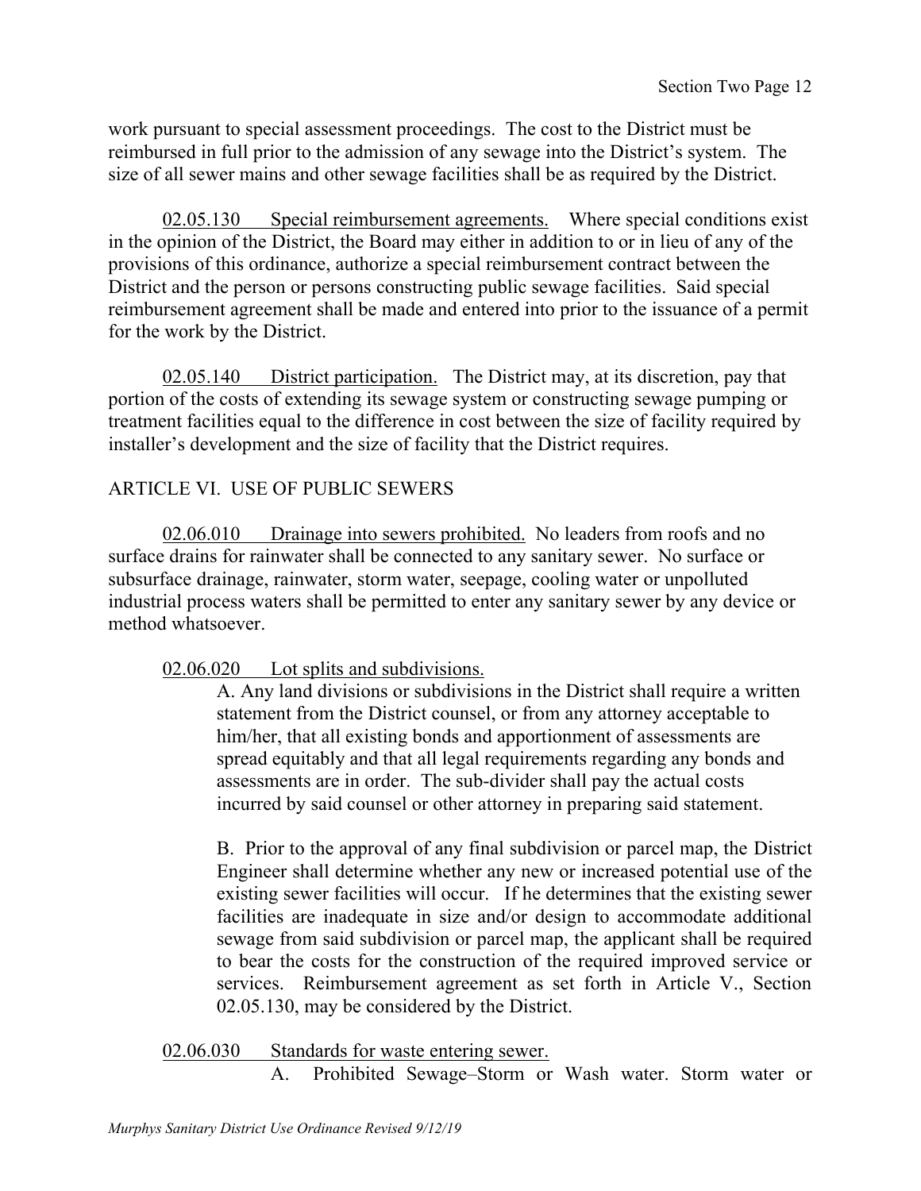work pursuant to special assessment proceedings. The cost to the District must be reimbursed in full prior to the admission of any sewage into the District's system. The size of all sewer mains and other sewage facilities shall be as required by the District.

02.05.130 Special reimbursement agreements. Where special conditions exist in the opinion of the District, the Board may either in addition to or in lieu of any of the provisions of this ordinance, authorize a special reimbursement contract between the District and the person or persons constructing public sewage facilities. Said special reimbursement agreement shall be made and entered into prior to the issuance of a permit for the work by the District.

02.05.140 District participation. The District may, at its discretion, pay that portion of the costs of extending its sewage system or constructing sewage pumping or treatment facilities equal to the difference in cost between the size of facility required by installer's development and the size of facility that the District requires.

## ARTICLE VI. USE OF PUBLIC SEWERS

02.06.010 Drainage into sewers prohibited. No leaders from roofs and no surface drains for rainwater shall be connected to any sanitary sewer. No surface or subsurface drainage, rainwater, storm water, seepage, cooling water or unpolluted industrial process waters shall be permitted to enter any sanitary sewer by any device or method whatsoever.

02.06.020 Lot splits and subdivisions.

A. Any land divisions or subdivisions in the District shall require a written statement from the District counsel, or from any attorney acceptable to him/her, that all existing bonds and apportionment of assessments are spread equitably and that all legal requirements regarding any bonds and assessments are in order. The sub-divider shall pay the actual costs incurred by said counsel or other attorney in preparing said statement.

B. Prior to the approval of any final subdivision or parcel map, the District Engineer shall determine whether any new or increased potential use of the existing sewer facilities will occur. If he determines that the existing sewer facilities are inadequate in size and/or design to accommodate additional sewage from said subdivision or parcel map, the applicant shall be required to bear the costs for the construction of the required improved service or services. Reimbursement agreement as set forth in Article V., Section 02.05.130, may be considered by the District.

02.06.030 Standards for waste entering sewer.

A. Prohibited Sewage–Storm or Wash water. Storm water or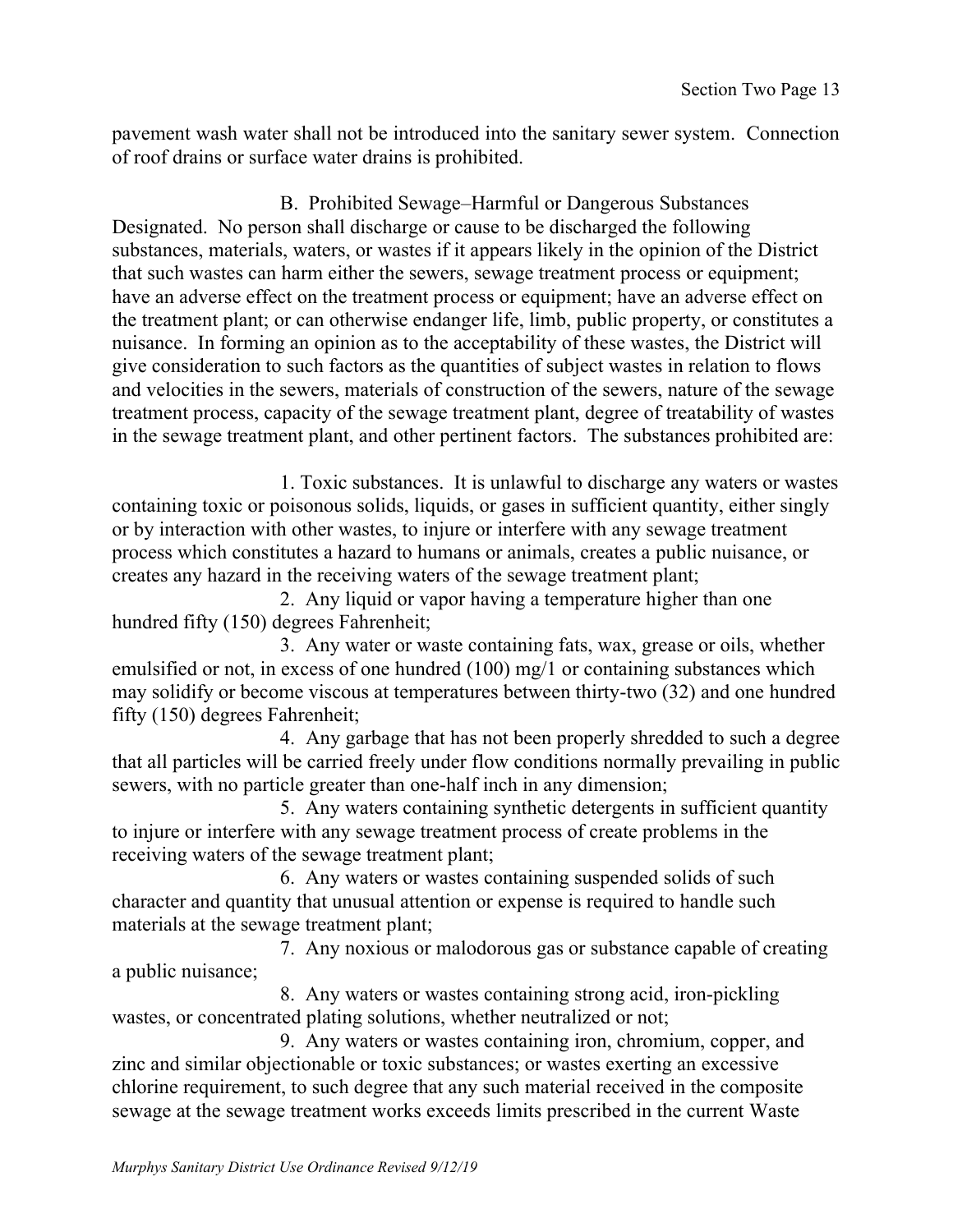pavement wash water shall not be introduced into the sanitary sewer system. Connection of roof drains or surface water drains is prohibited.

B. Prohibited Sewage–Harmful or Dangerous Substances Designated. No person shall discharge or cause to be discharged the following substances, materials, waters, or wastes if it appears likely in the opinion of the District that such wastes can harm either the sewers, sewage treatment process or equipment; have an adverse effect on the treatment process or equipment; have an adverse effect on the treatment plant; or can otherwise endanger life, limb, public property, or constitutes a nuisance. In forming an opinion as to the acceptability of these wastes, the District will give consideration to such factors as the quantities of subject wastes in relation to flows and velocities in the sewers, materials of construction of the sewers, nature of the sewage treatment process, capacity of the sewage treatment plant, degree of treatability of wastes in the sewage treatment plant, and other pertinent factors. The substances prohibited are:

1. Toxic substances. It is unlawful to discharge any waters or wastes containing toxic or poisonous solids, liquids, or gases in sufficient quantity, either singly or by interaction with other wastes, to injure or interfere with any sewage treatment process which constitutes a hazard to humans or animals, creates a public nuisance, or creates any hazard in the receiving waters of the sewage treatment plant;

2. Any liquid or vapor having a temperature higher than one hundred fifty (150) degrees Fahrenheit;

3. Any water or waste containing fats, wax, grease or oils, whether emulsified or not, in excess of one hundred (100) mg/1 or containing substances which may solidify or become viscous at temperatures between thirty-two (32) and one hundred fifty (150) degrees Fahrenheit;

4. Any garbage that has not been properly shredded to such a degree that all particles will be carried freely under flow conditions normally prevailing in public sewers, with no particle greater than one-half inch in any dimension;

5. Any waters containing synthetic detergents in sufficient quantity to injure or interfere with any sewage treatment process of create problems in the receiving waters of the sewage treatment plant;

6. Any waters or wastes containing suspended solids of such character and quantity that unusual attention or expense is required to handle such materials at the sewage treatment plant;

7. Any noxious or malodorous gas or substance capable of creating a public nuisance;

8. Any waters or wastes containing strong acid, iron-pickling wastes, or concentrated plating solutions, whether neutralized or not;

9. Any waters or wastes containing iron, chromium, copper, and zinc and similar objectionable or toxic substances; or wastes exerting an excessive chlorine requirement, to such degree that any such material received in the composite sewage at the sewage treatment works exceeds limits prescribed in the current Waste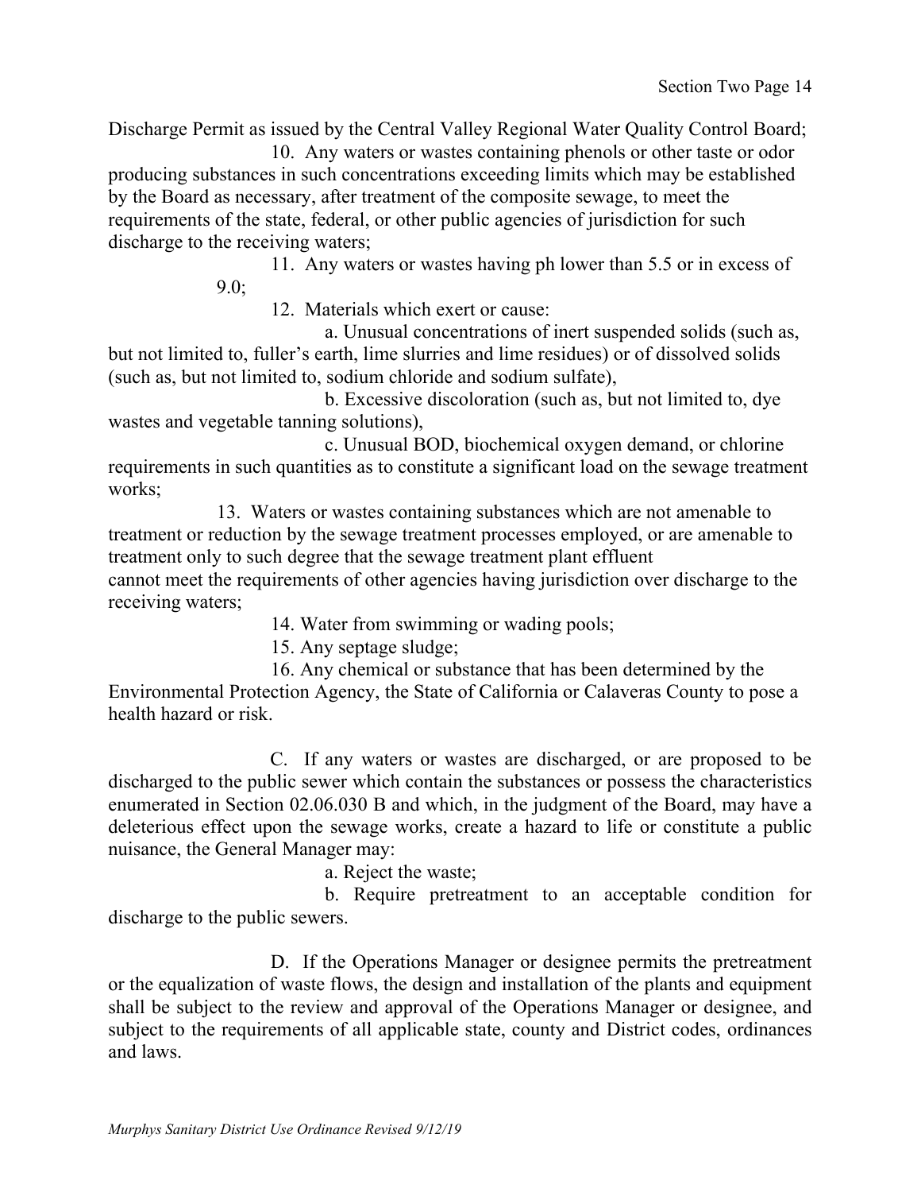Discharge Permit as issued by the Central Valley Regional Water Quality Control Board;

10. Any waters or wastes containing phenols or other taste or odor producing substances in such concentrations exceeding limits which may be established by the Board as necessary, after treatment of the composite sewage, to meet the requirements of the state, federal, or other public agencies of jurisdiction for such discharge to the receiving waters;

11. Any waters or wastes having ph lower than 5.5 or in excess of 9.0;

12. Materials which exert or cause:

a. Unusual concentrations of inert suspended solids (such as, but not limited to, fuller's earth, lime slurries and lime residues) or of dissolved solids (such as, but not limited to, sodium chloride and sodium sulfate),

b. Excessive discoloration (such as, but not limited to, dye wastes and vegetable tanning solutions),

c. Unusual BOD, biochemical oxygen demand, or chlorine requirements in such quantities as to constitute a significant load on the sewage treatment works;

13. Waters or wastes containing substances which are not amenable to treatment or reduction by the sewage treatment processes employed, or are amenable to treatment only to such degree that the sewage treatment plant effluent cannot meet the requirements of other agencies having jurisdiction over discharge to the receiving waters;

14. Water from swimming or wading pools;

15. Any septage sludge;

16. Any chemical or substance that has been determined by the Environmental Protection Agency, the State of California or Calaveras County to pose a health hazard or risk.

C. If any waters or wastes are discharged, or are proposed to be discharged to the public sewer which contain the substances or possess the characteristics enumerated in Section 02.06.030 B and which, in the judgment of the Board, may have a deleterious effect upon the sewage works, create a hazard to life or constitute a public nuisance, the General Manager may:

a. Reject the waste;

b. Require pretreatment to an acceptable condition for discharge to the public sewers.

D. If the Operations Manager or designee permits the pretreatment or the equalization of waste flows, the design and installation of the plants and equipment shall be subject to the review and approval of the Operations Manager or designee, and subject to the requirements of all applicable state, county and District codes, ordinances and laws.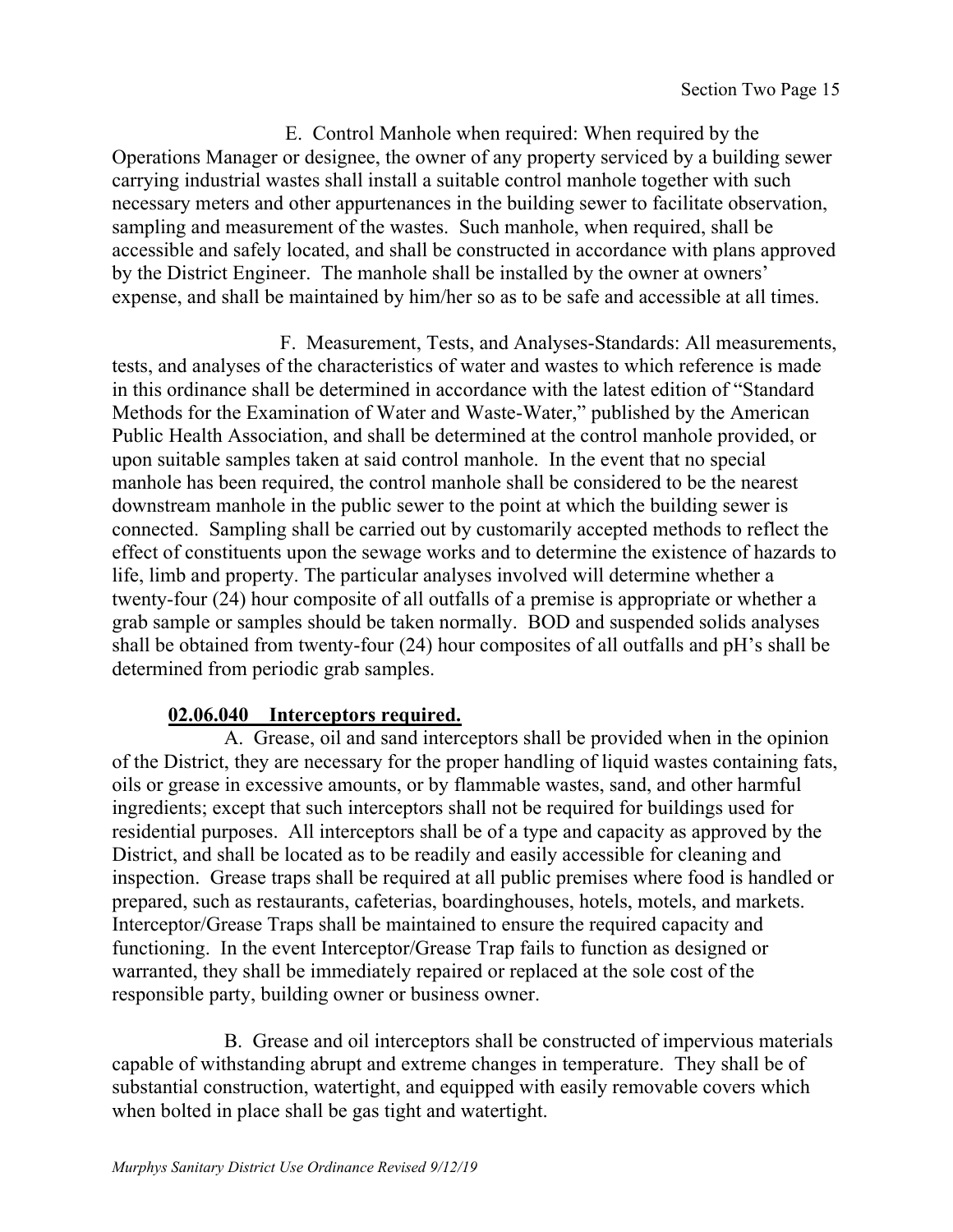E. Control Manhole when required: When required by the Operations Manager or designee, the owner of any property serviced by a building sewer carrying industrial wastes shall install a suitable control manhole together with such necessary meters and other appurtenances in the building sewer to facilitate observation, sampling and measurement of the wastes. Such manhole, when required, shall be accessible and safely located, and shall be constructed in accordance with plans approved by the District Engineer. The manhole shall be installed by the owner at owners' expense, and shall be maintained by him/her so as to be safe and accessible at all times.

F. Measurement, Tests, and Analyses-Standards: All measurements, tests, and analyses of the characteristics of water and wastes to which reference is made in this ordinance shall be determined in accordance with the latest edition of "Standard Methods for the Examination of Water and Waste-Water," published by the American Public Health Association, and shall be determined at the control manhole provided, or upon suitable samples taken at said control manhole. In the event that no special manhole has been required, the control manhole shall be considered to be the nearest downstream manhole in the public sewer to the point at which the building sewer is connected. Sampling shall be carried out by customarily accepted methods to reflect the effect of constituents upon the sewage works and to determine the existence of hazards to life, limb and property. The particular analyses involved will determine whether a twenty-four (24) hour composite of all outfalls of a premise is appropriate or whether a grab sample or samples should be taken normally. BOD and suspended solids analyses shall be obtained from twenty-four (24) hour composites of all outfalls and pH's shall be determined from periodic grab samples.

**02.06.040 Interceptors required.**

A. Grease, oil and sand interceptors shall be provided when in the opinion of the District, they are necessary for the proper handling of liquid wastes containing fats, oils or grease in excessive amounts, or by flammable wastes, sand, and other harmful ingredients; except that such interceptors shall not be required for buildings used for residential purposes. All interceptors shall be of a type and capacity as approved by the District, and shall be located as to be readily and easily accessible for cleaning and inspection. Grease traps shall be required at all public premises where food is handled or prepared, such as restaurants, cafeterias, boardinghouses, hotels, motels, and markets. Interceptor/Grease Traps shall be maintained to ensure the required capacity and functioning. In the event Interceptor/Grease Trap fails to function as designed or warranted, they shall be immediately repaired or replaced at the sole cost of the responsible party, building owner or business owner.

B. Grease and oil interceptors shall be constructed of impervious materials capable of withstanding abrupt and extreme changes in temperature. They shall be of substantial construction, watertight, and equipped with easily removable covers which when bolted in place shall be gas tight and watertight.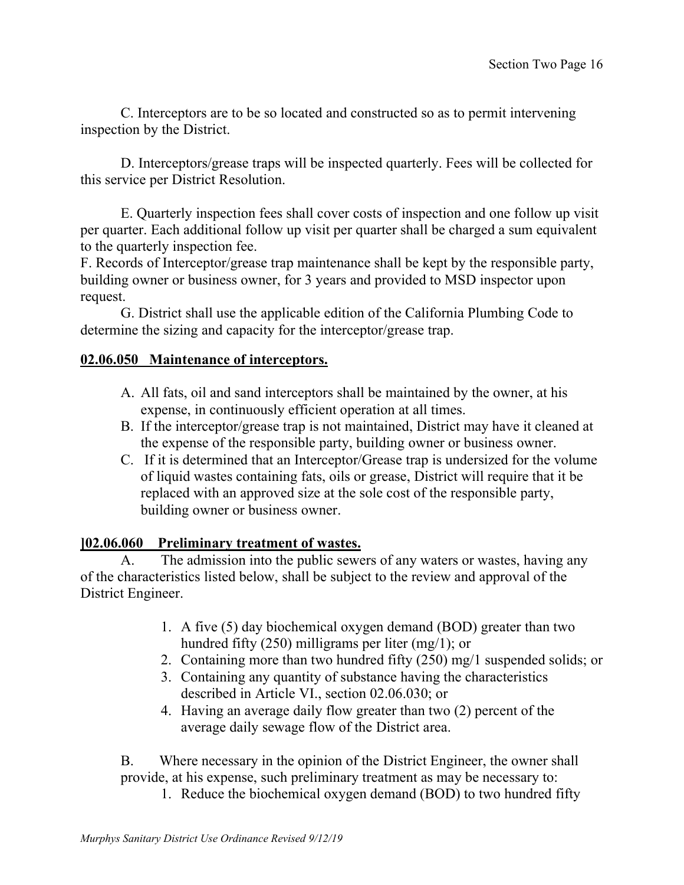C. Interceptors are to be so located and constructed so as to permit intervening inspection by the District.

D. Interceptors/grease traps will be inspected quarterly. Fees will be collected for this service per District Resolution.

E. Quarterly inspection fees shall cover costs of inspection and one follow up visit per quarter. Each additional follow up visit per quarter shall be charged a sum equivalent to the quarterly inspection fee.

F. Records of Interceptor/grease trap maintenance shall be kept by the responsible party, building owner or business owner, for 3 years and provided to MSD inspector upon request.

G. District shall use the applicable edition of the California Plumbing Code to determine the sizing and capacity for the interceptor/grease trap.

**02.06.050 Maintenance of interceptors.**

A. All fats, oil and sand interceptors shall be maintained by the owner, at his expense, in continuously efficient operation at all times.
B. If the interceptor/grease trap is not maintained, District may have it cleaned at the expense of the responsible party, building owner or business owner.
C. If it is determined that an Interceptor/Grease trap is undersized for the volume of liquid wastes containing fats, oils or grease, District will require that it be replaced with an approved size at the sole cost of the responsible party, building owner or business owner.

**]02.06.060 Preliminary treatment of wastes.**

A. The admission into the public sewers of any waters or wastes, having any of the characteristics listed below, shall be subject to the review and approval of the District Engineer.

1. A five (5) day biochemical oxygen demand (BOD) greater than two hundred fifty (250) milligrams per liter (mg/1); or
2. Containing more than two hundred fifty (250) mg/1 suspended solids; or
3. Containing any quantity of substance having the characteristics described in Article VI., section 02.06.030; or
4. Having an average daily flow greater than two (2) percent of the average daily sewage flow of the District area.

B. Where necessary in the opinion of the District Engineer, the owner shall provide, at his expense, such preliminary treatment as may be necessary to:

1. Reduce the biochemical oxygen demand (BOD) to two hundred fifty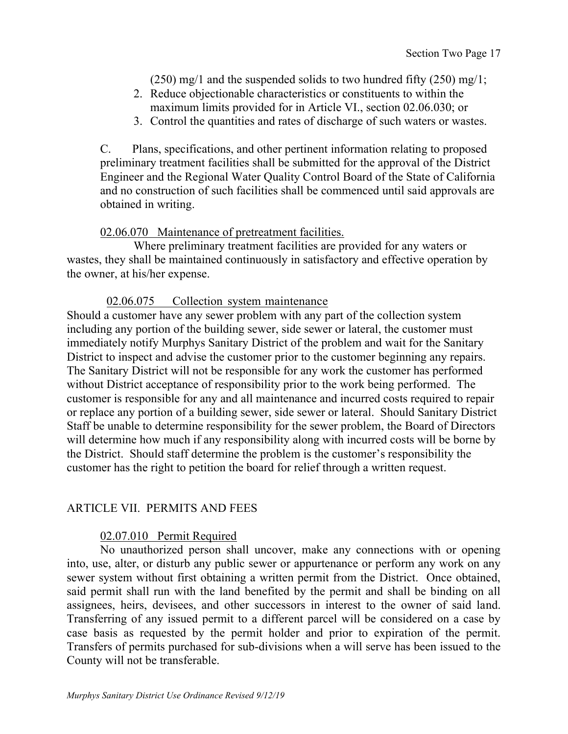(250) mg/1 and the suspended solids to two hundred fifty (250) mg/1;

2. Reduce objectionable characteristics or constituents to within the maximum limits provided for in Article VI., section 02.06.030; or
3. Control the quantities and rates of discharge of such waters or wastes.

C. Plans, specifications, and other pertinent information relating to proposed preliminary treatment facilities shall be submitted for the approval of the District Engineer and the Regional Water Quality Control Board of the State of California and no construction of such facilities shall be commenced until said approvals are obtained in writing.

02.06.070 Maintenance of pretreatment facilities.

Where preliminary treatment facilities are provided for any waters or wastes, they shall be maintained continuously in satisfactory and effective operation by the owner, at his/her expense.

02.06.075 Collection system maintenance

Should a customer have any sewer problem with any part of the collection system including any portion of the building sewer, side sewer or lateral, the customer must immediately notify Murphys Sanitary District of the problem and wait for the Sanitary District to inspect and advise the customer prior to the customer beginning any repairs. The Sanitary District will not be responsible for any work the customer has performed without District acceptance of responsibility prior to the work being performed. The customer is responsible for any and all maintenance and incurred costs required to repair or replace any portion of a building sewer, side sewer or lateral. Should Sanitary District Staff be unable to determine responsibility for the sewer problem, the Board of Directors will determine how much if any responsibility along with incurred costs will be borne by the District. Should staff determine the problem is the customer's responsibility the customer has the right to petition the board for relief through a written request.

## ARTICLE VII. PERMITS AND FEES

02.07.010 Permit Required

No unauthorized person shall uncover, make any connections with or opening into, use, alter, or disturb any public sewer or appurtenance or perform any work on any sewer system without first obtaining a written permit from the District. Once obtained, said permit shall run with the land benefited by the permit and shall be binding on all assignees, heirs, devisees, and other successors in interest to the owner of said land. Transferring of any issued permit to a different parcel will be considered on a case by case basis as requested by the permit holder and prior to expiration of the permit. Transfers of permits purchased for sub-divisions when a will serve has been issued to the County will not be transferable.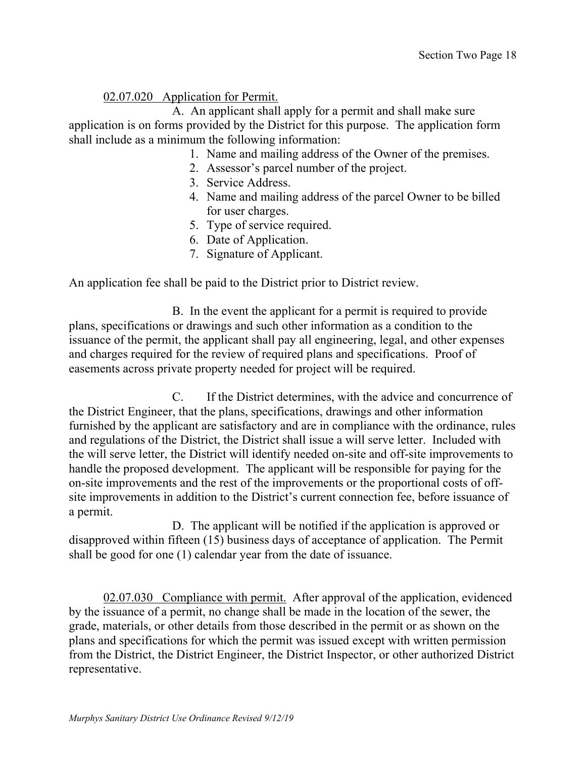<u>02.07.020 Application for Permit.</u>

A. An applicant shall apply for a permit and shall make sure application is on forms provided by the District for this purpose. The application form shall include as a minimum the following information:

1. Name and mailing address of the Owner of the premises.
2. Assessor's parcel number of the project.
3. Service Address.
4. Name and mailing address of the parcel Owner to be billed for user charges.
5. Type of service required.
6. Date of Application.
7. Signature of Applicant.

An application fee shall be paid to the District prior to District review.

B. In the event the applicant for a permit is required to provide plans, specifications or drawings and such other information as a condition to the issuance of the permit, the applicant shall pay all engineering, legal, and other expenses and charges required for the review of required plans and specifications. Proof of easements across private property needed for project will be required.

C. If the District determines, with the advice and concurrence of the District Engineer, that the plans, specifications, drawings and other information furnished by the applicant are satisfactory and are in compliance with the ordinance, rules and regulations of the District, the District shall issue a will serve letter. Included with the will serve letter, the District will identify needed on-site and off-site improvements to handle the proposed development. The applicant will be responsible for paying for the on-site improvements and the rest of the improvements or the proportional costs of off-site improvements in addition to the District's current connection fee, before issuance of a permit.

D. The applicant will be notified if the application is approved or disapproved within fifteen (15) business days of acceptance of application. The Permit shall be good for one (1) calendar year from the date of issuance.

<u>02.07.030 Compliance with permit.</u> After approval of the application, evidenced by the issuance of a permit, no change shall be made in the location of the sewer, the grade, materials, or other details from those described in the permit or as shown on the plans and specifications for which the permit was issued except with written permission from the District, the District Engineer, the District Inspector, or other authorized District representative.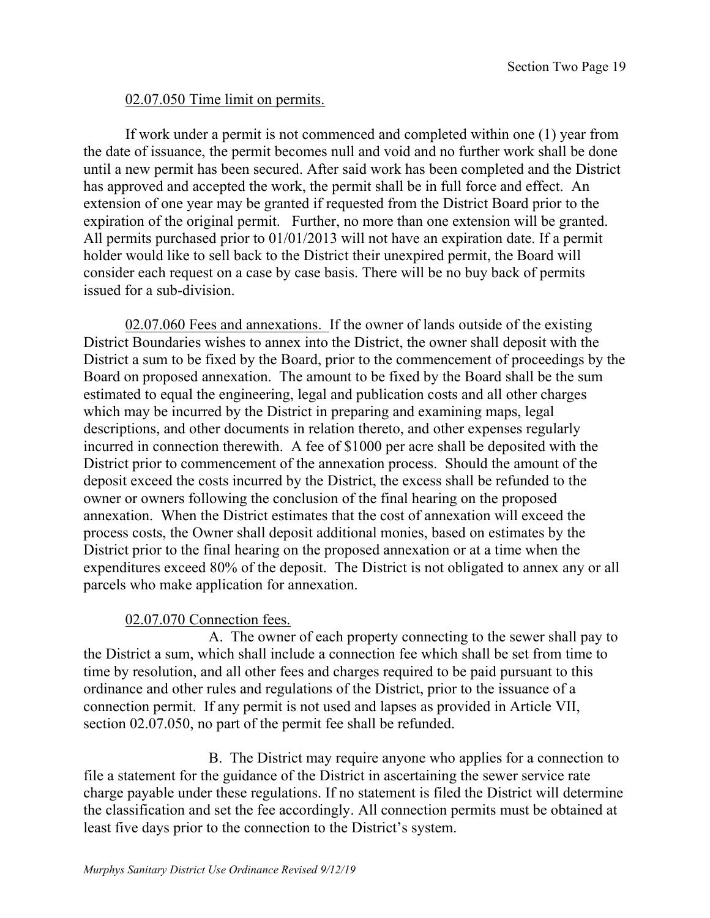02.07.050 Time limit on permits.

If work under a permit is not commenced and completed within one (1) year from the date of issuance, the permit becomes null and void and no further work shall be done until a new permit has been secured. After said work has been completed and the District has approved and accepted the work, the permit shall be in full force and effect. An extension of one year may be granted if requested from the District Board prior to the expiration of the original permit. Further, no more than one extension will be granted. All permits purchased prior to 01/01/2013 will not have an expiration date. If a permit holder would like to sell back to the District their unexpired permit, the Board will consider each request on a case by case basis. There will be no buy back of permits issued for a sub-division.

02.07.060 Fees and annexations. If the owner of lands outside of the existing District Boundaries wishes to annex into the District, the owner shall deposit with the District a sum to be fixed by the Board, prior to the commencement of proceedings by the Board on proposed annexation. The amount to be fixed by the Board shall be the sum estimated to equal the engineering, legal and publication costs and all other charges which may be incurred by the District in preparing and examining maps, legal descriptions, and other documents in relation thereto, and other expenses regularly incurred in connection therewith. A fee of $1000 per acre shall be deposited with the District prior to commencement of the annexation process. Should the amount of the deposit exceed the costs incurred by the District, the excess shall be refunded to the owner or owners following the conclusion of the final hearing on the proposed annexation. When the District estimates that the cost of annexation will exceed the process costs, the Owner shall deposit additional monies, based on estimates by the District prior to the final hearing on the proposed annexation or at a time when the expenditures exceed 80% of the deposit. The District is not obligated to annex any or all parcels who make application for annexation.

02.07.070 Connection fees.

A. The owner of each property connecting to the sewer shall pay to the District a sum, which shall include a connection fee which shall be set from time to time by resolution, and all other fees and charges required to be paid pursuant to this ordinance and other rules and regulations of the District, prior to the issuance of a connection permit. If any permit is not used and lapses as provided in Article VII, section 02.07.050, no part of the permit fee shall be refunded.

B. The District may require anyone who applies for a connection to file a statement for the guidance of the District in ascertaining the sewer service rate charge payable under these regulations. If no statement is filed the District will determine the classification and set the fee accordingly. All connection permits must be obtained at least five days prior to the connection to the District's system.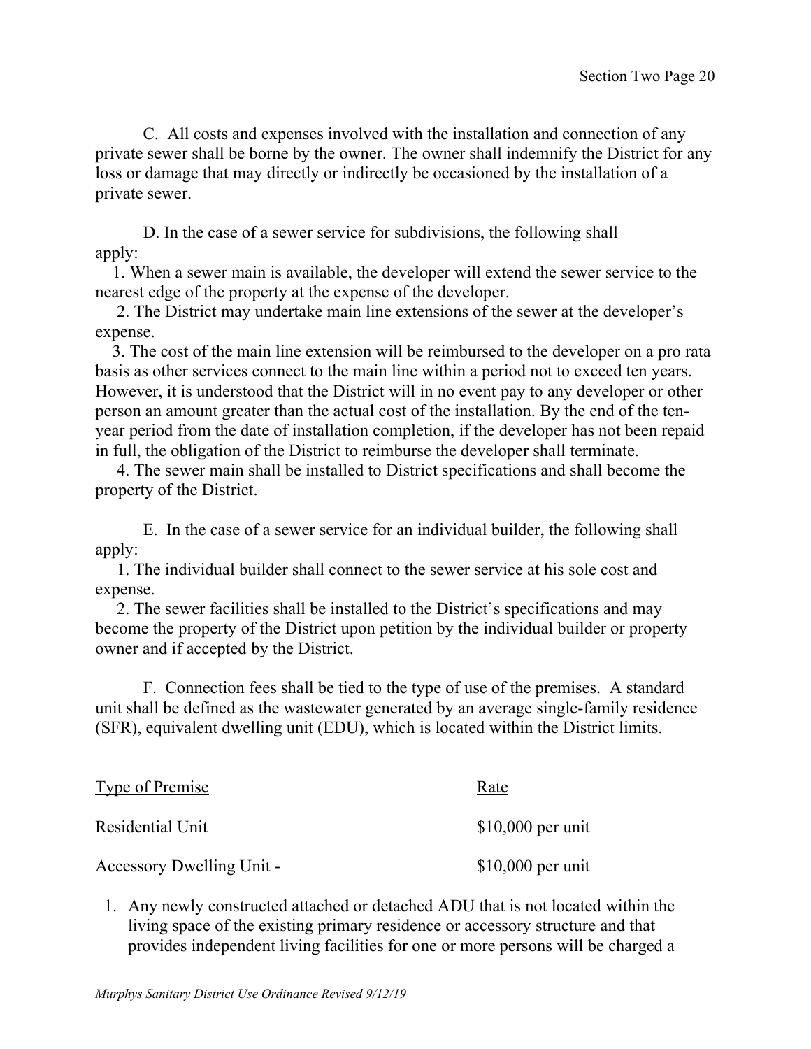C. All costs and expenses involved with the installation and connection of any private sewer shall be borne by the owner. The owner shall indemnify the District for any loss or damage that may directly or indirectly be occasioned by the installation of a private sewer.

D. In the case of a sewer service for subdivisions, the following shall apply:

1. When a sewer main is available, the developer will extend the sewer service to the nearest edge of the property at the expense of the developer.
2. The District may undertake main line extensions of the sewer at the developer's expense.
3. The cost of the main line extension will be reimbursed to the developer on a pro rata basis as other services connect to the main line within a period not to exceed ten years. However, it is understood that the District will in no event pay to any developer or other person an amount greater than the actual cost of the installation. By the end of the ten-year period from the date of installation completion, if the developer has not been repaid in full, the obligation of the District to reimburse the developer shall terminate.
4. The sewer main shall be installed to District specifications and shall become the property of the District.

E. In the case of a sewer service for an individual builder, the following shall apply:

1. The individual builder shall connect to the sewer service at his sole cost and expense.
2. The sewer facilities shall be installed to the District's specifications and may become the property of the District upon petition by the individual builder or property owner and if accepted by the District.

F. Connection fees shall be tied to the type of use of the premises. A standard unit shall be defined as the wastewater generated by an average single-family residence (SFR), equivalent dwelling unit (EDU), which is located within the District limits.

| Type of Premise | Rate |
|---|---|
| Residential Unit | $10,000 per unit |
| Accessory Dwelling Unit - | $10,000 per unit |

1. Any newly constructed attached or detached ADU that is not located within the living space of the existing primary residence or accessory structure and that provides independent living facilities for one or more persons will be charged a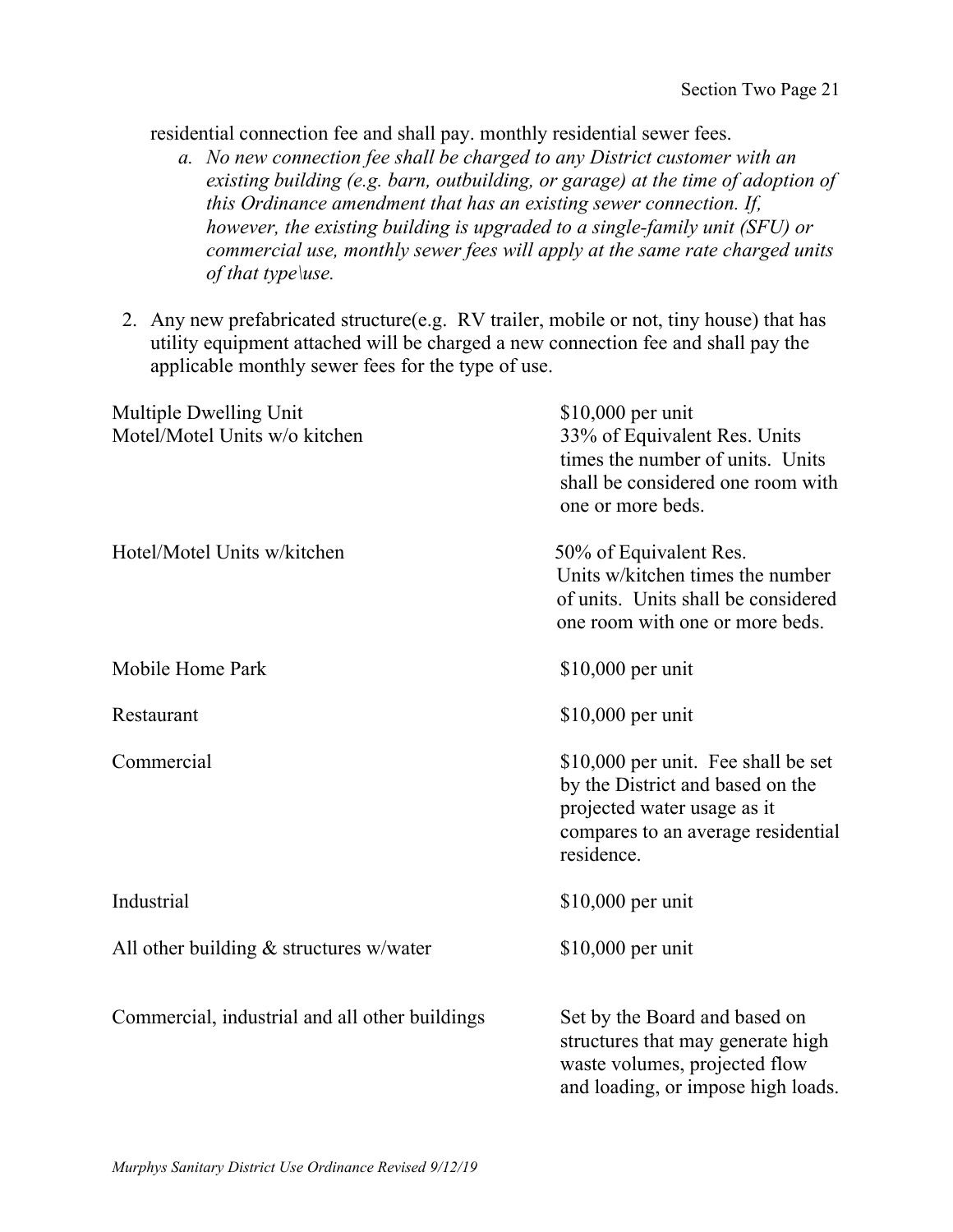residential connection fee and shall pay. monthly residential sewer fees.

   a. *No new connection fee shall be charged to any District customer with an existing building (e.g. barn, outbuilding, or garage) at the time of adoption of this Ordinance amendment that has an existing sewer connection. If, however, the existing building is upgraded to a single-family unit (SFU) or commercial use, monthly sewer fees will apply at the same rate charged units of that type\use.*

2. Any new prefabricated structure(e.g. RV trailer, mobile or not, tiny house) that has utility equipment attached will be charged a new connection fee and shall pay the applicable monthly sewer fees for the type of use.

| | |
|---|---|
| Multiple Dwelling Unit | $10,000 per unit |
| Motel/Motel Units w/o kitchen | 33% of Equivalent Res. Units times the number of units. Units shall be considered one room with one or more beds. |
| Hotel/Motel Units w/kitchen | 50% of Equivalent Res. Units w/kitchen times the number of units. Units shall be considered one room with one or more beds. |
| Mobile Home Park | $10,000 per unit |
| Restaurant | $10,000 per unit |
| Commercial | $10,000 per unit. Fee shall be set by the District and based on the projected water usage as it compares to an average residential residence. |
| Industrial | $10,000 per unit |
| All other building & structures w/water | $10,000 per unit |
| Commercial, industrial and all other buildings | Set by the Board and based on structures that may generate high waste volumes, projected flow and loading, or impose high loads. |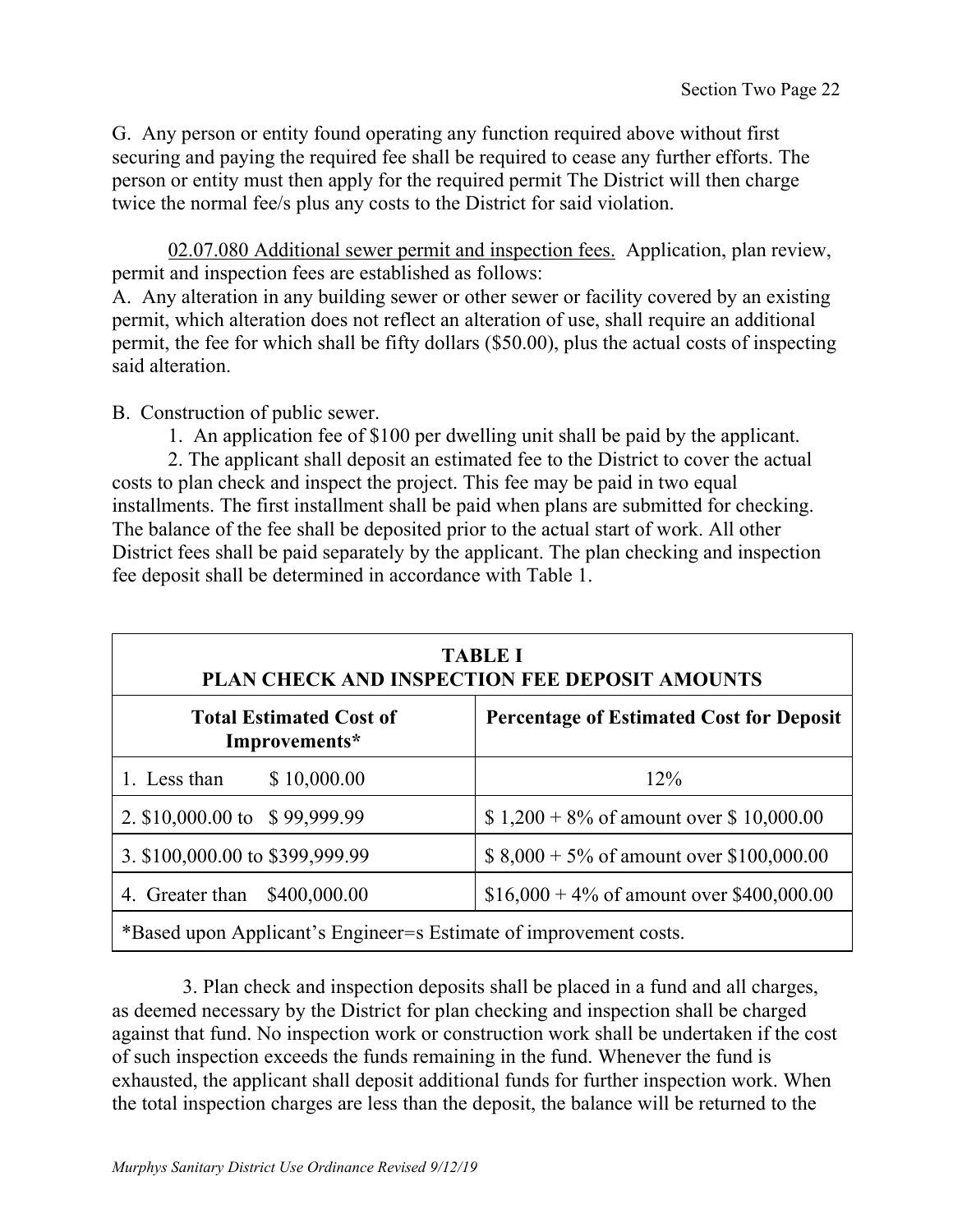G. Any person or entity found operating any function required above without first securing and paying the required fee shall be required to cease any further efforts. The person or entity must then apply for the required permit The District will then charge twice the normal fee/s plus any costs to the District for said violation.

02.07.080 Additional sewer permit and inspection fees. Application, plan review, permit and inspection fees are established as follows:

A. Any alteration in any building sewer or other sewer or facility covered by an existing permit, which alteration does not reflect an alteration of use, shall require an additional permit, the fee for which shall be fifty dollars ($50.00), plus the actual costs of inspecting said alteration.

B. Construction of public sewer.

1. An application fee of $100 per dwelling unit shall be paid by the applicant.

2. The applicant shall deposit an estimated fee to the District to cover the actual costs to plan check and inspect the project. This fee may be paid in two equal installments. The first installment shall be paid when plans are submitted for checking. The balance of the fee shall be deposited prior to the actual start of work. All other District fees shall be paid separately by the applicant. The plan checking and inspection fee deposit shall be determined in accordance with Table 1.

**TABLE I**
**PLAN CHECK AND INSPECTION FEE DEPOSIT AMOUNTS**

| Total Estimated Cost of Improvements* | Percentage of Estimated Cost for Deposit |
|---|---|
| 1. Less than $ 10,000.00 | 12% |
| 2. $10,000.00 to $ 99,999.99 | $ 1,200 + 8% of amount over $ 10,000.00 |
| 3. $100,000.00 to $399,999.99 | $ 8,000 + 5% of amount over $100,000.00 |
| 4. Greater than $400,000.00 | $16,000 + 4% of amount over $400,000.00 |

*Based upon Applicant's Engineer=s Estimate of improvement costs.

3. Plan check and inspection deposits shall be placed in a fund and all charges, as deemed necessary by the District for plan checking and inspection shall be charged against that fund. No inspection work or construction work shall be undertaken if the cost of such inspection exceeds the funds remaining in the fund. Whenever the fund is exhausted, the applicant shall deposit additional funds for further inspection work. When the total inspection charges are less than the deposit, the balance will be returned to the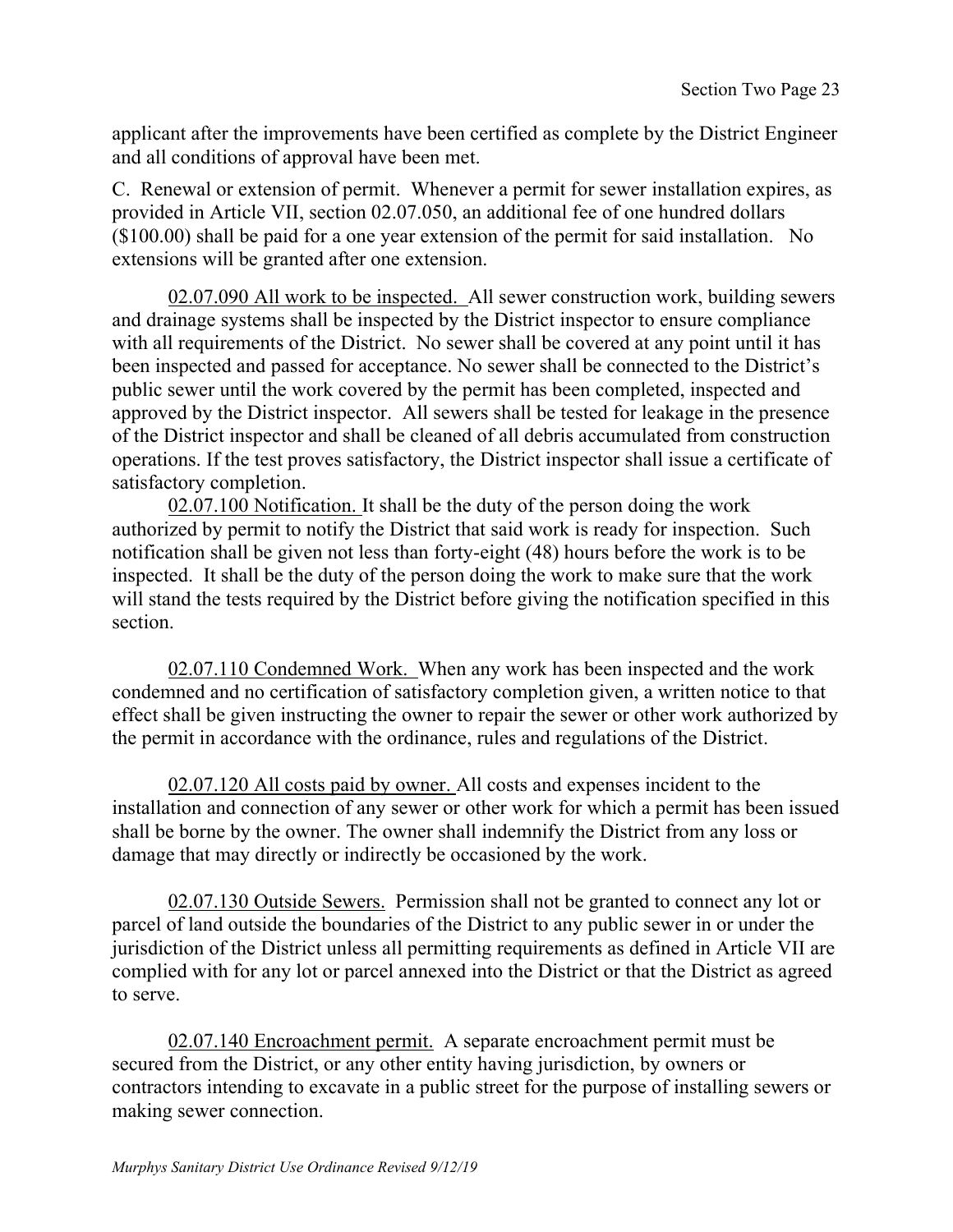applicant after the improvements have been certified as complete by the District Engineer and all conditions of approval have been met.

C. Renewal or extension of permit. Whenever a permit for sewer installation expires, as provided in Article VII, section 02.07.050, an additional fee of one hundred dollars ($100.00) shall be paid for a one year extension of the permit for said installation. No extensions will be granted after one extension.

<u>02.07.090 All work to be inspected.</u> All sewer construction work, building sewers and drainage systems shall be inspected by the District inspector to ensure compliance with all requirements of the District. No sewer shall be covered at any point until it has been inspected and passed for acceptance. No sewer shall be connected to the District's public sewer until the work covered by the permit has been completed, inspected and approved by the District inspector. All sewers shall be tested for leakage in the presence of the District inspector and shall be cleaned of all debris accumulated from construction operations. If the test proves satisfactory, the District inspector shall issue a certificate of satisfactory completion.

<u>02.07.100 Notification.</u> It shall be the duty of the person doing the work authorized by permit to notify the District that said work is ready for inspection. Such notification shall be given not less than forty-eight (48) hours before the work is to be inspected. It shall be the duty of the person doing the work to make sure that the work will stand the tests required by the District before giving the notification specified in this section.

<u>02.07.110 Condemned Work.</u> When any work has been inspected and the work condemned and no certification of satisfactory completion given, a written notice to that effect shall be given instructing the owner to repair the sewer or other work authorized by the permit in accordance with the ordinance, rules and regulations of the District.

<u>02.07.120 All costs paid by owner.</u> All costs and expenses incident to the installation and connection of any sewer or other work for which a permit has been issued shall be borne by the owner. The owner shall indemnify the District from any loss or damage that may directly or indirectly be occasioned by the work.

<u>02.07.130 Outside Sewers.</u> Permission shall not be granted to connect any lot or parcel of land outside the boundaries of the District to any public sewer in or under the jurisdiction of the District unless all permitting requirements as defined in Article VII are complied with for any lot or parcel annexed into the District or that the District as agreed to serve.

<u>02.07.140 Encroachment permit.</u> A separate encroachment permit must be secured from the District, or any other entity having jurisdiction, by owners or contractors intending to excavate in a public street for the purpose of installing sewers or making sewer connection.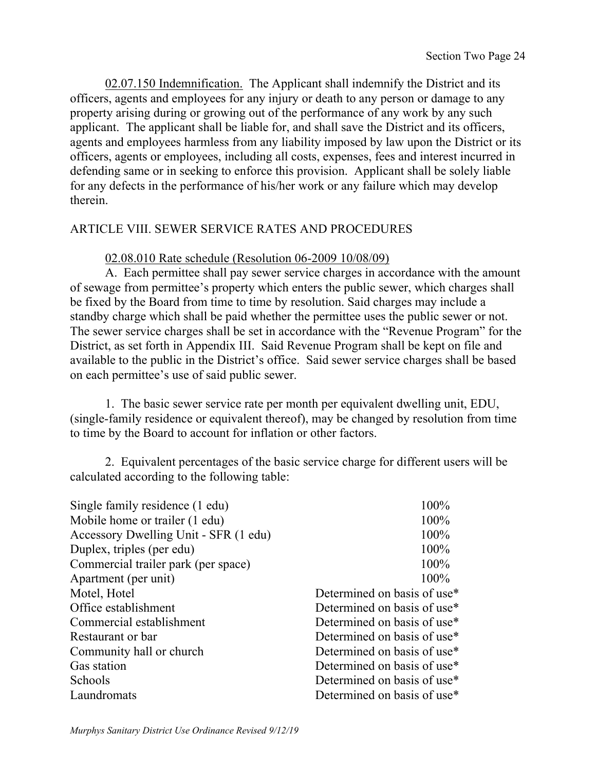02.07.150 Indemnification. The Applicant shall indemnify the District and its officers, agents and employees for any injury or death to any person or damage to any property arising during or growing out of the performance of any work by any such applicant. The applicant shall be liable for, and shall save the District and its officers, agents and employees harmless from any liability imposed by law upon the District or its officers, agents or employees, including all costs, expenses, fees and interest incurred in defending same or in seeking to enforce this provision. Applicant shall be solely liable for any defects in the performance of his/her work or any failure which may develop therein.

## ARTICLE VIII. SEWER SERVICE RATES AND PROCEDURES

02.08.010 Rate schedule (Resolution 06-2009 10/08/09)

A. Each permittee shall pay sewer service charges in accordance with the amount of sewage from permittee's property which enters the public sewer, which charges shall be fixed by the Board from time to time by resolution. Said charges may include a standby charge which shall be paid whether the permittee uses the public sewer or not. The sewer service charges shall be set in accordance with the "Revenue Program" for the District, as set forth in Appendix III. Said Revenue Program shall be kept on file and available to the public in the District's office. Said sewer service charges shall be based on each permittee's use of said public sewer.

1. The basic sewer service rate per month per equivalent dwelling unit, EDU, (single-family residence or equivalent thereof), may be changed by resolution from time to time by the Board to account for inflation or other factors.

2. Equivalent percentages of the basic service charge for different users will be calculated according to the following table:

| | |
|---|---|
| Single family residence (1 edu) | 100% |
| Mobile home or trailer (1 edu) | 100% |
| Accessory Dwelling Unit - SFR (1 edu) | 100% |
| Duplex, triples (per edu) | 100% |
| Commercial trailer park (per space) | 100% |
| Apartment (per unit) | 100% |
| Motel, Hotel | Determined on basis of use* |
| Office establishment | Determined on basis of use* |
| Commercial establishment | Determined on basis of use* |
| Restaurant or bar | Determined on basis of use* |
| Community hall or church | Determined on basis of use* |
| Gas station | Determined on basis of use* |
| Schools | Determined on basis of use* |
| Laundromats | Determined on basis of use* |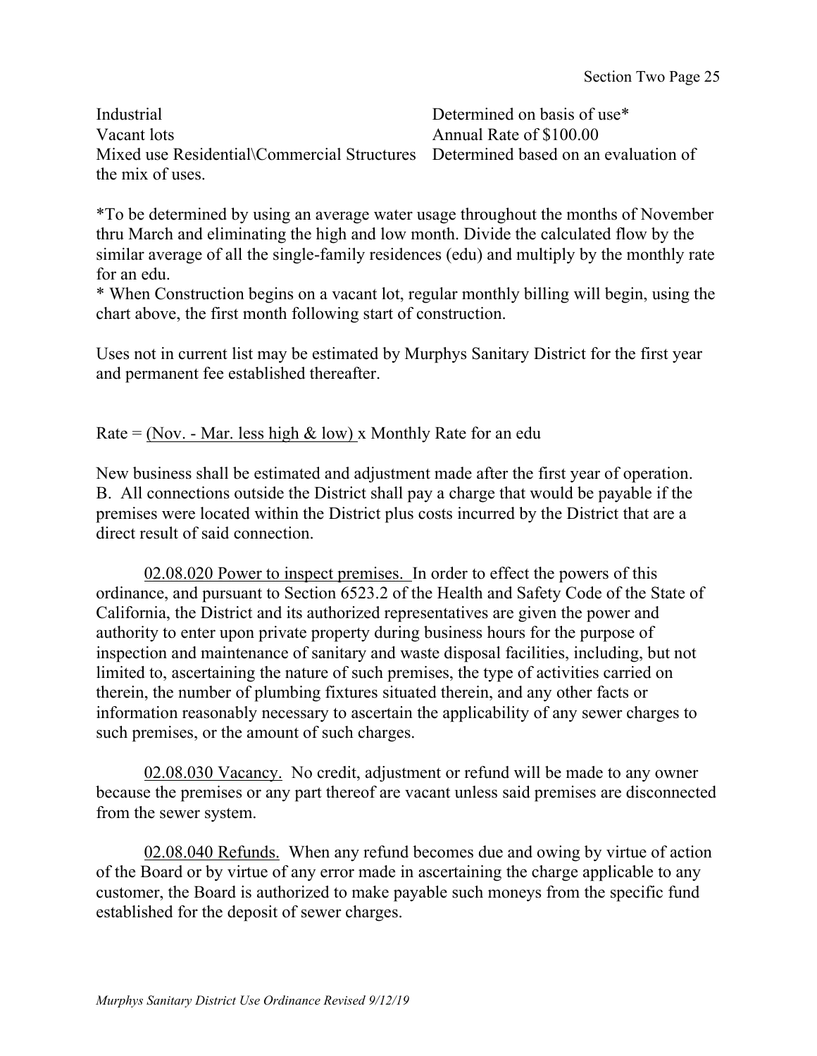| | |
|---|---|
| Industrial | Determined on basis of use* |
| Vacant lots | Annual Rate of $100.00 |
| Mixed use Residential\Commercial Structures | Determined based on an evaluation of the mix of uses. |

*To be determined by using an average water usage throughout the months of November thru March and eliminating the high and low month. Divide the calculated flow by the similar average of all the single-family residences (edu) and multiply by the monthly rate for an edu.

* When Construction begins on a vacant lot, regular monthly billing will begin, using the chart above, the first month following start of construction.

Uses not in current list may be estimated by Murphys Sanitary District for the first year and permanent fee established thereafter.

Rate = <u>(Nov. - Mar. less high & low)</u> x Monthly Rate for an edu

New business shall be estimated and adjustment made after the first year of operation.

B. All connections outside the District shall pay a charge that would be payable if the premises were located within the District plus costs incurred by the District that are a direct result of said connection.

<u>02.08.020 Power to inspect premises.</u> In order to effect the powers of this ordinance, and pursuant to Section 6523.2 of the Health and Safety Code of the State of California, the District and its authorized representatives are given the power and authority to enter upon private property during business hours for the purpose of inspection and maintenance of sanitary and waste disposal facilities, including, but not limited to, ascertaining the nature of such premises, the type of activities carried on therein, the number of plumbing fixtures situated therein, and any other facts or information reasonably necessary to ascertain the applicability of any sewer charges to such premises, or the amount of such charges.

<u>02.08.030 Vacancy.</u> No credit, adjustment or refund will be made to any owner because the premises or any part thereof are vacant unless said premises are disconnected from the sewer system.

<u>02.08.040 Refunds.</u> When any refund becomes due and owing by virtue of action of the Board or by virtue of any error made in ascertaining the charge applicable to any customer, the Board is authorized to make payable such moneys from the specific fund established for the deposit of sewer charges.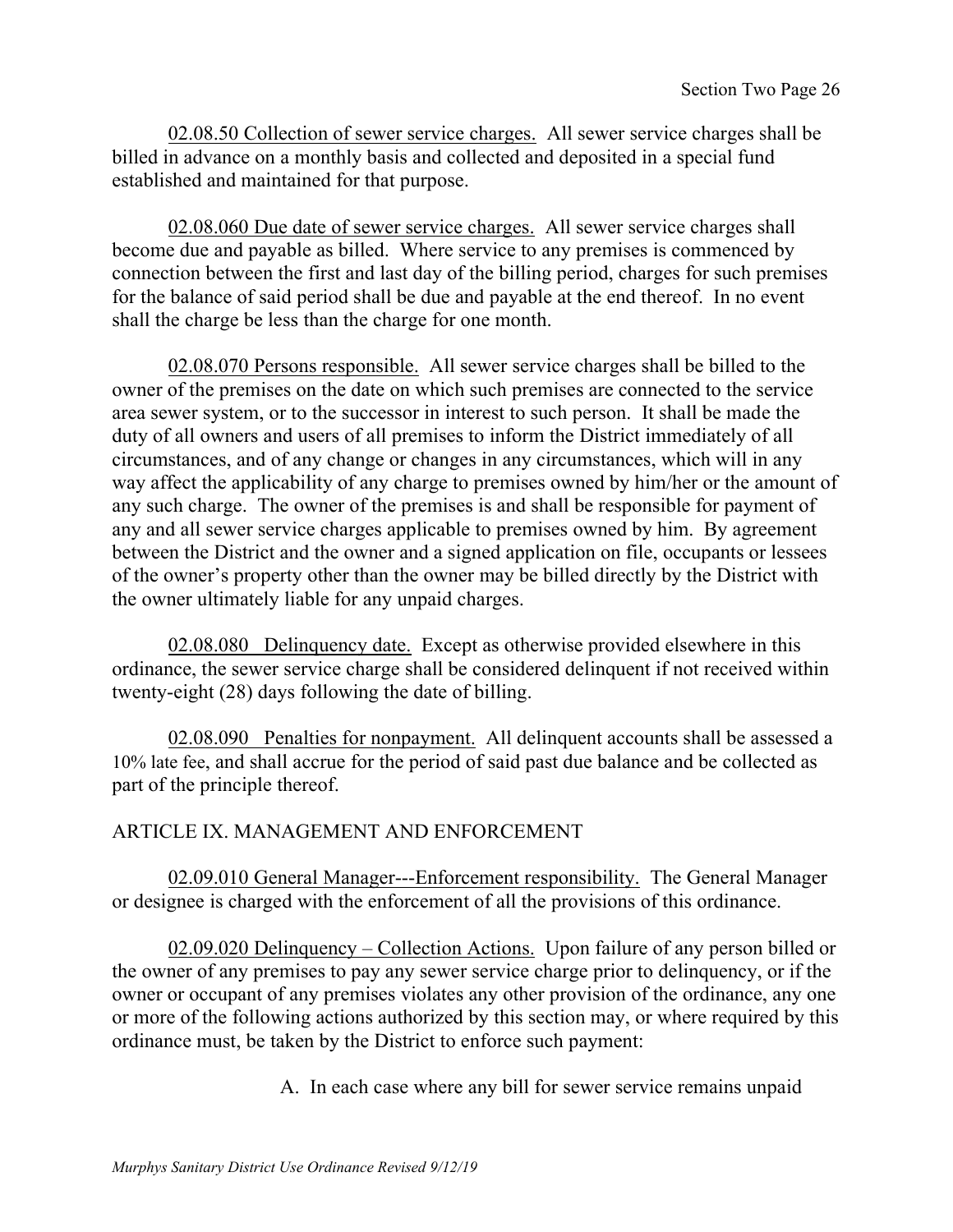<u>02.08.50 Collection of sewer service charges.</u> All sewer service charges shall be billed in advance on a monthly basis and collected and deposited in a special fund established and maintained for that purpose.

<u>02.08.060 Due date of sewer service charges.</u> All sewer service charges shall become due and payable as billed. Where service to any premises is commenced by connection between the first and last day of the billing period, charges for such premises for the balance of said period shall be due and payable at the end thereof. In no event shall the charge be less than the charge for one month.

<u>02.08.070 Persons responsible.</u> All sewer service charges shall be billed to the owner of the premises on the date on which such premises are connected to the service area sewer system, or to the successor in interest to such person. It shall be made the duty of all owners and users of all premises to inform the District immediately of all circumstances, and of any change or changes in any circumstances, which will in any way affect the applicability of any charge to premises owned by him/her or the amount of any such charge. The owner of the premises is and shall be responsible for payment of any and all sewer service charges applicable to premises owned by him. By agreement between the District and the owner and a signed application on file, occupants or lessees of the owner's property other than the owner may be billed directly by the District with the owner ultimately liable for any unpaid charges.

<u>02.08.080 Delinquency date.</u> Except as otherwise provided elsewhere in this ordinance, the sewer service charge shall be considered delinquent if not received within twenty-eight (28) days following the date of billing.

<u>02.08.090 Penalties for nonpayment.</u> All delinquent accounts shall be assessed a 10% late fee, and shall accrue for the period of said past due balance and be collected as part of the principle thereof.

## ARTICLE IX. MANAGEMENT AND ENFORCEMENT

<u>02.09.010 General Manager---Enforcement responsibility.</u> The General Manager or designee is charged with the enforcement of all the provisions of this ordinance.

<u>02.09.020 Delinquency – Collection Actions.</u> Upon failure of any person billed or the owner of any premises to pay any sewer service charge prior to delinquency, or if the owner or occupant of any premises violates any other provision of the ordinance, any one or more of the following actions authorized by this section may, or where required by this ordinance must, be taken by the District to enforce such payment:

A. In each case where any bill for sewer service remains unpaid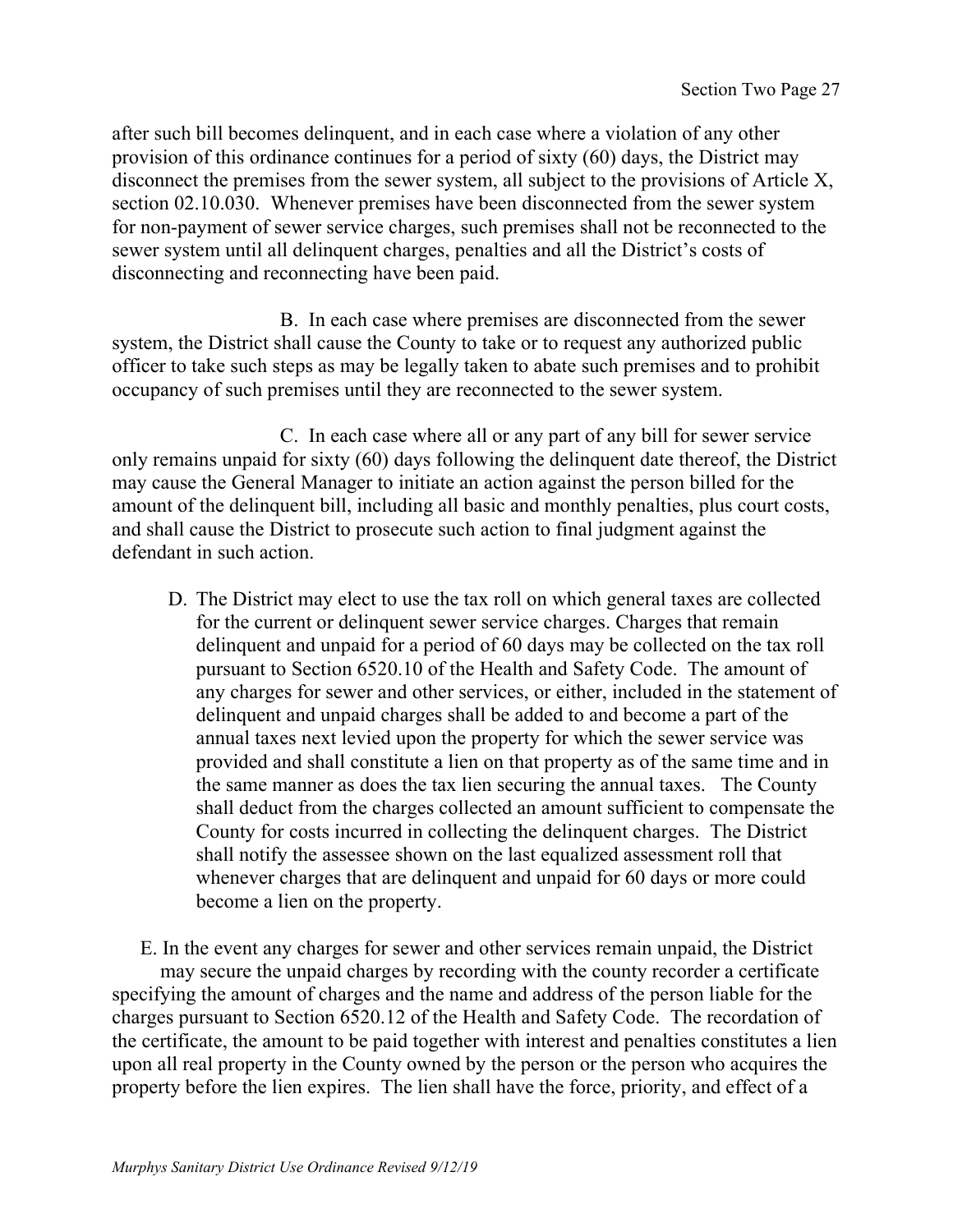after such bill becomes delinquent, and in each case where a violation of any other provision of this ordinance continues for a period of sixty (60) days, the District may disconnect the premises from the sewer system, all subject to the provisions of Article X, section 02.10.030. Whenever premises have been disconnected from the sewer system for non-payment of sewer service charges, such premises shall not be reconnected to the sewer system until all delinquent charges, penalties and all the District's costs of disconnecting and reconnecting have been paid.

B. In each case where premises are disconnected from the sewer system, the District shall cause the County to take or to request any authorized public officer to take such steps as may be legally taken to abate such premises and to prohibit occupancy of such premises until they are reconnected to the sewer system.

C. In each case where all or any part of any bill for sewer service only remains unpaid for sixty (60) days following the delinquent date thereof, the District may cause the General Manager to initiate an action against the person billed for the amount of the delinquent bill, including all basic and monthly penalties, plus court costs, and shall cause the District to prosecute such action to final judgment against the defendant in such action.

D. The District may elect to use the tax roll on which general taxes are collected for the current or delinquent sewer service charges. Charges that remain delinquent and unpaid for a period of 60 days may be collected on the tax roll pursuant to Section 6520.10 of the Health and Safety Code. The amount of any charges for sewer and other services, or either, included in the statement of delinquent and unpaid charges shall be added to and become a part of the annual taxes next levied upon the property for which the sewer service was provided and shall constitute a lien on that property as of the same time and in the same manner as does the tax lien securing the annual taxes. The County shall deduct from the charges collected an amount sufficient to compensate the County for costs incurred in collecting the delinquent charges. The District shall notify the assessee shown on the last equalized assessment roll that whenever charges that are delinquent and unpaid for 60 days or more could become a lien on the property.

E. In the event any charges for sewer and other services remain unpaid, the District may secure the unpaid charges by recording with the county recorder a certificate specifying the amount of charges and the name and address of the person liable for the charges pursuant to Section 6520.12 of the Health and Safety Code. The recordation of the certificate, the amount to be paid together with interest and penalties constitutes a lien upon all real property in the County owned by the person or the person who acquires the property before the lien expires. The lien shall have the force, priority, and effect of a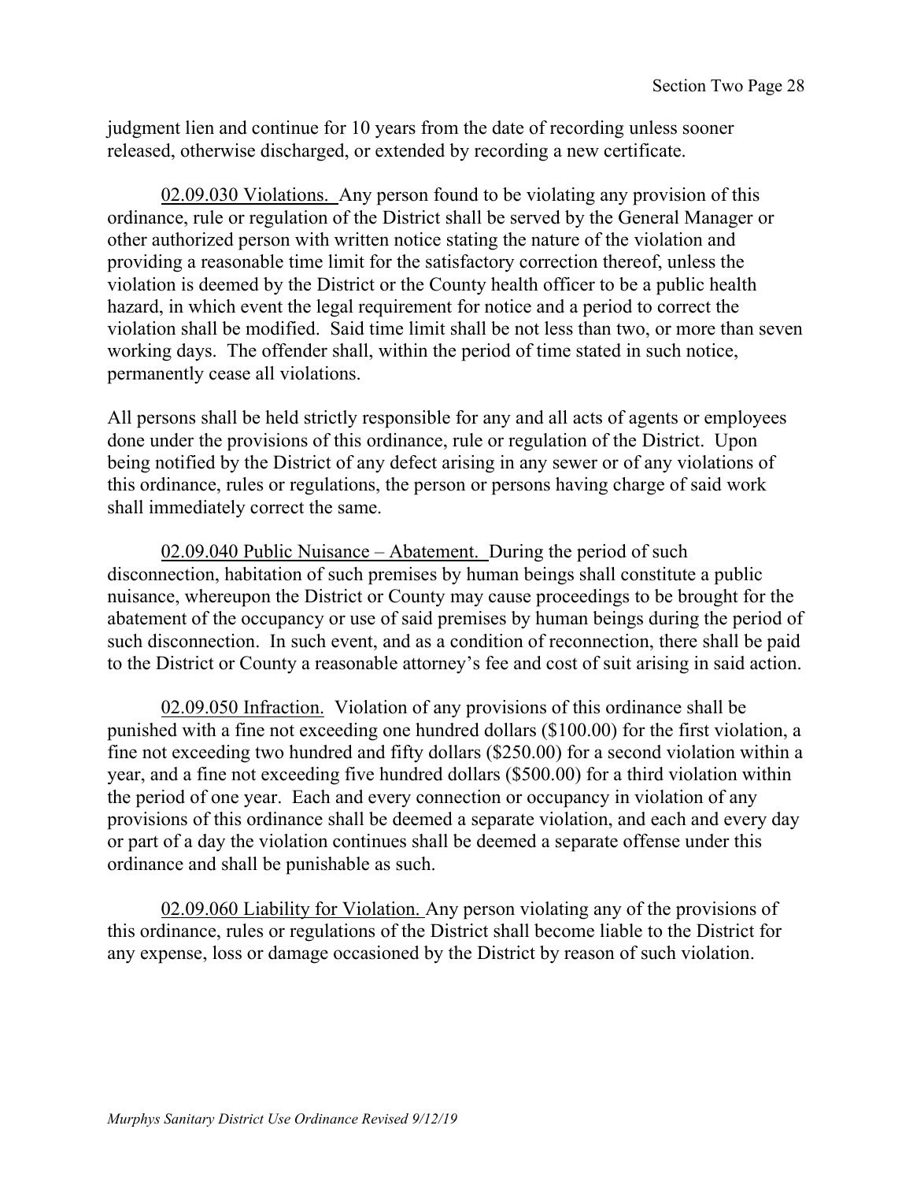judgment lien and continue for 10 years from the date of recording unless sooner released, otherwise discharged, or extended by recording a new certificate.

02.09.030 Violations. Any person found to be violating any provision of this ordinance, rule or regulation of the District shall be served by the General Manager or other authorized person with written notice stating the nature of the violation and providing a reasonable time limit for the satisfactory correction thereof, unless the violation is deemed by the District or the County health officer to be a public health hazard, in which event the legal requirement for notice and a period to correct the violation shall be modified. Said time limit shall be not less than two, or more than seven working days. The offender shall, within the period of time stated in such notice, permanently cease all violations.

All persons shall be held strictly responsible for any and all acts of agents or employees done under the provisions of this ordinance, rule or regulation of the District. Upon being notified by the District of any defect arising in any sewer or of any violations of this ordinance, rules or regulations, the person or persons having charge of said work shall immediately correct the same.

02.09.040 Public Nuisance – Abatement. During the period of such disconnection, habitation of such premises by human beings shall constitute a public nuisance, whereupon the District or County may cause proceedings to be brought for the abatement of the occupancy or use of said premises by human beings during the period of such disconnection. In such event, and as a condition of reconnection, there shall be paid to the District or County a reasonable attorney's fee and cost of suit arising in said action.

02.09.050 Infraction. Violation of any provisions of this ordinance shall be punished with a fine not exceeding one hundred dollars ($100.00) for the first violation, a fine not exceeding two hundred and fifty dollars ($250.00) for a second violation within a year, and a fine not exceeding five hundred dollars ($500.00) for a third violation within the period of one year. Each and every connection or occupancy in violation of any provisions of this ordinance shall be deemed a separate violation, and each and every day or part of a day the violation continues shall be deemed a separate offense under this ordinance and shall be punishable as such.

02.09.060 Liability for Violation. Any person violating any of the provisions of this ordinance, rules or regulations of the District shall become liable to the District for any expense, loss or damage occasioned by the District by reason of such violation.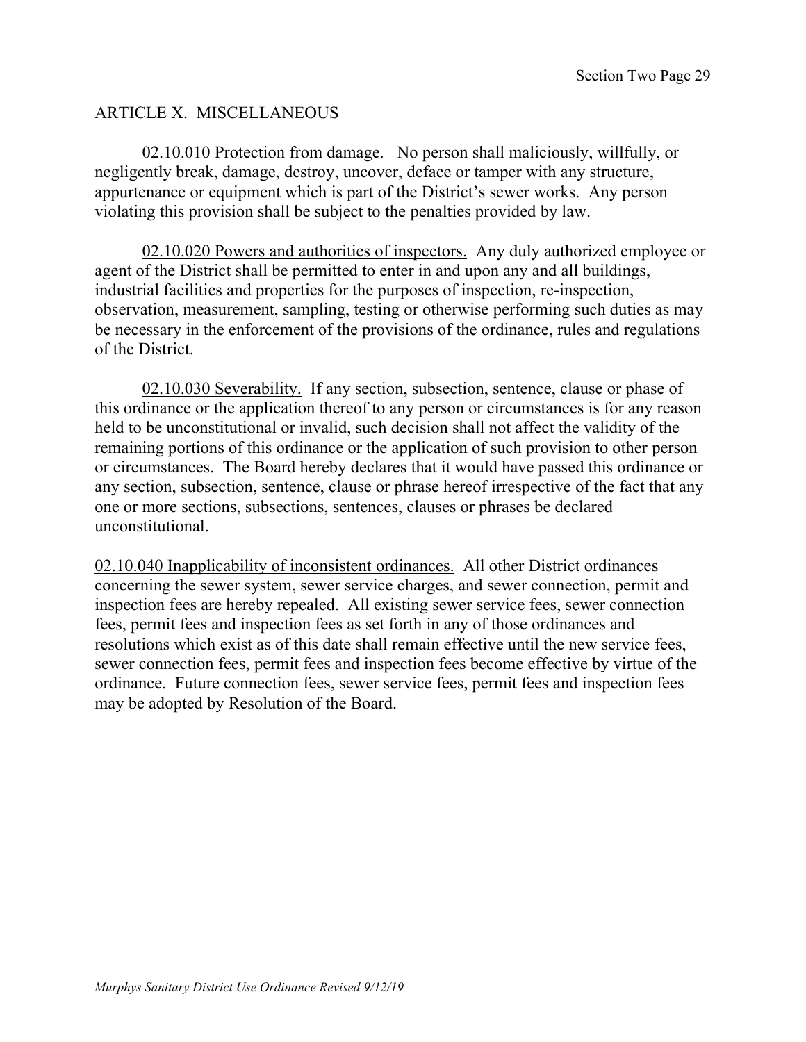## ARTICLE X. MISCELLANEOUS

02.10.010 Protection from damage. No person shall maliciously, willfully, or negligently break, damage, destroy, uncover, deface or tamper with any structure, appurtenance or equipment which is part of the District's sewer works. Any person violating this provision shall be subject to the penalties provided by law.

02.10.020 Powers and authorities of inspectors. Any duly authorized employee or agent of the District shall be permitted to enter in and upon any and all buildings, industrial facilities and properties for the purposes of inspection, re-inspection, observation, measurement, sampling, testing or otherwise performing such duties as may be necessary in the enforcement of the provisions of the ordinance, rules and regulations of the District.

02.10.030 Severability. If any section, subsection, sentence, clause or phase of this ordinance or the application thereof to any person or circumstances is for any reason held to be unconstitutional or invalid, such decision shall not affect the validity of the remaining portions of this ordinance or the application of such provision to other person or circumstances. The Board hereby declares that it would have passed this ordinance or any section, subsection, sentence, clause or phrase hereof irrespective of the fact that any one or more sections, subsections, sentences, clauses or phrases be declared unconstitutional.

02.10.040 Inapplicability of inconsistent ordinances. All other District ordinances concerning the sewer system, sewer service charges, and sewer connection, permit and inspection fees are hereby repealed. All existing sewer service fees, sewer connection fees, permit fees and inspection fees as set forth in any of those ordinances and resolutions which exist as of this date shall remain effective until the new service fees, sewer connection fees, permit fees and inspection fees become effective by virtue of the ordinance. Future connection fees, sewer service fees, permit fees and inspection fees may be adopted by Resolution of the Board.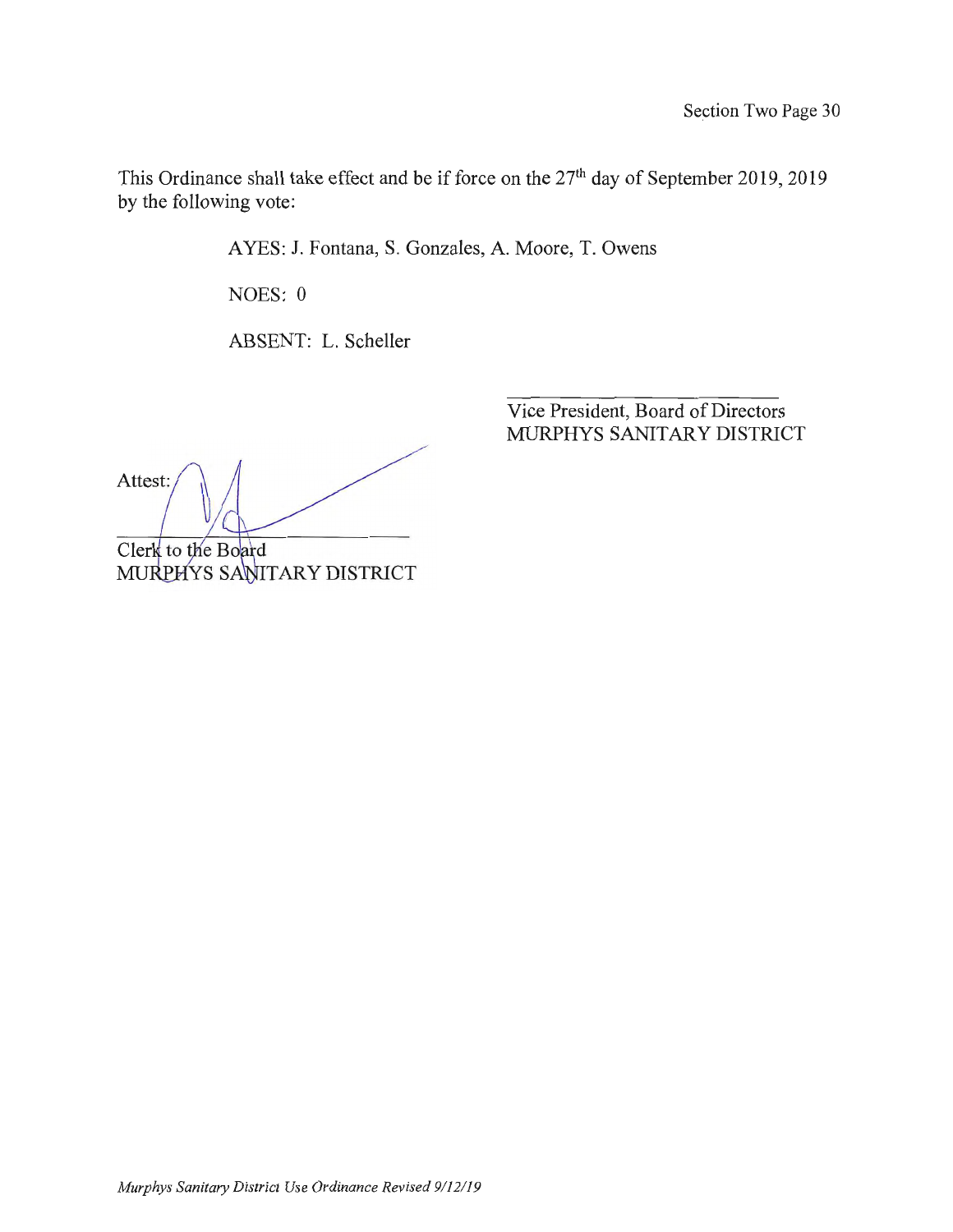This Ordinance shall take effect and be if force on the 27th day of September 2019, 2019 by the following vote:

AYES: J. Fontana, S. Gonzales, A. Moore, T. Owens

NOES: 0

ABSENT: L. Scheller

\_\_\_\_\_\_\_\_\_\_\_\_\_\_\_\_\_\_\_\_\_\_\_\_\_\_\_\_

Vice President, Board of Directors
MURPHYS SANITARY DISTRICT

Attest: \_\_\_\_\_\_\_\_\_\_\_\_\_\_\_\_\_\_\_\_\_\_\_\_\_\_\_\_

Clerk to the Board
MURPHYS SANITARY DISTRICT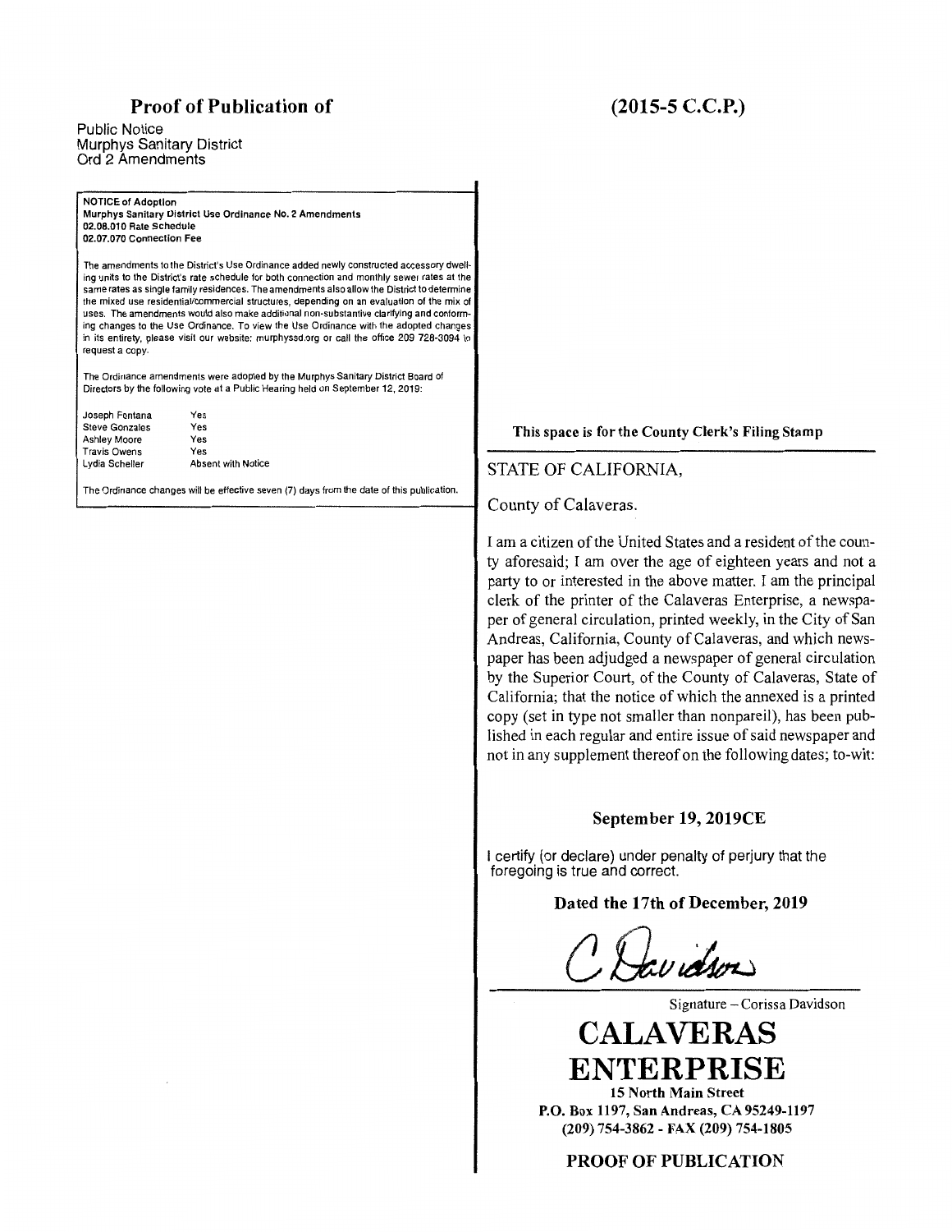## Proof of Publication of

(2015-5 C.C.P.)

Public Notice
Murphys Sanitary District
Ord 2 Amendments

**NOTICE of Adoption**
**Murphys Sanitary District Use Ordinance No. 2 Amendments**
**02.08.010 Rate Schedule**
**02.07.070 Connection Fee**

The amendments to the District's Use Ordinance added newly constructed accessory dwelling units to the District's rate schedule for both connection and monthly sewer rates at the same rates as single family residences. The amendments also allow the District to determine the mixed use residential/commercial structures, depending on an evaluation of the mix of uses. The amendments would also make additional non-substantive clarifying and conforming changes to the Use Ordinance. To view the Use Ordinance with the adopted changes in its entirety, please visit our website: murphyssd.org or call the office 209 728-3094 to request a copy.

The Ordinance amendments were adopted by the Murphys Sanitary District Board of Directors by the following vote at a Public Hearing held on September 12, 2019:

| | |
|---|---|
| Joseph Fontana | Yes |
| Steve Gonzales | Yes |
| Ashley Moore | Yes |
| Travis Owens | Yes |
| Lydia Scheller | Absent with Notice |

The Ordinance changes will be effective seven (7) days from the date of this publication.

**This space is for the County Clerk's Filing Stamp**

STATE OF CALIFORNIA,

County of Calaveras.

I am a citizen of the United States and a resident of the county aforesaid; I am over the age of eighteen years and not a party to or interested in the above matter. I am the principal clerk of the printer of the Calaveras Enterprise, a newspaper of general circulation, printed weekly, in the City of San Andreas, California, County of Calaveras, and which newspaper has been adjudged a newspaper of general circulation by the Superior Court, of the County of Calaveras, State of California; that the notice of which the annexed is a printed copy (set in type not smaller than nonpareil), has been published in each regular and entire issue of said newspaper and not in any supplement thereof on the following dates; to-wit:

**September 19, 2019CE**

I certify (or declare) under penalty of perjury that the foregoing is true and correct.

**Dated the 17th of December, 2019**

C Davidson

Signature – Corissa Davidson

# CALAVERAS ENTERPRISE

**15 North Main Street**
**P.O. Box 1197, San Andreas, CA 95249-1197**
**(209) 754-3862 - FAX (209) 754-1805**

**PROOF OF PUBLICATION**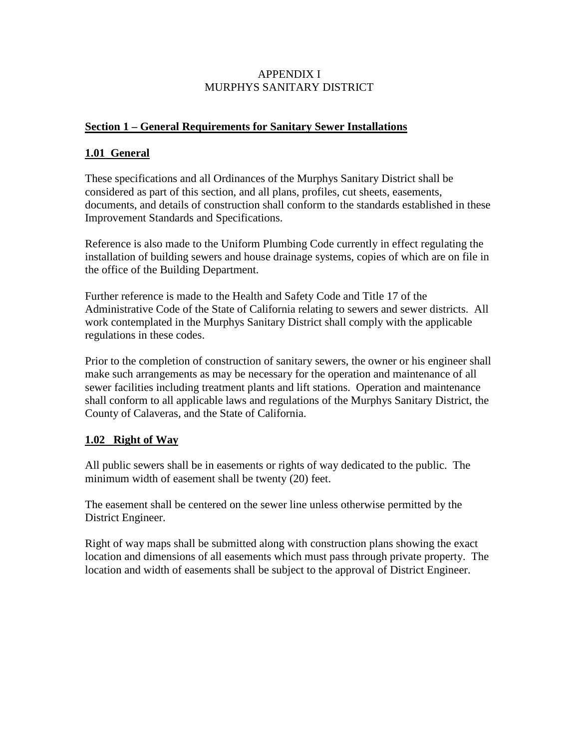# APPENDIX I
# MURPHYS SANITARY DISTRICT

## Section 1 – General Requirements for Sanitary Sewer Installations

### 1.01 General

These specifications and all Ordinances of the Murphys Sanitary District shall be considered as part of this section, and all plans, profiles, cut sheets, easements, documents, and details of construction shall conform to the standards established in these Improvement Standards and Specifications.

Reference is also made to the Uniform Plumbing Code currently in effect regulating the installation of building sewers and house drainage systems, copies of which are on file in the office of the Building Department.

Further reference is made to the Health and Safety Code and Title 17 of the Administrative Code of the State of California relating to sewers and sewer districts. All work contemplated in the Murphys Sanitary District shall comply with the applicable regulations in these codes.

Prior to the completion of construction of sanitary sewers, the owner or his engineer shall make such arrangements as may be necessary for the operation and maintenance of all sewer facilities including treatment plants and lift stations. Operation and maintenance shall conform to all applicable laws and regulations of the Murphys Sanitary District, the County of Calaveras, and the State of California.

### 1.02 Right of Way

All public sewers shall be in easements or rights of way dedicated to the public. The minimum width of easement shall be twenty (20) feet.

The easement shall be centered on the sewer line unless otherwise permitted by the District Engineer.

Right of way maps shall be submitted along with construction plans showing the exact location and dimensions of all easements which must pass through private property. The location and width of easements shall be subject to the approval of District Engineer.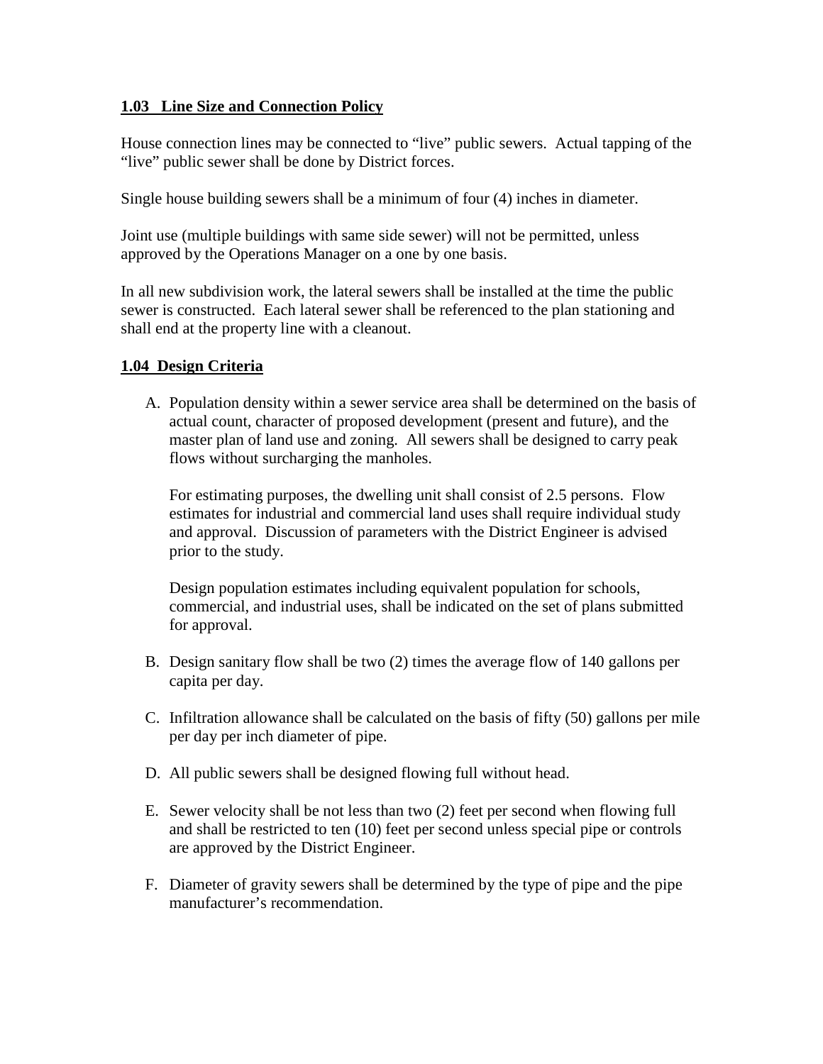**1.03 Line Size and Connection Policy**

House connection lines may be connected to "live" public sewers. Actual tapping of the "live" public sewer shall be done by District forces.

Single house building sewers shall be a minimum of four (4) inches in diameter.

Joint use (multiple buildings with same side sewer) will not be permitted, unless approved by the Operations Manager on a one by one basis.

In all new subdivision work, the lateral sewers shall be installed at the time the public sewer is constructed. Each lateral sewer shall be referenced to the plan stationing and shall end at the property line with a cleanout.

**1.04 Design Criteria**

A. Population density within a sewer service area shall be determined on the basis of actual count, character of proposed development (present and future), and the master plan of land use and zoning. All sewers shall be designed to carry peak flows without surcharging the manholes.

   For estimating purposes, the dwelling unit shall consist of 2.5 persons. Flow estimates for industrial and commercial land uses shall require individual study and approval. Discussion of parameters with the District Engineer is advised prior to the study.

   Design population estimates including equivalent population for schools, commercial, and industrial uses, shall be indicated on the set of plans submitted for approval.

B. Design sanitary flow shall be two (2) times the average flow of 140 gallons per capita per day.

C. Infiltration allowance shall be calculated on the basis of fifty (50) gallons per mile per day per inch diameter of pipe.

D. All public sewers shall be designed flowing full without head.

E. Sewer velocity shall be not less than two (2) feet per second when flowing full and shall be restricted to ten (10) feet per second unless special pipe or controls are approved by the District Engineer.

F. Diameter of gravity sewers shall be determined by the type of pipe and the pipe manufacturer's recommendation.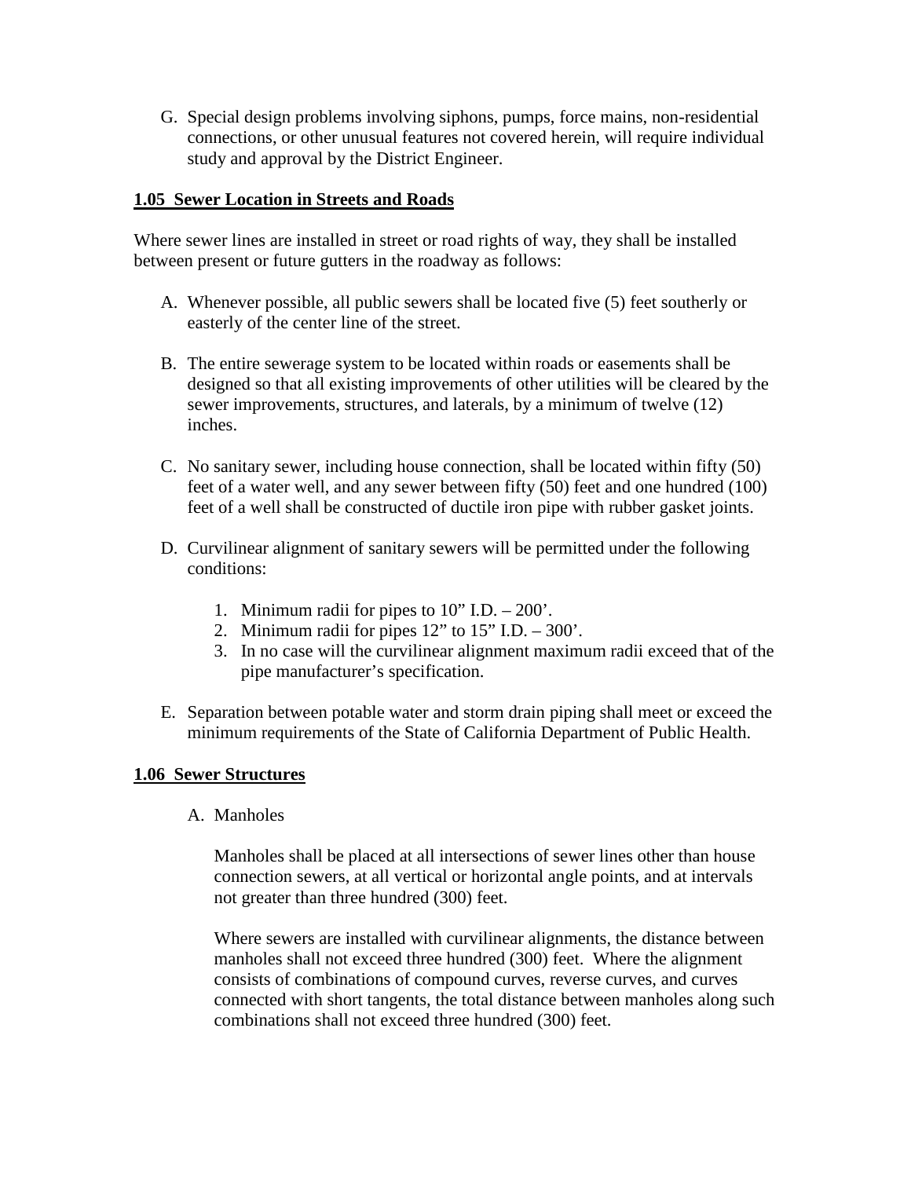G. Special design problems involving siphons, pumps, force mains, non-residential connections, or other unusual features not covered herein, will require individual study and approval by the District Engineer.

### 1.05 Sewer Location in Streets and Roads

Where sewer lines are installed in street or road rights of way, they shall be installed between present or future gutters in the roadway as follows:

A. Whenever possible, all public sewers shall be located five (5) feet southerly or easterly of the center line of the street.

B. The entire sewerage system to be located within roads or easements shall be designed so that all existing improvements of other utilities will be cleared by the sewer improvements, structures, and laterals, by a minimum of twelve (12) inches.

C. No sanitary sewer, including house connection, shall be located within fifty (50) feet of a water well, and any sewer between fifty (50) feet and one hundred (100) feet of a well shall be constructed of ductile iron pipe with rubber gasket joints.

D. Curvilinear alignment of sanitary sewers will be permitted under the following conditions:

   1. Minimum radii for pipes to 10" I.D. – 200'.
   2. Minimum radii for pipes 12" to 15" I.D. – 300'.
   3. In no case will the curvilinear alignment maximum radii exceed that of the pipe manufacturer's specification.

E. Separation between potable water and storm drain piping shall meet or exceed the minimum requirements of the State of California Department of Public Health.

### 1.06 Sewer Structures

A. Manholes

   Manholes shall be placed at all intersections of sewer lines other than house connection sewers, at all vertical or horizontal angle points, and at intervals not greater than three hundred (300) feet.

   Where sewers are installed with curvilinear alignments, the distance between manholes shall not exceed three hundred (300) feet. Where the alignment consists of combinations of compound curves, reverse curves, and curves connected with short tangents, the total distance between manholes along such combinations shall not exceed three hundred (300) feet.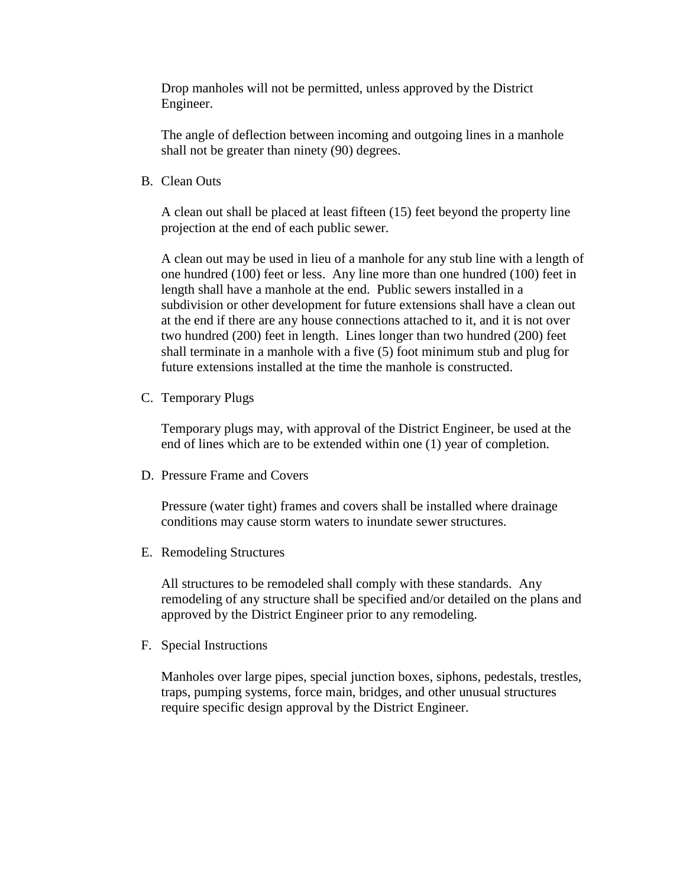Drop manholes will not be permitted, unless approved by the District Engineer.

The angle of deflection between incoming and outgoing lines in a manhole shall not be greater than ninety (90) degrees.

B. Clean Outs

A clean out shall be placed at least fifteen (15) feet beyond the property line projection at the end of each public sewer.

A clean out may be used in lieu of a manhole for any stub line with a length of one hundred (100) feet or less. Any line more than one hundred (100) feet in length shall have a manhole at the end. Public sewers installed in a subdivision or other development for future extensions shall have a clean out at the end if there are any house connections attached to it, and it is not over two hundred (200) feet in length. Lines longer than two hundred (200) feet shall terminate in a manhole with a five (5) foot minimum stub and plug for future extensions installed at the time the manhole is constructed.

C. Temporary Plugs

Temporary plugs may, with approval of the District Engineer, be used at the end of lines which are to be extended within one (1) year of completion.

D. Pressure Frame and Covers

Pressure (water tight) frames and covers shall be installed where drainage conditions may cause storm waters to inundate sewer structures.

E. Remodeling Structures

All structures to be remodeled shall comply with these standards. Any remodeling of any structure shall be specified and/or detailed on the plans and approved by the District Engineer prior to any remodeling.

F. Special Instructions

Manholes over large pipes, special junction boxes, siphons, pedestals, trestles, traps, pumping systems, force main, bridges, and other unusual structures require specific design approval by the District Engineer.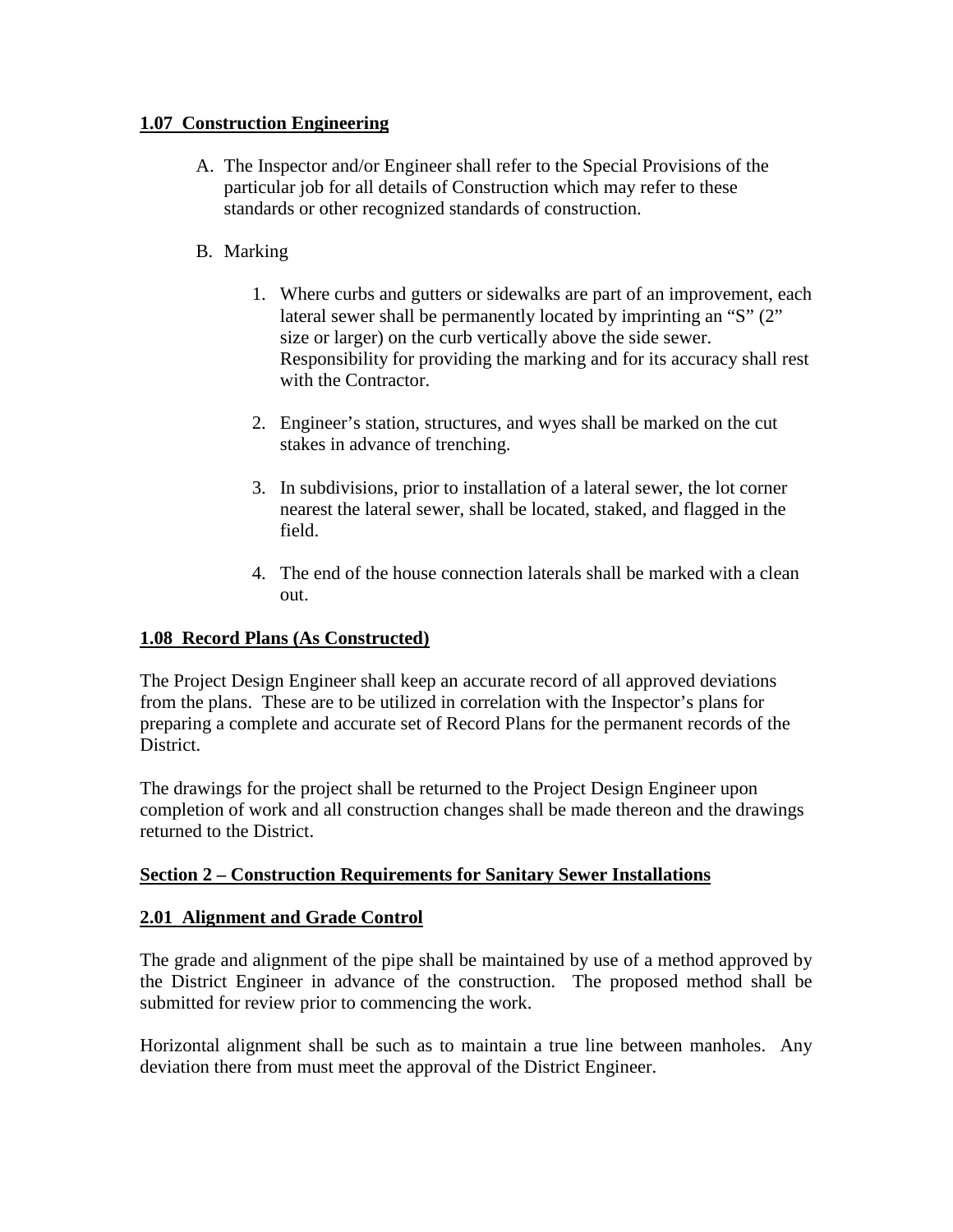## 1.07 Construction Engineering

A. The Inspector and/or Engineer shall refer to the Special Provisions of the particular job for all details of Construction which may refer to these standards or other recognized standards of construction.

B. Marking

   1. Where curbs and gutters or sidewalks are part of an improvement, each lateral sewer shall be permanently located by imprinting an "S" (2" size or larger) on the curb vertically above the side sewer. Responsibility for providing the marking and for its accuracy shall rest with the Contractor.

   2. Engineer's station, structures, and wyes shall be marked on the cut stakes in advance of trenching.

   3. In subdivisions, prior to installation of a lateral sewer, the lot corner nearest the lateral sewer, shall be located, staked, and flagged in the field.

   4. The end of the house connection laterals shall be marked with a clean out.

## 1.08 Record Plans (As Constructed)

The Project Design Engineer shall keep an accurate record of all approved deviations from the plans. These are to be utilized in correlation with the Inspector's plans for preparing a complete and accurate set of Record Plans for the permanent records of the District.

The drawings for the project shall be returned to the Project Design Engineer upon completion of work and all construction changes shall be made thereon and the drawings returned to the District.

# Section 2 – Construction Requirements for Sanitary Sewer Installations

## 2.01 Alignment and Grade Control

The grade and alignment of the pipe shall be maintained by use of a method approved by the District Engineer in advance of the construction. The proposed method shall be submitted for review prior to commencing the work.

Horizontal alignment shall be such as to maintain a true line between manholes. Any deviation there from must meet the approval of the District Engineer.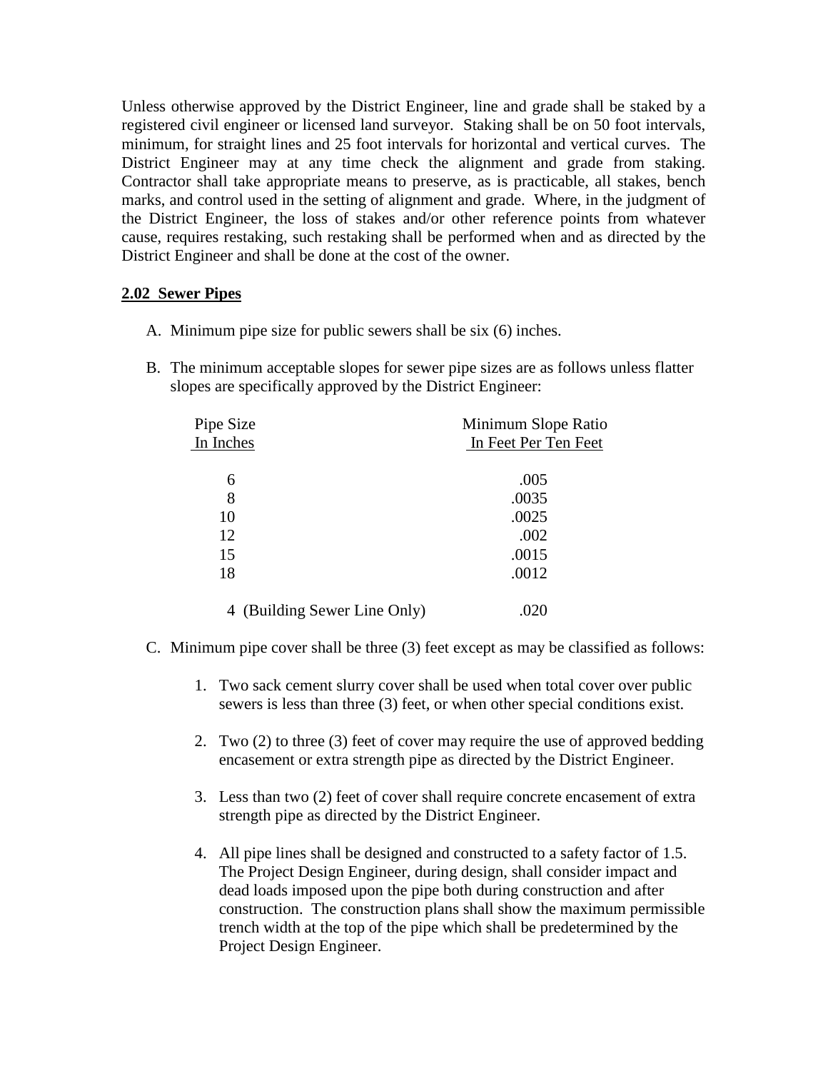Unless otherwise approved by the District Engineer, line and grade shall be staked by a registered civil engineer or licensed land surveyor. Staking shall be on 50 foot intervals, minimum, for straight lines and 25 foot intervals for horizontal and vertical curves. The District Engineer may at any time check the alignment and grade from staking. Contractor shall take appropriate means to preserve, as is practicable, all stakes, bench marks, and control used in the setting of alignment and grade. Where, in the judgment of the District Engineer, the loss of stakes and/or other reference points from whatever cause, requires restaking, such restaking shall be performed when and as directed by the District Engineer and shall be done at the cost of the owner.

## 2.02 Sewer Pipes

A. Minimum pipe size for public sewers shall be six (6) inches.

B. The minimum acceptable slopes for sewer pipe sizes are as follows unless flatter slopes are specifically approved by the District Engineer:

| Pipe Size In Inches | Minimum Slope Ratio In Feet Per Ten Feet |
|---|---|
| 6 | .005 |
| 8 | .0035 |
| 10 | .0025 |
| 12 | .002 |
| 15 | .0015 |
| 18 | .0012 |
| 4 (Building Sewer Line Only) | .020 |

C. Minimum pipe cover shall be three (3) feet except as may be classified as follows:

1. Two sack cement slurry cover shall be used when total cover over public sewers is less than three (3) feet, or when other special conditions exist.

2. Two (2) to three (3) feet of cover may require the use of approved bedding encasement or extra strength pipe as directed by the District Engineer.

3. Less than two (2) feet of cover shall require concrete encasement of extra strength pipe as directed by the District Engineer.

4. All pipe lines shall be designed and constructed to a safety factor of 1.5. The Project Design Engineer, during design, shall consider impact and dead loads imposed upon the pipe both during construction and after construction. The construction plans shall show the maximum permissible trench width at the top of the pipe which shall be predetermined by the Project Design Engineer.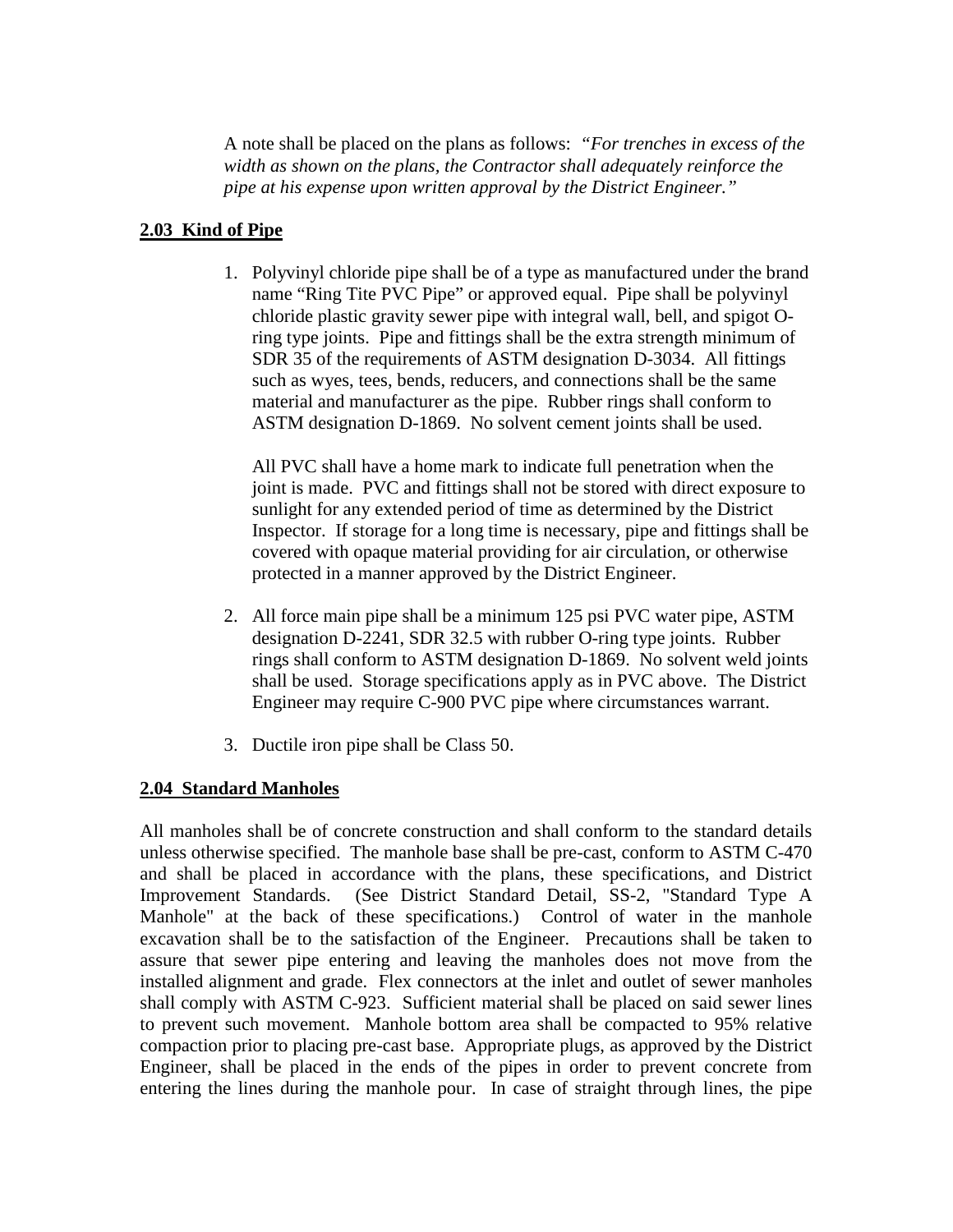A note shall be placed on the plans as follows: *"For trenches in excess of the width as shown on the plans, the Contractor shall adequately reinforce the pipe at his expense upon written approval by the District Engineer."*

## 2.03 Kind of Pipe

1. Polyvinyl chloride pipe shall be of a type as manufactured under the brand name "Ring Tite PVC Pipe" or approved equal. Pipe shall be polyvinyl chloride plastic gravity sewer pipe with integral wall, bell, and spigot O-ring type joints. Pipe and fittings shall be the extra strength minimum of SDR 35 of the requirements of ASTM designation D-3034. All fittings such as wyes, tees, bends, reducers, and connections shall be the same material and manufacturer as the pipe. Rubber rings shall conform to ASTM designation D-1869. No solvent cement joints shall be used.

   All PVC shall have a home mark to indicate full penetration when the joint is made. PVC and fittings shall not be stored with direct exposure to sunlight for any extended period of time as determined by the District Inspector. If storage for a long time is necessary, pipe and fittings shall be covered with opaque material providing for air circulation, or otherwise protected in a manner approved by the District Engineer.

2. All force main pipe shall be a minimum 125 psi PVC water pipe, ASTM designation D-2241, SDR 32.5 with rubber O-ring type joints. Rubber rings shall conform to ASTM designation D-1869. No solvent weld joints shall be used. Storage specifications apply as in PVC above. The District Engineer may require C-900 PVC pipe where circumstances warrant.

3. Ductile iron pipe shall be Class 50.

## 2.04 Standard Manholes

All manholes shall be of concrete construction and shall conform to the standard details unless otherwise specified. The manhole base shall be pre-cast, conform to ASTM C-470 and shall be placed in accordance with the plans, these specifications, and District Improvement Standards. (See District Standard Detail, SS-2, "Standard Type A Manhole" at the back of these specifications.) Control of water in the manhole excavation shall be to the satisfaction of the Engineer. Precautions shall be taken to assure that sewer pipe entering and leaving the manholes does not move from the installed alignment and grade. Flex connectors at the inlet and outlet of sewer manholes shall comply with ASTM C-923. Sufficient material shall be placed on said sewer lines to prevent such movement. Manhole bottom area shall be compacted to 95% relative compaction prior to placing pre-cast base. Appropriate plugs, as approved by the District Engineer, shall be placed in the ends of the pipes in order to prevent concrete from entering the lines during the manhole pour. In case of straight through lines, the pipe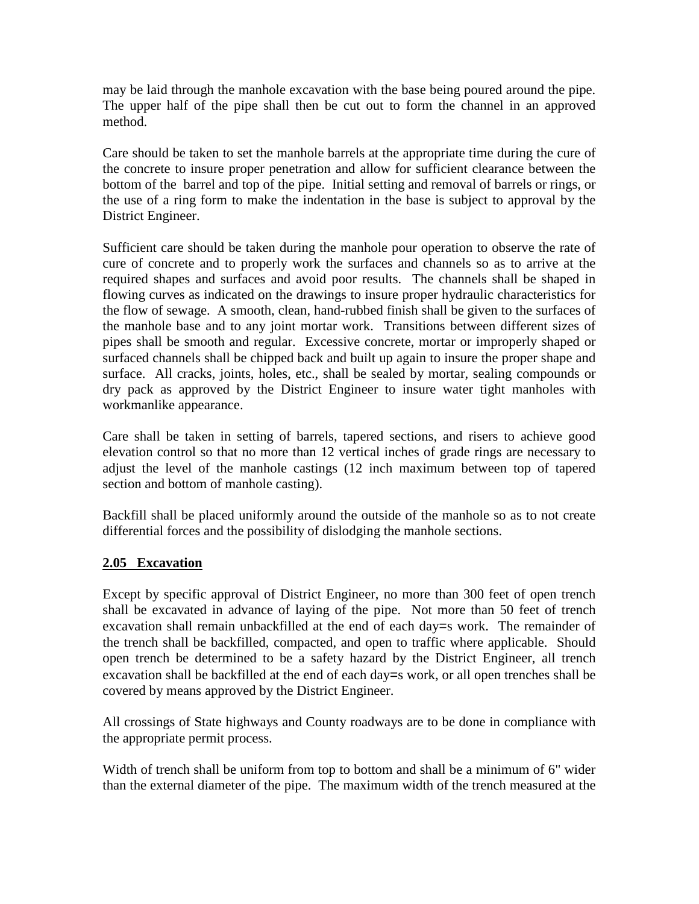may be laid through the manhole excavation with the base being poured around the pipe. The upper half of the pipe shall then be cut out to form the channel in an approved method.

Care should be taken to set the manhole barrels at the appropriate time during the cure of the concrete to insure proper penetration and allow for sufficient clearance between the bottom of the barrel and top of the pipe. Initial setting and removal of barrels or rings, or the use of a ring form to make the indentation in the base is subject to approval by the District Engineer.

Sufficient care should be taken during the manhole pour operation to observe the rate of cure of concrete and to properly work the surfaces and channels so as to arrive at the required shapes and surfaces and avoid poor results. The channels shall be shaped in flowing curves as indicated on the drawings to insure proper hydraulic characteristics for the flow of sewage. A smooth, clean, hand-rubbed finish shall be given to the surfaces of the manhole base and to any joint mortar work. Transitions between different sizes of pipes shall be smooth and regular. Excessive concrete, mortar or improperly shaped or surfaced channels shall be chipped back and built up again to insure the proper shape and surface. All cracks, joints, holes, etc., shall be sealed by mortar, sealing compounds or dry pack as approved by the District Engineer to insure water tight manholes with workmanlike appearance.

Care shall be taken in setting of barrels, tapered sections, and risers to achieve good elevation control so that no more than 12 vertical inches of grade rings are necessary to adjust the level of the manhole castings (12 inch maximum between top of tapered section and bottom of manhole casting).

Backfill shall be placed uniformly around the outside of the manhole so as to not create differential forces and the possibility of dislodging the manhole sections.

## 2.05 Excavation

Except by specific approval of District Engineer, no more than 300 feet of open trench shall be excavated in advance of laying of the pipe. Not more than 50 feet of trench excavation shall remain unbackfilled at the end of each day=s work. The remainder of the trench shall be backfilled, compacted, and open to traffic where applicable. Should open trench be determined to be a safety hazard by the District Engineer, all trench excavation shall be backfilled at the end of each day=s work, or all open trenches shall be covered by means approved by the District Engineer.

All crossings of State highways and County roadways are to be done in compliance with the appropriate permit process.

Width of trench shall be uniform from top to bottom and shall be a minimum of 6" wider than the external diameter of the pipe. The maximum width of the trench measured at the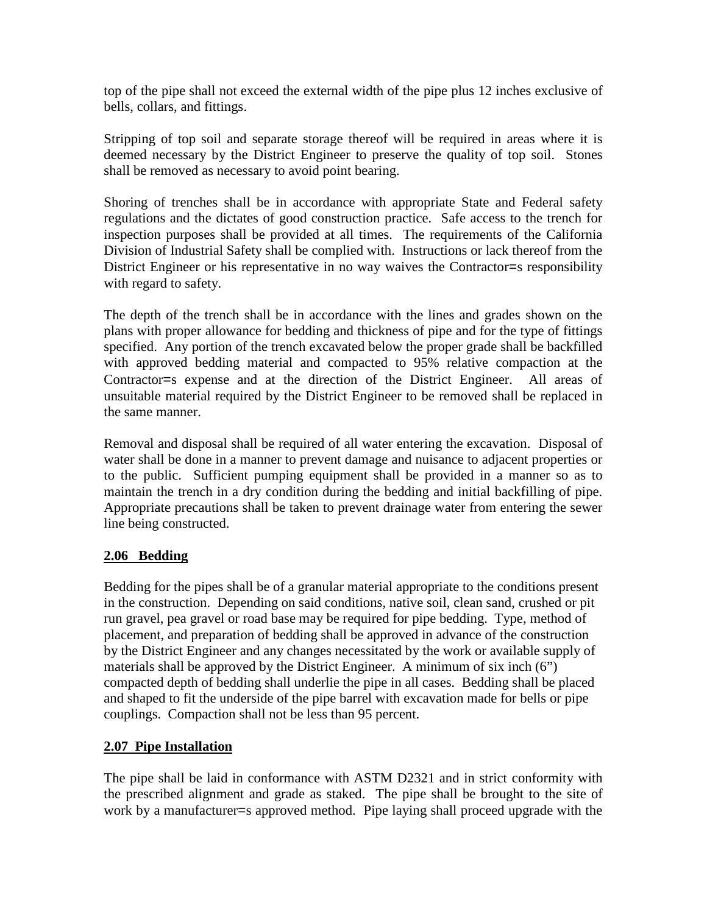top of the pipe shall not exceed the external width of the pipe plus 12 inches exclusive of bells, collars, and fittings.

Stripping of top soil and separate storage thereof will be required in areas where it is deemed necessary by the District Engineer to preserve the quality of top soil. Stones shall be removed as necessary to avoid point bearing.

Shoring of trenches shall be in accordance with appropriate State and Federal safety regulations and the dictates of good construction practice. Safe access to the trench for inspection purposes shall be provided at all times. The requirements of the California Division of Industrial Safety shall be complied with. Instructions or lack thereof from the District Engineer or his representative in no way waives the Contractor=s responsibility with regard to safety.

The depth of the trench shall be in accordance with the lines and grades shown on the plans with proper allowance for bedding and thickness of pipe and for the type of fittings specified. Any portion of the trench excavated below the proper grade shall be backfilled with approved bedding material and compacted to 95% relative compaction at the Contractor=s expense and at the direction of the District Engineer. All areas of unsuitable material required by the District Engineer to be removed shall be replaced in the same manner.

Removal and disposal shall be required of all water entering the excavation. Disposal of water shall be done in a manner to prevent damage and nuisance to adjacent properties or to the public. Sufficient pumping equipment shall be provided in a manner so as to maintain the trench in a dry condition during the bedding and initial backfilling of pipe. Appropriate precautions shall be taken to prevent drainage water from entering the sewer line being constructed.

## **2.06 Bedding**

Bedding for the pipes shall be of a granular material appropriate to the conditions present in the construction. Depending on said conditions, native soil, clean sand, crushed or pit run gravel, pea gravel or road base may be required for pipe bedding. Type, method of placement, and preparation of bedding shall be approved in advance of the construction by the District Engineer and any changes necessitated by the work or available supply of materials shall be approved by the District Engineer. A minimum of six inch (6") compacted depth of bedding shall underlie the pipe in all cases. Bedding shall be placed and shaped to fit the underside of the pipe barrel with excavation made for bells or pipe couplings. Compaction shall not be less than 95 percent.

## **2.07 Pipe Installation**

The pipe shall be laid in conformance with ASTM D2321 and in strict conformity with the prescribed alignment and grade as staked. The pipe shall be brought to the site of work by a manufacturer=s approved method. Pipe laying shall proceed upgrade with the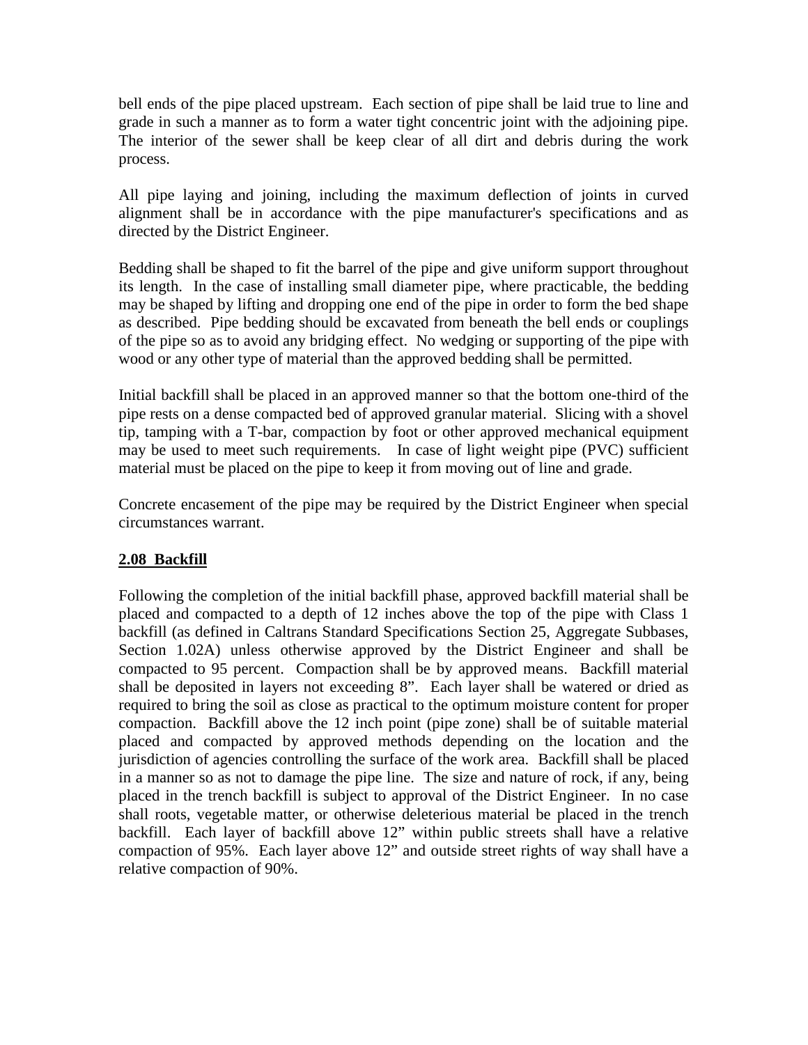bell ends of the pipe placed upstream. Each section of pipe shall be laid true to line and grade in such a manner as to form a water tight concentric joint with the adjoining pipe. The interior of the sewer shall be keep clear of all dirt and debris during the work process.

All pipe laying and joining, including the maximum deflection of joints in curved alignment shall be in accordance with the pipe manufacturer's specifications and as directed by the District Engineer.

Bedding shall be shaped to fit the barrel of the pipe and give uniform support throughout its length. In the case of installing small diameter pipe, where practicable, the bedding may be shaped by lifting and dropping one end of the pipe in order to form the bed shape as described. Pipe bedding should be excavated from beneath the bell ends or couplings of the pipe so as to avoid any bridging effect. No wedging or supporting of the pipe with wood or any other type of material than the approved bedding shall be permitted.

Initial backfill shall be placed in an approved manner so that the bottom one-third of the pipe rests on a dense compacted bed of approved granular material. Slicing with a shovel tip, tamping with a T-bar, compaction by foot or other approved mechanical equipment may be used to meet such requirements. In case of light weight pipe (PVC) sufficient material must be placed on the pipe to keep it from moving out of line and grade.

Concrete encasement of the pipe may be required by the District Engineer when special circumstances warrant.

## 2.08 Backfill

Following the completion of the initial backfill phase, approved backfill material shall be placed and compacted to a depth of 12 inches above the top of the pipe with Class 1 backfill (as defined in Caltrans Standard Specifications Section 25, Aggregate Subbases, Section 1.02A) unless otherwise approved by the District Engineer and shall be compacted to 95 percent. Compaction shall be by approved means. Backfill material shall be deposited in layers not exceeding 8". Each layer shall be watered or dried as required to bring the soil as close as practical to the optimum moisture content for proper compaction. Backfill above the 12 inch point (pipe zone) shall be of suitable material placed and compacted by approved methods depending on the location and the jurisdiction of agencies controlling the surface of the work area. Backfill shall be placed in a manner so as not to damage the pipe line. The size and nature of rock, if any, being placed in the trench backfill is subject to approval of the District Engineer. In no case shall roots, vegetable matter, or otherwise deleterious material be placed in the trench backfill. Each layer of backfill above 12" within public streets shall have a relative compaction of 95%. Each layer above 12" and outside street rights of way shall have a relative compaction of 90%.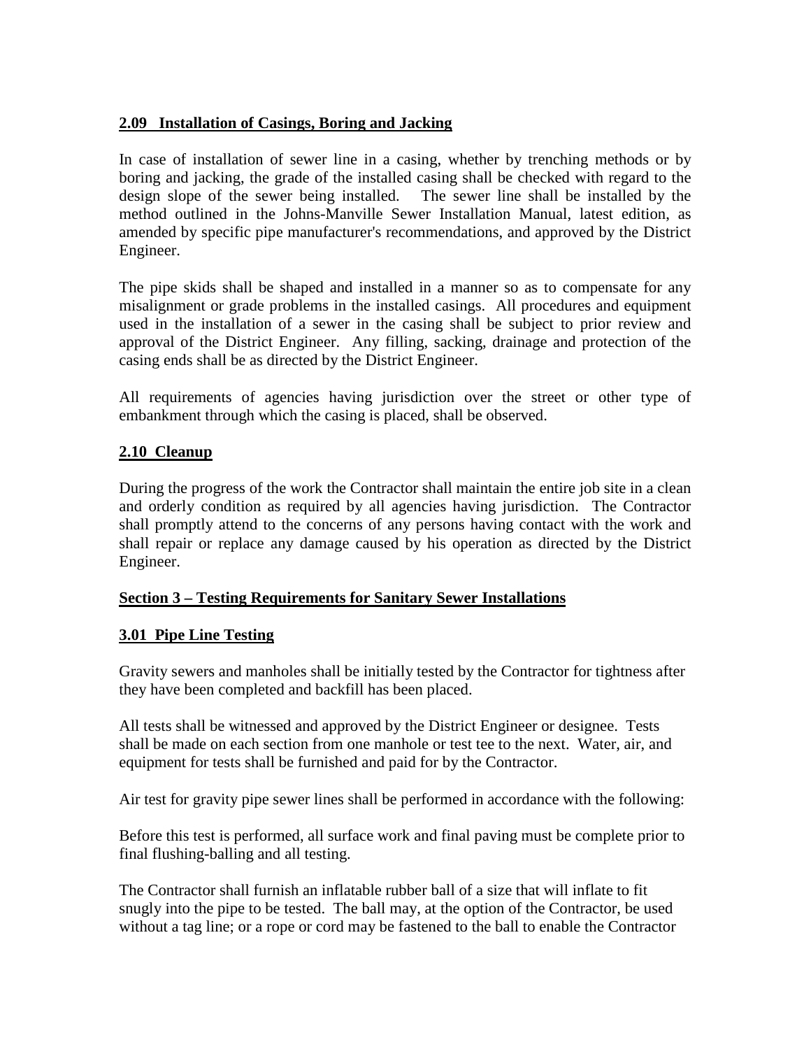## 2.09 Installation of Casings, Boring and Jacking

In case of installation of sewer line in a casing, whether by trenching methods or by boring and jacking, the grade of the installed casing shall be checked with regard to the design slope of the sewer being installed. The sewer line shall be installed by the method outlined in the Johns-Manville Sewer Installation Manual, latest edition, as amended by specific pipe manufacturer's recommendations, and approved by the District Engineer.

The pipe skids shall be shaped and installed in a manner so as to compensate for any misalignment or grade problems in the installed casings. All procedures and equipment used in the installation of a sewer in the casing shall be subject to prior review and approval of the District Engineer. Any filling, sacking, drainage and protection of the casing ends shall be as directed by the District Engineer.

All requirements of agencies having jurisdiction over the street or other type of embankment through which the casing is placed, shall be observed.

## 2.10 Cleanup

During the progress of the work the Contractor shall maintain the entire job site in a clean and orderly condition as required by all agencies having jurisdiction. The Contractor shall promptly attend to the concerns of any persons having contact with the work and shall repair or replace any damage caused by his operation as directed by the District Engineer.

# Section 3 – Testing Requirements for Sanitary Sewer Installations

## 3.01 Pipe Line Testing

Gravity sewers and manholes shall be initially tested by the Contractor for tightness after they have been completed and backfill has been placed.

All tests shall be witnessed and approved by the District Engineer or designee. Tests shall be made on each section from one manhole or test tee to the next. Water, air, and equipment for tests shall be furnished and paid for by the Contractor.

Air test for gravity pipe sewer lines shall be performed in accordance with the following:

Before this test is performed, all surface work and final paving must be complete prior to final flushing-balling and all testing.

The Contractor shall furnish an inflatable rubber ball of a size that will inflate to fit snugly into the pipe to be tested. The ball may, at the option of the Contractor, be used without a tag line; or a rope or cord may be fastened to the ball to enable the Contractor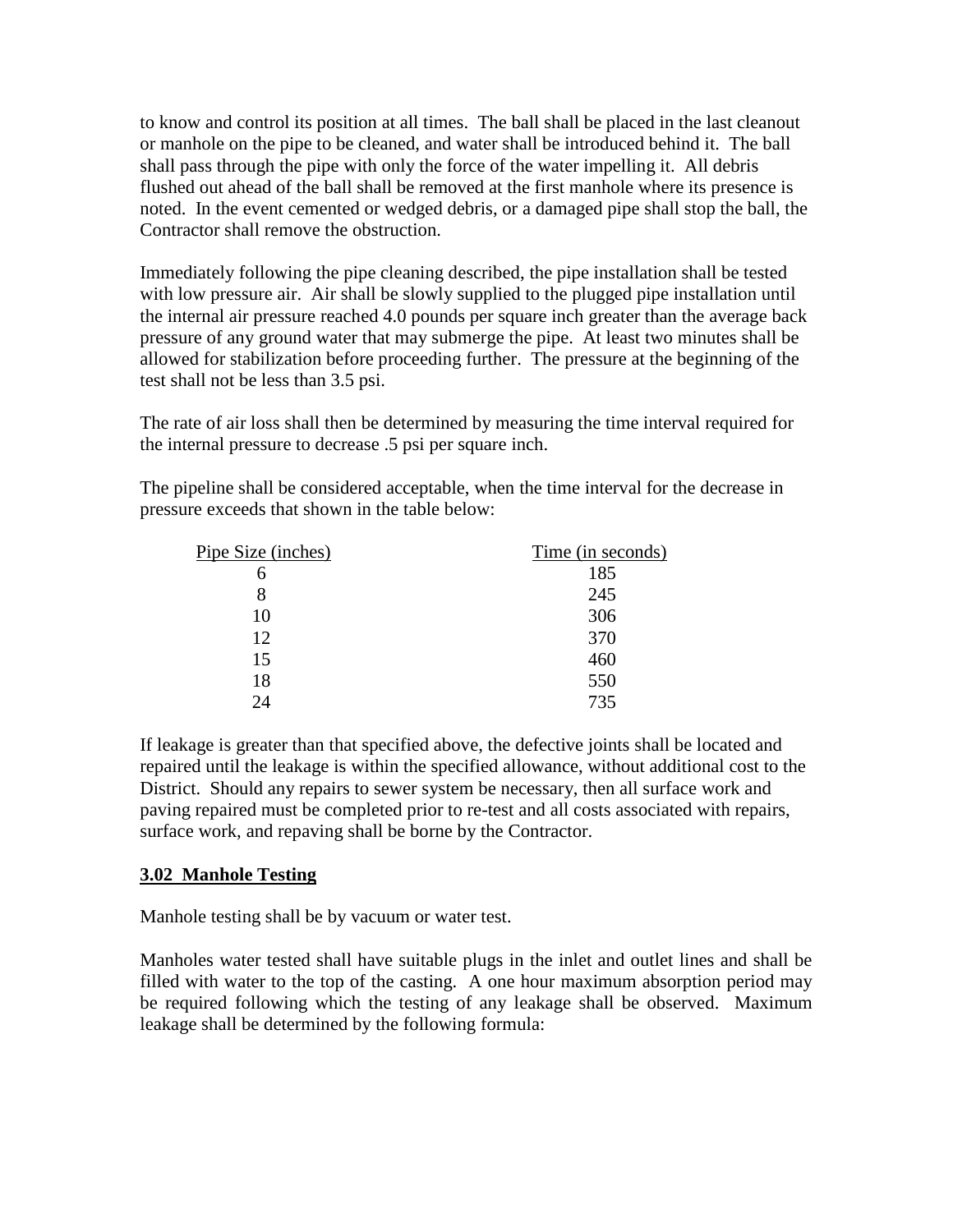to know and control its position at all times. The ball shall be placed in the last cleanout or manhole on the pipe to be cleaned, and water shall be introduced behind it. The ball shall pass through the pipe with only the force of the water impelling it. All debris flushed out ahead of the ball shall be removed at the first manhole where its presence is noted. In the event cemented or wedged debris, or a damaged pipe shall stop the ball, the Contractor shall remove the obstruction.

Immediately following the pipe cleaning described, the pipe installation shall be tested with low pressure air. Air shall be slowly supplied to the plugged pipe installation until the internal air pressure reached 4.0 pounds per square inch greater than the average back pressure of any ground water that may submerge the pipe. At least two minutes shall be allowed for stabilization before proceeding further. The pressure at the beginning of the test shall not be less than 3.5 psi.

The rate of air loss shall then be determined by measuring the time interval required for the internal pressure to decrease .5 psi per square inch.

The pipeline shall be considered acceptable, when the time interval for the decrease in pressure exceeds that shown in the table below:

| Pipe Size (inches) | Time (in seconds) |
|---|---|
| 6 | 185 |
| 8 | 245 |
| 10 | 306 |
| 12 | 370 |
| 15 | 460 |
| 18 | 550 |
| 24 | 735 |

If leakage is greater than that specified above, the defective joints shall be located and repaired until the leakage is within the specified allowance, without additional cost to the District. Should any repairs to sewer system be necessary, then all surface work and paving repaired must be completed prior to re-test and all costs associated with repairs, surface work, and repaving shall be borne by the Contractor.

### 3.02 Manhole Testing

Manhole testing shall be by vacuum or water test.

Manholes water tested shall have suitable plugs in the inlet and outlet lines and shall be filled with water to the top of the casting. A one hour maximum absorption period may be required following which the testing of any leakage shall be observed. Maximum leakage shall be determined by the following formula: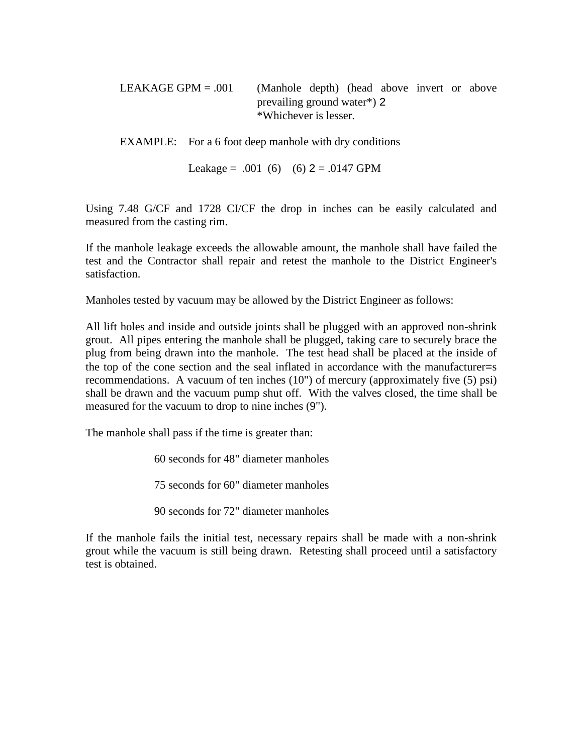LEAKAGE GPM = .001 (Manhole depth) (head above invert or above prevailing ground water*) $^2$
*Whichever is lesser.

EXAMPLE: For a 6 foot deep manhole with dry conditions

Leakage = .001 (6) (6) $^2$ = .0147 GPM

Using 7.48 G/CF and 1728 CI/CF the drop in inches can be easily calculated and measured from the casting rim.

If the manhole leakage exceeds the allowable amount, the manhole shall have failed the test and the Contractor shall repair and retest the manhole to the District Engineer's satisfaction.

Manholes tested by vacuum may be allowed by the District Engineer as follows:

All lift holes and inside and outside joints shall be plugged with an approved non-shrink grout. All pipes entering the manhole shall be plugged, taking care to securely brace the plug from being drawn into the manhole. The test head shall be placed at the inside of the top of the cone section and the seal inflated in accordance with the manufacturer=s recommendations. A vacuum of ten inches (10") of mercury (approximately five (5) psi) shall be drawn and the vacuum pump shut off. With the valves closed, the time shall be measured for the vacuum to drop to nine inches (9").

The manhole shall pass if the time is greater than:

60 seconds for 48" diameter manholes

75 seconds for 60" diameter manholes

90 seconds for 72" diameter manholes

If the manhole fails the initial test, necessary repairs shall be made with a non-shrink grout while the vacuum is still being drawn. Retesting shall proceed until a satisfactory test is obtained.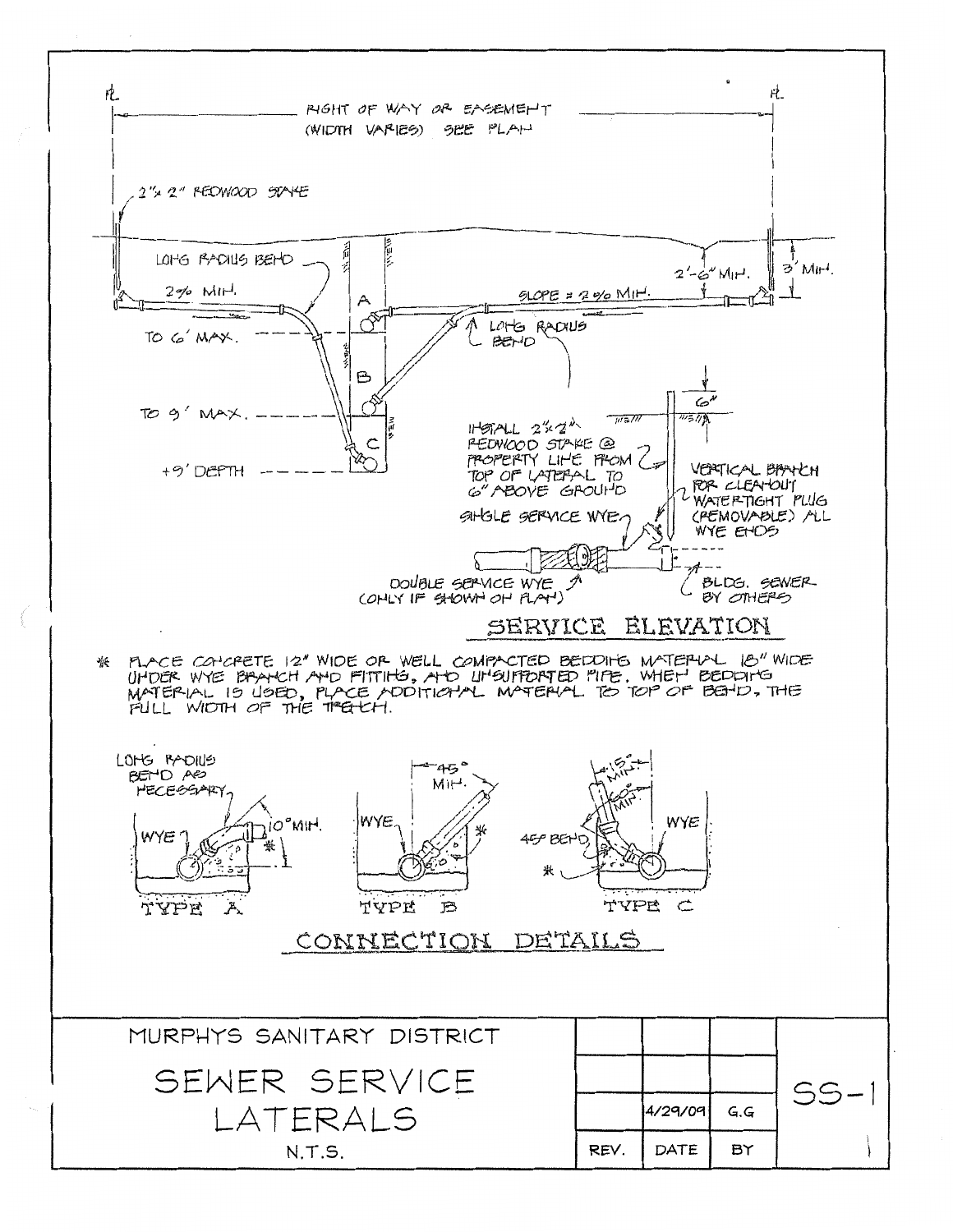℄ RIGHT OF WAY OR EASEMENT (WIDTH VARIES) SEE PLAN ℄

2"x 2" REDWOOD STAKE

LONG RADIUS BEND

2% MIN.

SLOPE = 2% MIN.

2'-6" MIN.

3' MIN.

TO 6' MAX.

TO 9' MAX.

+9' DEPTH

A

B

C

LONG RADIUS BEND

6"

INSTALL 2"x2" REDWOOD STAKE @ PROPERTY LINE FROM TOP OF LATERAL TO 6" ABOVE GROUND

VERTICAL BRANCH FOR CLEANOUT WATERTIGHT PLUG (REMOVABLE) ALL WYE ENDS

SINGLE SERVICE WYE

DOUBLE SERVICE WYE (ONLY IF SHOWN ON PLAN)

BLDG. SEWER BY OTHERS

## SERVICE ELEVATION

* PLACE CONCRETE 12" WIDE OR WELL COMPACTED BEDDING MATERIAL 18" WIDE UNDER WYE BRANCH AND FITTING, AND UNSUPPORTED PIPE. WHEN BEDDING MATERIAL IS USED, PLACE ADDITIONAL MATERIAL TO TOP OF BEND, THE FULL WIDTH OF THE TRENCH.

LONG RADIUS BEND AS NECESSARY

WYE

10° MIN.

TYPE A

WYE

45° MIN.

TYPE B

15° MIN.

60° MIN.

45° BEND

WYE

TYPE C

## CONNECTION DETAILS

| MURPHYS SANITARY DISTRICT<br>SEWER SERVICE LATERALS<br>N.T.S. | | | | SS-1 |
|---|---|---|---|---|
| | | | | |
| | | 4/29/09 | G.G | |
| | REV. | DATE | BY | |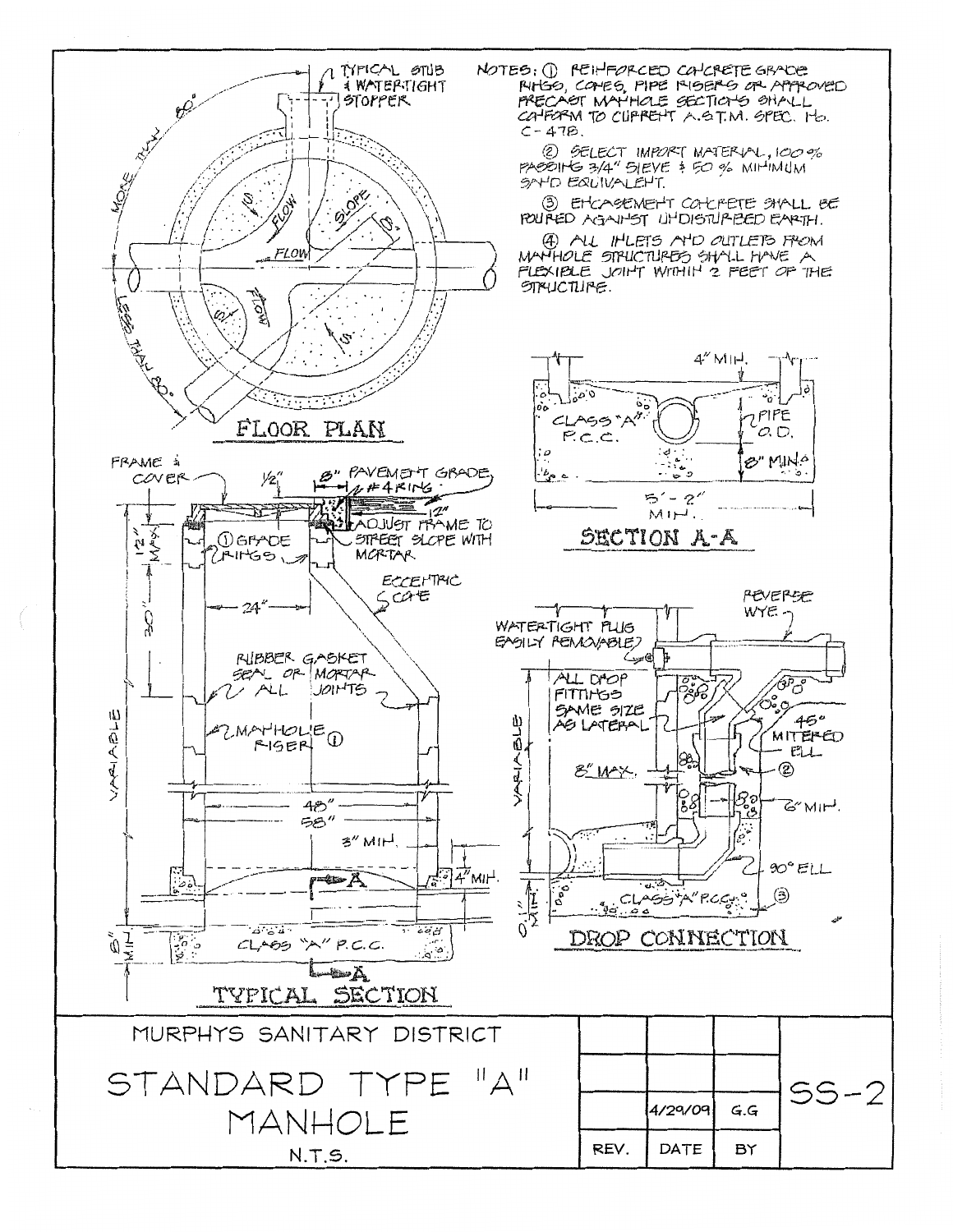NOTES:

1. REINFORCED CONCRETE GRADE RINGS, CONES, PIPE RISERS OR APPROVED PRECAST MANHOLE SECTIONS SHALL CONFORM TO CURRENT A.S.T.M. SPEC. No. C-478.
2. SELECT IMPORT MATERIAL, 100% PASSING 3/4" SIEVE & 50% MINIMUM SAND EQUIVALENT.
3. ENCASEMENT CONCRETE SHALL BE POURED AGAINST UNDISTURBED EARTH.
4. ALL INLETS AND OUTLETS FROM MANHOLE STRUCTURES SHALL HAVE A FLEXIBLE JOINT WITHIN 2 FEET OF THE STRUCTURE.

FLOOR PLAN

TYPICAL STUB & WATERTIGHT STOPPER; MORE THAN 80°; LESS THAN 80°; FLOW; SLOPE

SECTION A-A

4" MIN.; CLASS "A" P.C.C.; PIPE O.D.; 8" MIN.; 5'-2" MIN.

TYPICAL SECTION

FRAME & COVER; 1/2"; 8" PAVEMENT GRADE; #4 RING; 12"; ADJUST FRAME TO STREET SLOPE WITH MORTAR; ① GRADE RINGS; 12" MAX.; 30"; 24"; ECCENTRIC CONE; RUBBER GASKET SEAL OR MORTAR ALL JOINTS; MANHOLE RISER ①; VARIABLE; 48"; 58"; 3" MIN.; 4" MIN.; 6" MIN.; CLASS "A" P.C.C.

DROP CONNECTION

WATERTIGHT PLUG EASILY REMOVABLE; REVERSE WYE; ALL DROP FITTINGS SAME SIZE AS LATERAL; 45° MITERED ELL; ②; VARIABLE; 8" MAX.; 6" MIN.; 90° ELL; 0.1'; CLASS "A" P.C.C.; ③

MURPHYS SANITARY DISTRICT

STANDARD TYPE "A" MANHOLE

N.T.S.

| | | | |
|---|---|---|---|
| | | | SS-2 |
| | 4/29/09 | G.G | |
| REV. | DATE | BY | |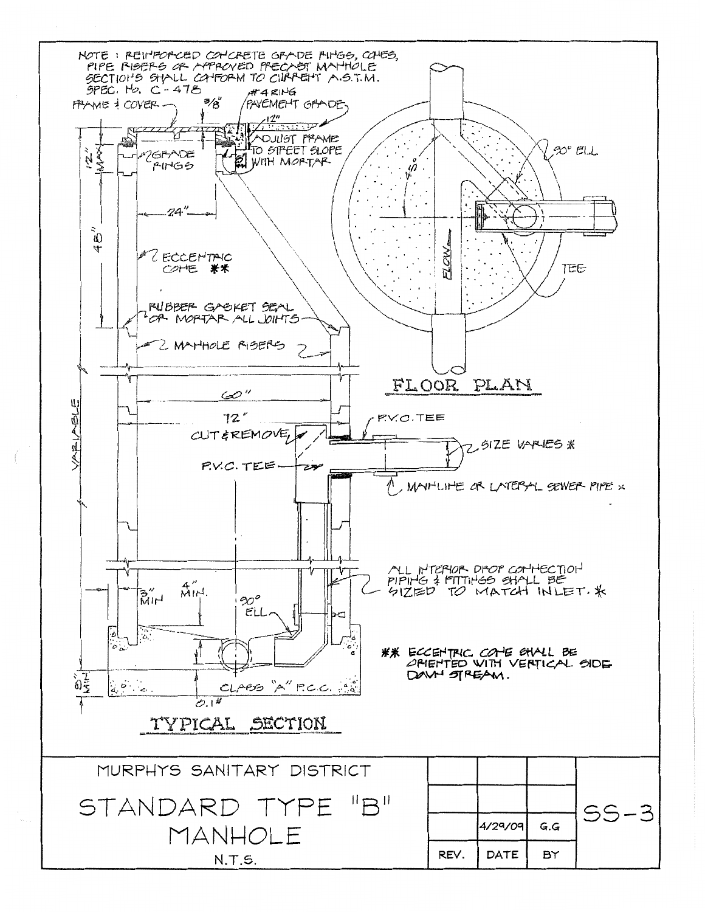NOTE : REINFORCED CONCRETE GRADE RINGS, CONES, PIPE RISERS OR APPROVED PRECAST MANHOLE SECTIONS SHALL CONFORM TO CURRENT A.S.T.M. SPEC. No. C-478

FRAME & COVER

3/8"

#4 RING

PAVEMENT GRADE

12"

ADJUST FRAME TO STREET SLOPE WITH MORTAR

12" MAX

GRADE RINGS

24"

48"

ECCENTRIC CONE **

RUBBER GASKET SEAL OR MORTAR ALL JOINTS

MANHOLE RISERS

VARIABLE

60"

72"

CUT & REMOVE

P.V.C. TEE

P.V.C. TEE

SIZE VARIES *

MAINLINE OR LATERAL SEWER PIPE *

ALL INTERIOR DROP CONNECTION PIPING & FITTINGS SHALL BE SIZED TO MATCH INLET. *

3" MIN

4" MIN.

90° ELL

8" MIN

CLASS "A" P.C.C.

0.1'

** ECCENTRIC CONE SHALL BE ORIENTED WITH VERTICAL SIDE DOWN STREAM.

## TYPICAL SECTION

45°

90° ELL

TEE

FLOW

## FLOOR PLAN

MURPHYS SANITARY DISTRICT

# STANDARD TYPE "B" MANHOLE

N.T.S.

| REV. | DATE | BY | |
|---|---|---|---|
| | | | |
| | | | |
| | 4/29/09 | G.G | SS-3 |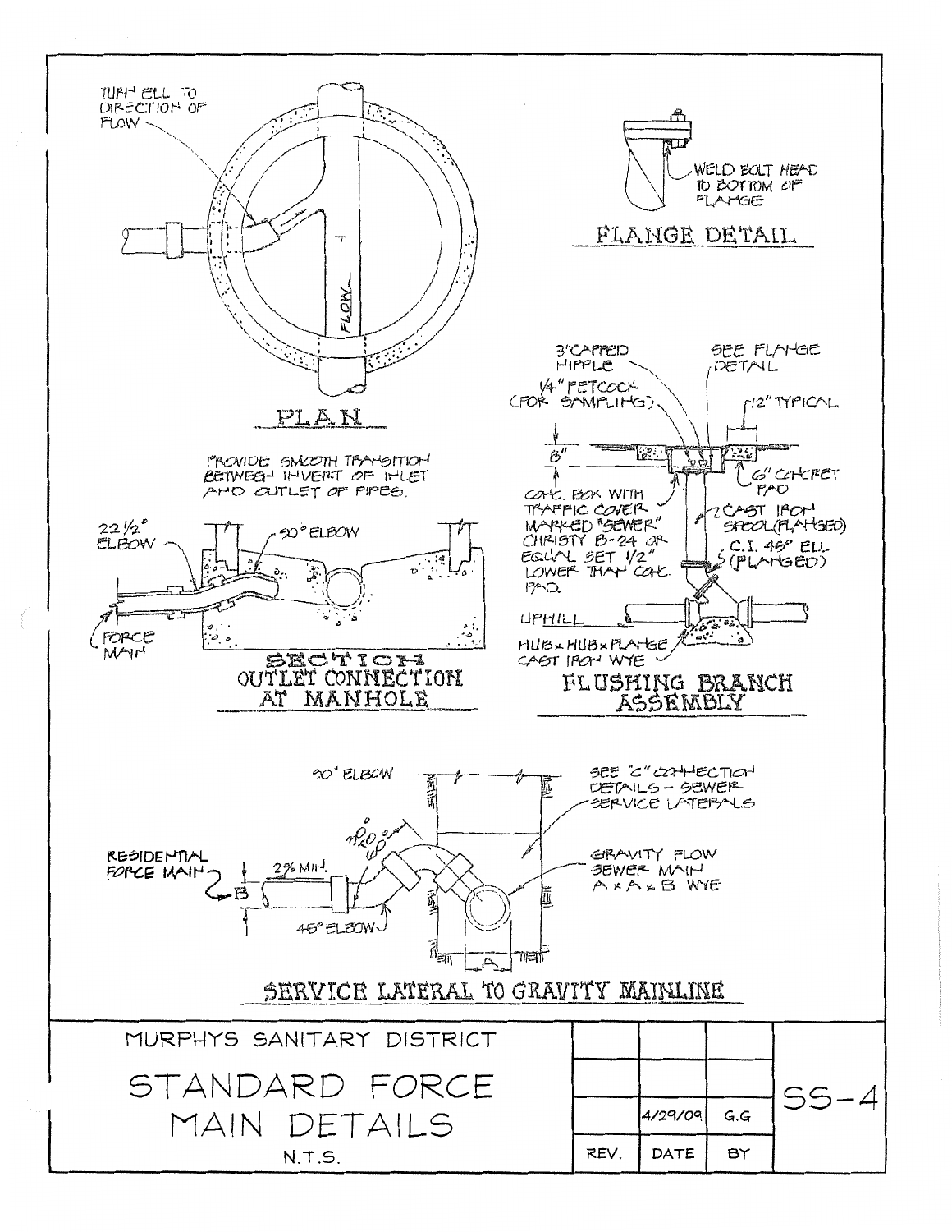TURN ELL TO DIRECTION OF FLOW

FLOW

## PLAN

WELD BOLT HEAD TO BOTTOM OF FLANGE

## FLANGE DETAIL

PROVIDE SMOOTH TRANSITION BETWEEN INVERT OF INLET AND OUTLET OF PIPES.

22 1/2° ELBOW

90° ELBOW

FORCE MAIN

## SECTION OUTLET CONNECTION AT MANHOLE

3" CAPPED NIPPLE

1/4" PETCOCK (FOR SAMPLING)

SEE FLANGE DETAIL

12" TYPICAL

8"

6" CONCRETE PAD

CONC. BOX WITH TRAFFIC COVER MARKED "SEWER" CHRISTY B-24 OR EQUAL SET 1/2" LOWER THAN CONC. PAD.

2 CAST IRON SPOOL (FLANGED)

C.I. 45° ELL (FLANGED)

UPHILL

HUB x HUB x FLANGE CAST IRON WYE

## FLUSHING BRANCH ASSEMBLY

90° ELBOW

SEE "C" CONNECTION DETAILS - SEWER SERVICE LATERALS

RESIDENTIAL FORCE MAIN

B

2% MIN.

90° ELBOW

45° ELBOW

GRAVITY FLOW SEWER MAIN A x A x B WYE

A

## SERVICE LATERAL TO GRAVITY MAINLINE

| MURPHYS SANITARY DISTRICT<br>STANDARD FORCE MAIN DETAILS<br>N.T.S. | | | | SS-4 |
|---|---|---|---|---|
| | | | | |
| | | | | |
| | | 4/29/09 | G.G | |
| | REV. | DATE | BY | |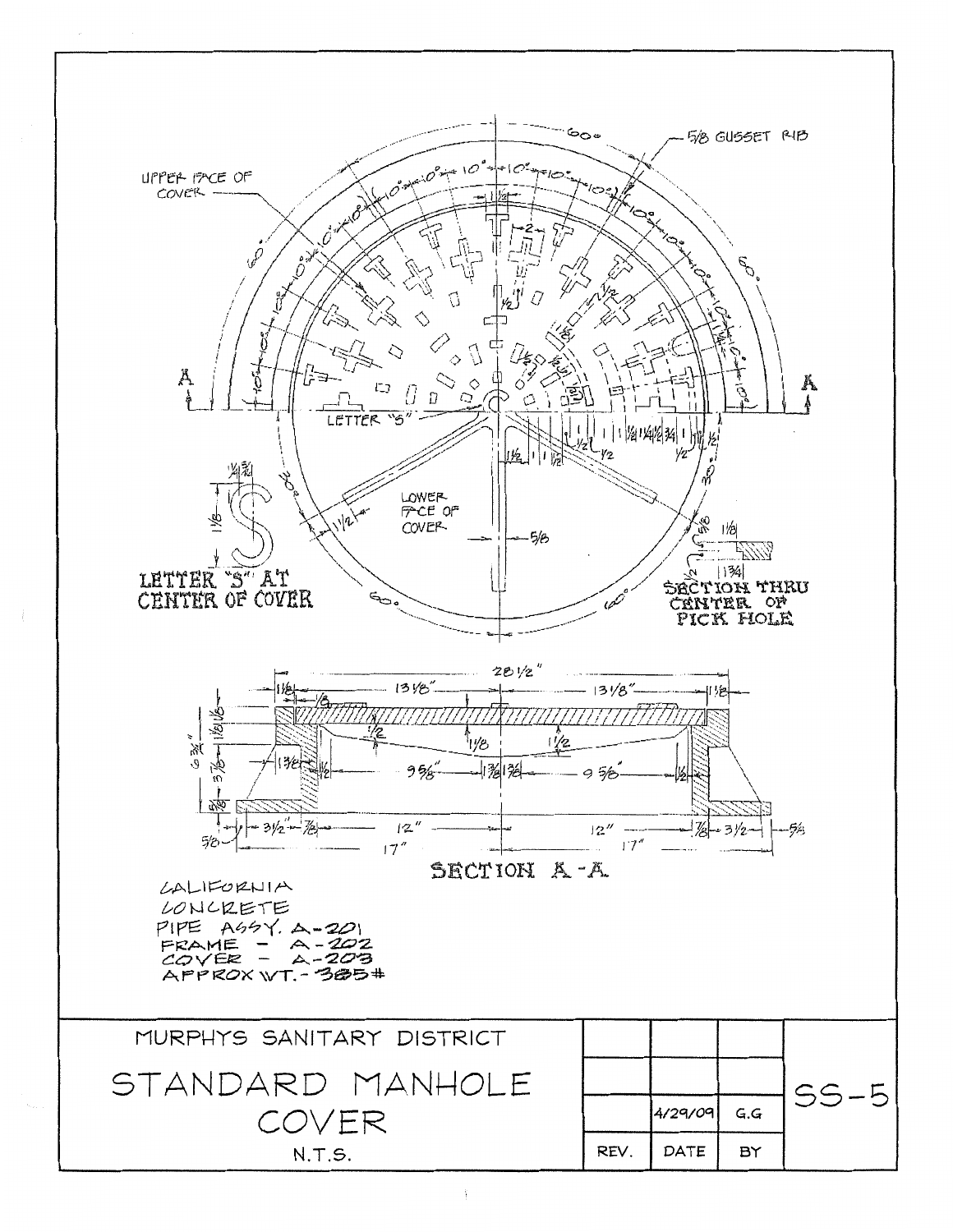CALIFORNIA
CONCRETE
PIPE ASSY. A-201
FRAME - A-202
COVER - A-203
APPROX WT. - 385#

MURPHYS SANITARY DISTRICT

# STANDARD MANHOLE COVER

N.T.S.

| REV. | DATE | BY | |
|---|---|---|---|
| | 4/29/09 | G.G | SS-5 |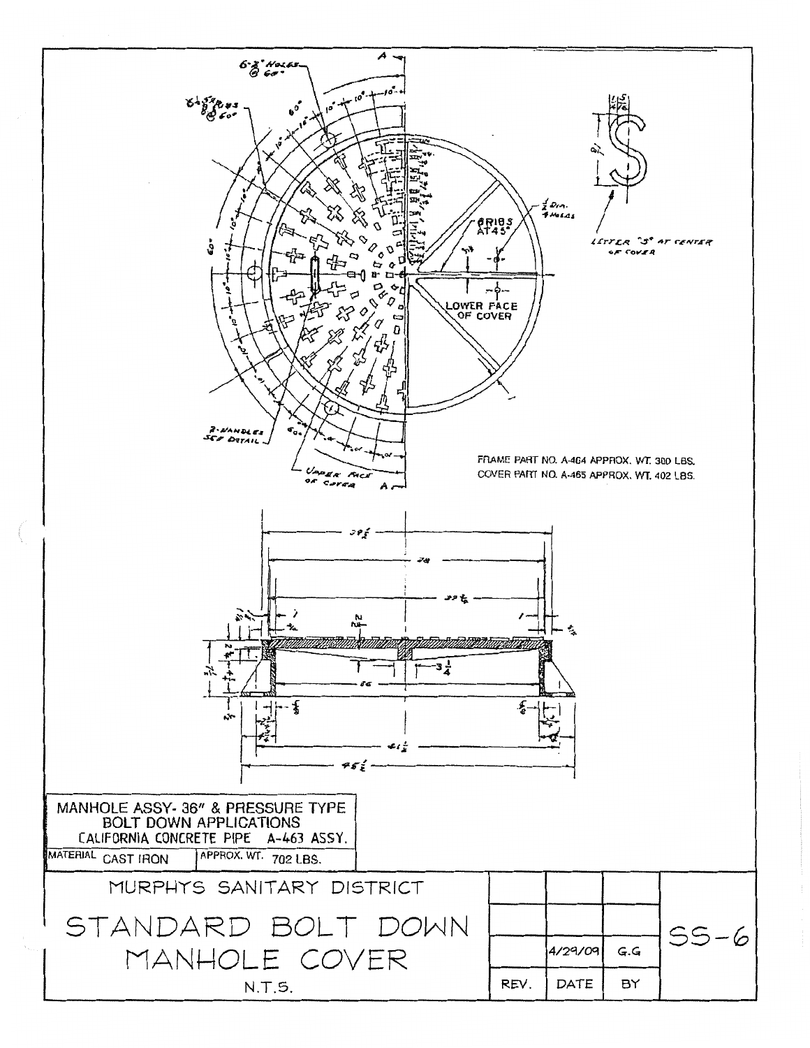FRAME PART NO. A-464 APPROX. WT. 300 LBS.
COVER PART NO. A-465 APPROX. WT. 402 LBS.

MANHOLE ASSY- 36" & PRESSURE TYPE BOLT DOWN APPLICATIONS
CALIFORNIA CONCRETE PIPE A-463 ASSY.

| MATERIAL | APPROX. WT. |
|---|---|
| CAST IRON | 702 LBS. |

# MURPHYS SANITARY DISTRICT

## STANDARD BOLT DOWN MANHOLE COVER

N.T.S.

| REV. | DATE | BY |
|---|---|---|
| | 4/29/09 | G.G |

SS-6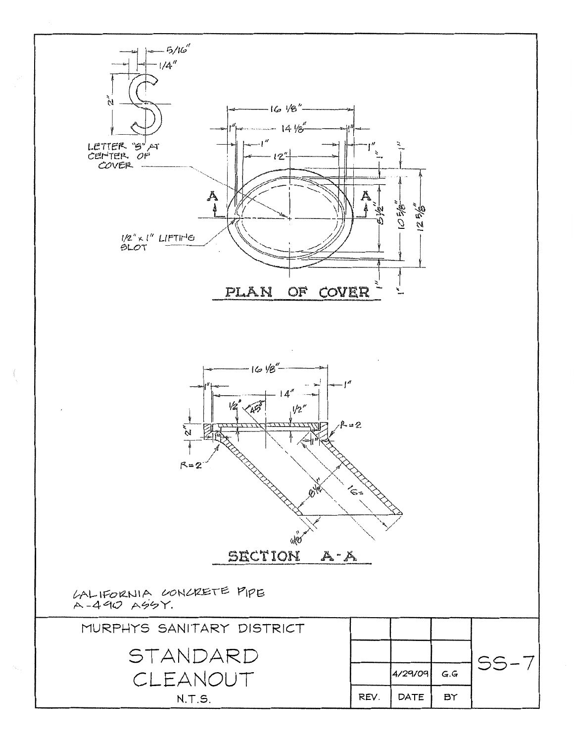LETTER "S" AT CENTER OF COVER

1/2" x 1" LIFTING SLOT

PLAN OF COVER

SECTION A-A

CALIFORNIA CONCRETE PIPE
A-490 ASSY.

MURPHYS SANITARY DISTRICT

# STANDARD CLEANOUT

N.T.S.

| | | | |
|---|---|---|---|
| | | | SS-7 |
| | 4/29/09 | G.G | |
| REV. | DATE | BY | |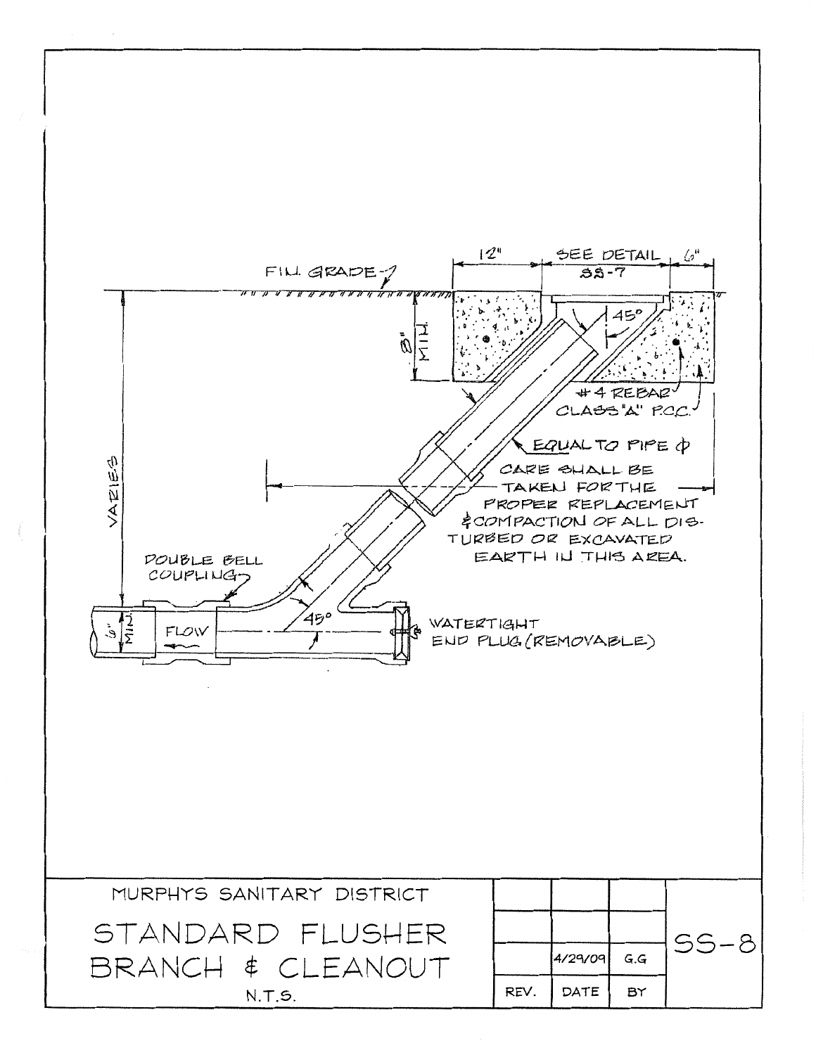FIN. GRADE

12"

SEE DETAIL SS-7

6"

8" MIN.

45°

#4 REBAR

CLASS "A" P.C.C.

EQUAL TO PIPE Φ

VARIES

CARE SHALL BE TAKEN FOR THE PROPER REPLACEMENT & COMPACTION OF ALL DISTURBED OR EXCAVATED EARTH IN THIS AREA.

DOUBLE BELL COUPLING

6" MIN.

FLOW

45°

WATERTIGHT END PLUG (REMOVABLE)

MURPHYS SANITARY DISTRICT

# STANDARD FLUSHER BRANCH & CLEANOUT

N.T.S.

| REV. | DATE | BY |
|---|---|---|
| | | |
| | 4/29/09 | G.G |

SS-8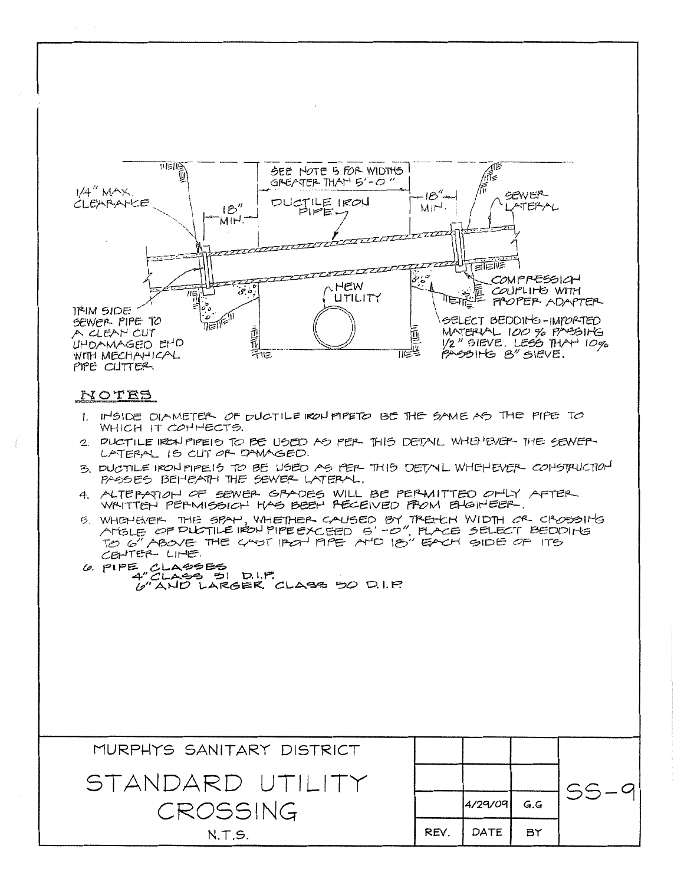SEE NOTE 5 FOR WIDTHS GREATER THAN 5'-0"

1/4" MAX. CLEARANCE

18" MIN.

DUCTILE IRON PIPE

18" MIN.

SEWER LATERAL

NEW UTILITY

COMPRESSION COUPLING WITH PROPER ADAPTER

TRIM SIDE SEWER PIPE TO A CLEAN CUT UNDAMAGED END WITH MECHANICAL PIPE CUTTER.

SELECT BEDDING-IMPORTED MATERIAL 100% PASSING 1/2" SIEVE. LESS THAN 10% PASSING 8" SIEVE.

## NOTES

1. INSIDE DIAMETER OF DUCTILE IRON PIPE TO BE THE SAME AS THE PIPE TO WHICH IT CONNECTS.
2. DUCTILE IRON PIPE IS TO BE USED AS PER THIS DETAIL WHENEVER THE SEWER LATERAL IS CUT OR DAMAGED.
3. DUCTILE IRON PIPE IS TO BE USED AS PER THIS DETAIL WHENEVER CONSTRUCTION PASSES BENEATH THE SEWER LATERAL.
4. ALTERATION OF SEWER GRADES WILL BE PERMITTED ONLY AFTER WRITTEN PERMISSION HAS BEEN RECEIVED FROM ENGINEER.
5. WHENEVER THE SPAN, WHETHER CAUSED BY TRENCH WIDTH OR CROSSING ANGLE OF DUCTILE IRON PIPE EXCEED 5'-0", PLACE SELECT BEDDING TO 6" ABOVE THE CAST IRON PIPE AND 18" EACH SIDE OF ITS CENTER LINE.
6. PIPE CLASSES
   4" CLASS 51 D.I.P.
   6" AND LARGER CLASS 50 D.I.P.

| MURPHYS SANITARY DISTRICT | | | | |
|---|---|---|---|---|
| STANDARD UTILITY CROSSING | | | | SS-9 |
| | | 4/29/09 | G.G | |
| N.T.S. | REV. | DATE | BY | |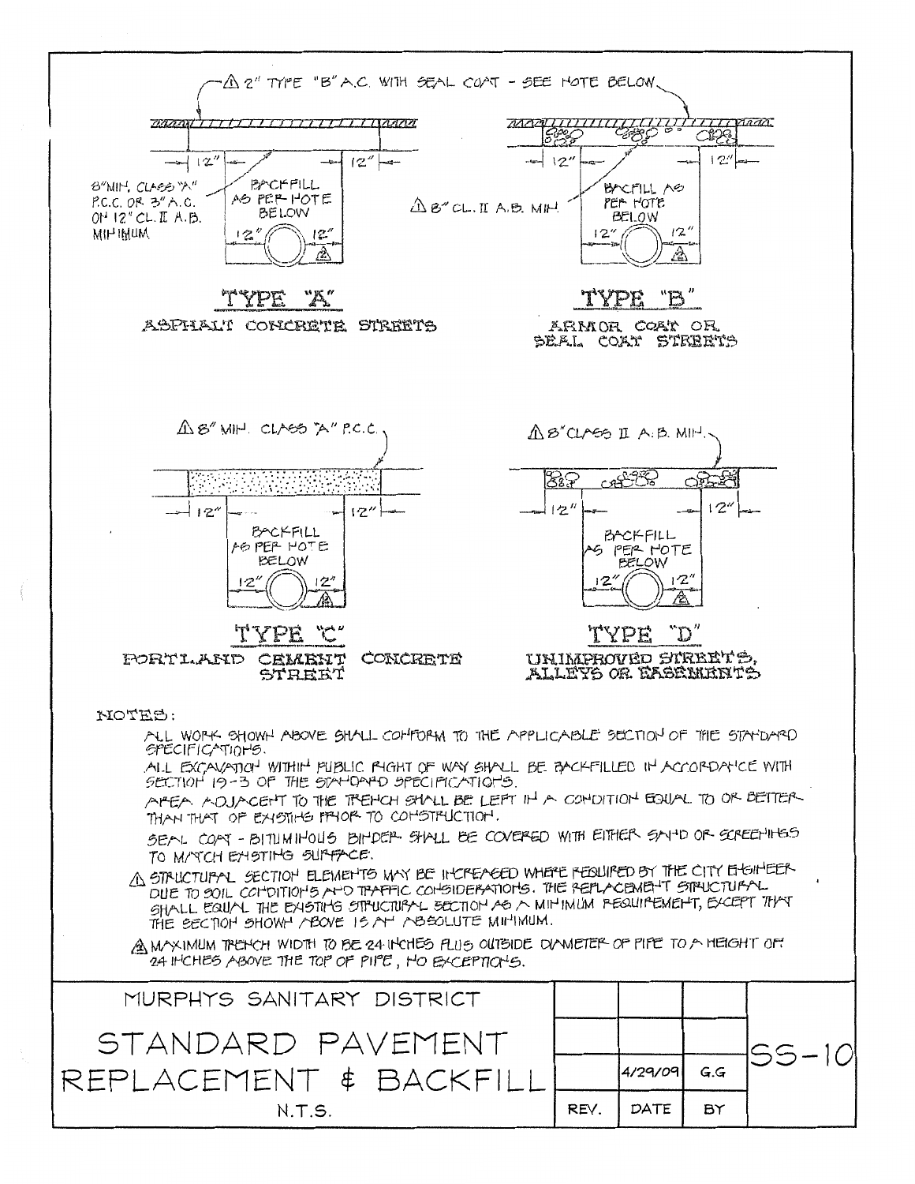⚠1 2" TYPE "B" A.C. WITH SEAL COAT - SEE NOTE BELOW

12" | 12"

8" MIN. CLASS "A" P.C.C. OR 3" A.C. ON 12" CL. II A.B. MINIMUM

BACKFILL AS PER NOTE BELOW

12" | 12" ⚠2

## TYPE "A"

ASPHALT CONCRETE STREETS

12" | 12"

⚠1 8" CL. II A.B. MIN.

BACKFILL AS PER NOTE BELOW

12" | 12" ⚠2

## TYPE "B"

ARMOR COAT OR SEAL COAT STREETS

⚠1 8" MIN. CLASS "A" P.C.C.

12" | 12"

BACKFILL AS PER NOTE BELOW

12" | 12" ⚠2

## TYPE "C"

PORTLAND CEMENT CONCRETE STREET

⚠1 8" CLASS II A.B. MIN.

12" | 12"

BACKFILL AS PER NOTE BELOW

12" | 12" ⚠2

## TYPE "D"

UNIMPROVED STREETS, ALLEYS OR EASEMENTS

NOTES:

ALL WORK SHOWN ABOVE SHALL CONFORM TO THE APPLICABLE SECTION OF THE STANDARD SPECIFICATIONS.

ALL EXCAVATION WITHIN PUBLIC RIGHT OF WAY SHALL BE BACKFILLED IN ACCORDANCE WITH SECTION 19-3 OF THE STANDARD SPECIFICATIONS.

AREA ADJACENT TO THE TRENCH SHALL BE LEFT IN A CONDITION EQUAL TO OR BETTER THAN THAT OF EXISTING PRIOR TO CONSTRUCTION.

SEAL COAT - BITUMINOUS BINDER SHALL BE COVERED WITH EITHER SAND OR SCREENINGS TO MATCH EXISTING SURFACE.

⚠1 STRUCTURAL SECTION ELEMENTS MAY BE INCREASED WHERE REQUIRED BY THE CITY ENGINEER DUE TO SOIL CONDITIONS AND TRAFFIC CONSIDERATIONS. THE REPLACEMENT STRUCTURAL SHALL EQUAL THE EXISTING STRUCTURAL SECTION AS A MINIMUM REQUIREMENT, EXCEPT THAT THE SECTION SHOWN ABOVE IS AN ABSOLUTE MINIMUM.

⚠2 MAXIMUM TRENCH WIDTH TO BE 24 INCHES PLUS OUTSIDE DIAMETER OF PIPE TO A HEIGHT OF 24 INCHES ABOVE THE TOP OF PIPE, NO EXCEPTIONS.

| MURPHYS SANITARY DISTRICT<br>STANDARD PAVEMENT REPLACEMENT & BACKFILL<br>N.T.S. | | | | SS-10 |
|---|---|---|---|---|
| | | | | |
| | | | | |
| | | 4/29/09 | G.G | |
| | REV. | DATE | BY | |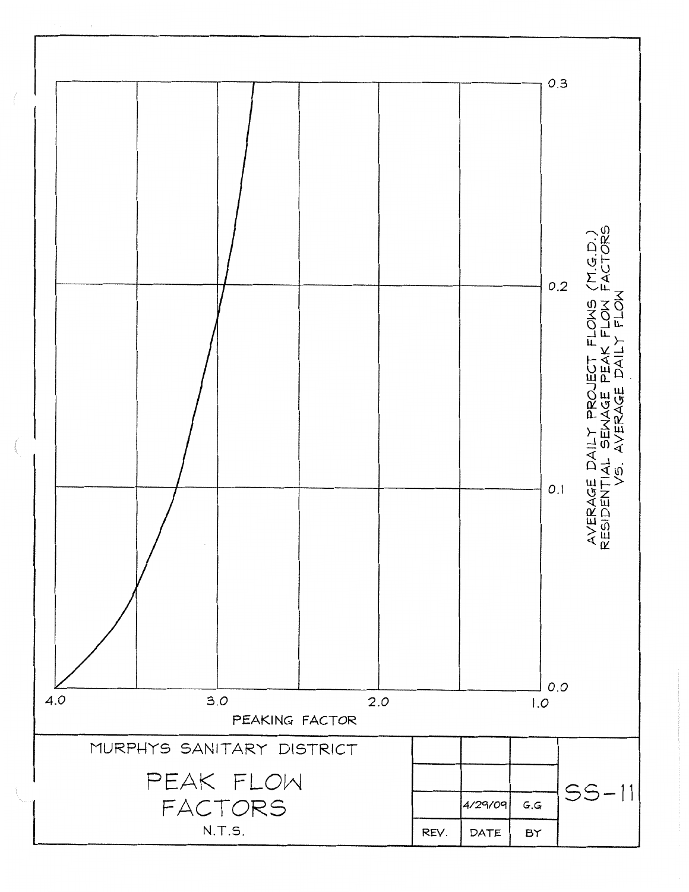0.3

0.2

0.1

0.0

4.0

3.0

2.0

1.0

PEAKING FACTOR

AVERAGE DAILY PROJECT FLOWS (M.G.D.)

RESIDENTIAL SEWAGE PEAK FLOW FACTORS

VS. AVERAGE DAILY FLOW

MURPHYS SANITARY DISTRICT

PEAK FLOW FACTORS

N.T.S.

| REV. | DATE | BY |
| --- | --- | --- |
| | | |
| | | |
| | 4/29/09 | G.G |

SS-11